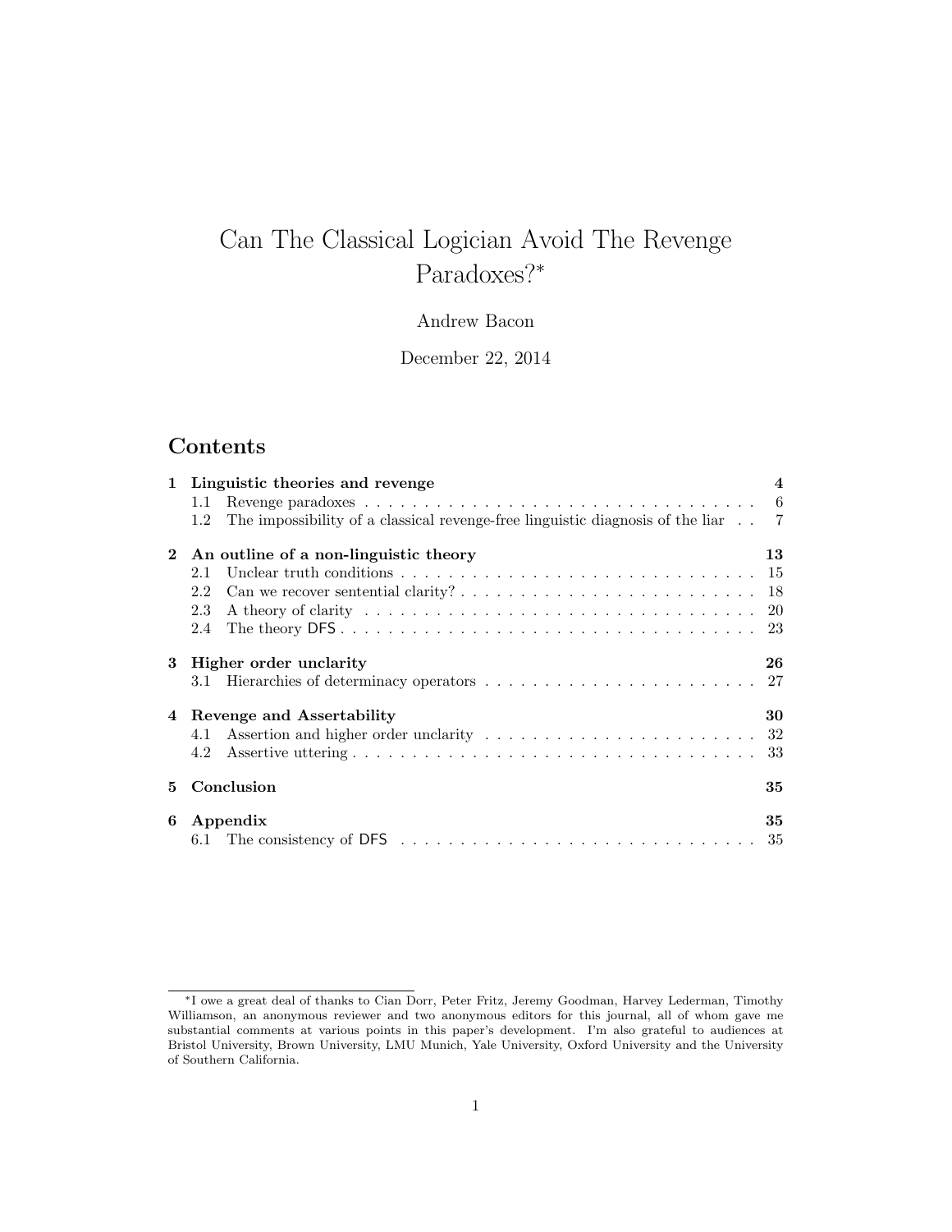# Can The Classical Logician Avoid The Revenge Paradoxes?*

Andrew Bacon

December 22, 2014

## Contents

**1 Linguistic theories and revenge** — 4
- 1.1 Revenge paradoxes — 6
- 1.2 The impossibility of a classical revenge-free linguistic diagnosis of the liar — 7

**2 An outline of a non-linguistic theory** — 13
- 2.1 Unclear truth conditions — 15
- 2.2 Can we recover sentential clarity? — 18
- 2.3 A theory of clarity — 20
- 2.4 The theory DFS — 23

**3 Higher order unclarity** — 26
- 3.1 Hierarchies of determinacy operators — 27

**4 Revenge and Assertability** — 30
- 4.1 Assertion and higher order unclarity — 32
- 4.2 Assertive uttering — 33

**5 Conclusion** — 35

**6 Appendix** — 35
- 6.1 The consistency of DFS — 35

---

*I owe a great deal of thanks to Cian Dorr, Peter Fritz, Jeremy Goodman, Harvey Lederman, Timothy Williamson, an anonymous reviewer and two anonymous editors for this journal, all of whom gave me substantial comments at various points in this paper's development. I'm also grateful to audiences at Bristol University, Brown University, LMU Munich, Yale University, Oxford University and the University of Southern California.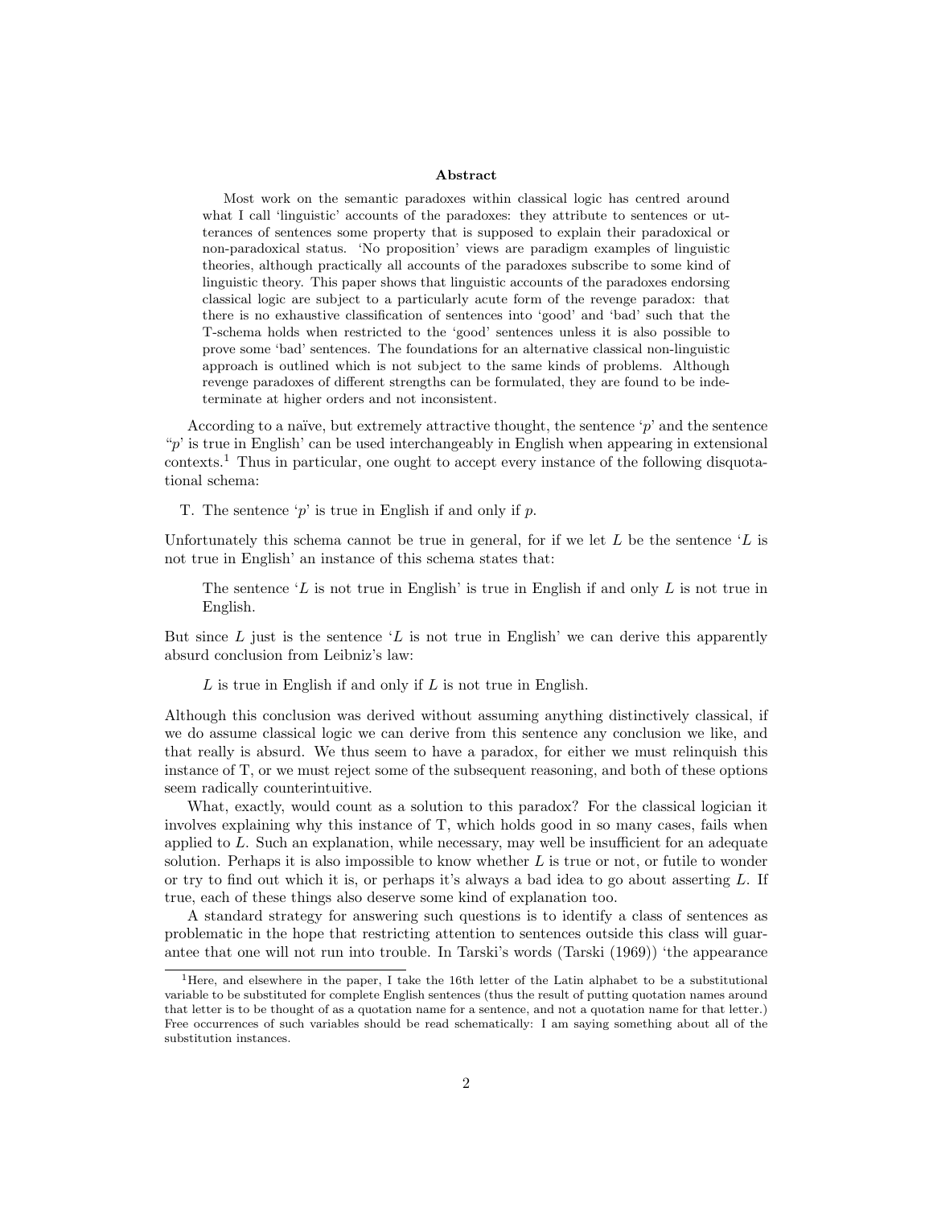**Abstract**

Most work on the semantic paradoxes within classical logic has centred around what I call 'linguistic' accounts of the paradoxes: they attribute to sentences or utterances of sentences some property that is supposed to explain their paradoxical or non-paradoxical status. 'No proposition' views are paradigm examples of linguistic theories, although practically all accounts of the paradoxes subscribe to some kind of linguistic theory. This paper shows that linguistic accounts of the paradoxes endorsing classical logic are subject to a particularly acute form of the revenge paradox: that there is no exhaustive classification of sentences into 'good' and 'bad' such that the T-schema holds when restricted to the 'good' sentences unless it is also possible to prove some 'bad' sentences. The foundations for an alternative classical non-linguistic approach is outlined which is not subject to the same kinds of problems. Although revenge paradoxes of different strengths can be formulated, they are found to be indeterminate at higher orders and not inconsistent.

According to a naïve, but extremely attractive thought, the sentence '$p$' and the sentence "$p$' is true in English' can be used interchangeably in English when appearing in extensional contexts.[1] Thus in particular, one ought to accept every instance of the following disquotational schema:

T. The sentence '$p$' is true in English if and only if $p$.

Unfortunately this schema cannot be true in general, for if we let $L$ be the sentence '$L$ is not true in English' an instance of this schema states that:

> The sentence '$L$ is not true in English' is true in English if and only $L$ is not true in English.

But since $L$ just is the sentence '$L$ is not true in English' we can derive this apparently absurd conclusion from Leibniz's law:

> $L$ is true in English if and only if $L$ is not true in English.

Although this conclusion was derived without assuming anything distinctively classical, if we do assume classical logic we can derive from this sentence any conclusion we like, and that really is absurd. We thus seem to have a paradox, for either we must relinquish this instance of T, or we must reject some of the subsequent reasoning, and both of these options seem radically counterintuitive.

What, exactly, would count as a solution to this paradox? For the classical logician it involves explaining why this instance of T, which holds good in so many cases, fails when applied to $L$. Such an explanation, while necessary, may well be insufficient for an adequate solution. Perhaps it is also impossible to know whether $L$ is true or not, or futile to wonder or try to find out which it is, or perhaps it's always a bad idea to go about asserting $L$. If true, each of these things also deserve some kind of explanation too.

A standard strategy for answering such questions is to identify a class of sentences as problematic in the hope that restricting attention to sentences outside this class will guarantee that one will not run into trouble. In Tarski's words (Tarski (1969)) 'the appearance

[1] Here, and elsewhere in the paper, I take the 16th letter of the Latin alphabet to be a substitutional variable to be substituted for complete English sentences (thus the result of putting quotation names around that letter is to be thought of as a quotation name for a sentence, and not a quotation name for that letter.) Free occurrences of such variables should be read schematically: I am saying something about all of the substitution instances.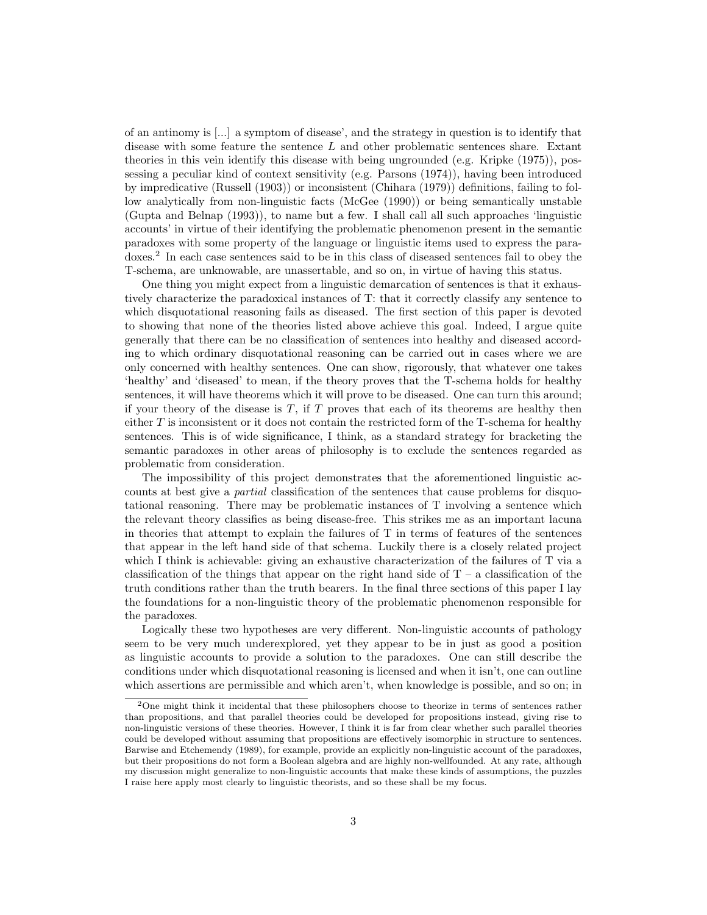of an antinomy is [...] a symptom of disease', and the strategy in question is to identify that disease with some feature the sentence $L$ and other problematic sentences share. Extant theories in this vein identify this disease with being ungrounded (e.g. Kripke (1975)), possessing a peculiar kind of context sensitivity (e.g. Parsons (1974)), having been introduced by impredicative (Russell (1903)) or inconsistent (Chihara (1979)) definitions, failing to follow analytically from non-linguistic facts (McGee (1990)) or being semantically unstable (Gupta and Belnap (1993)), to name but a few. I shall call all such approaches 'linguistic accounts' in virtue of their identifying the problematic phenomenon present in the semantic paradoxes with some property of the language or linguistic items used to express the paradoxes.[2] In each case sentences said to be in this class of diseased sentences fail to obey the T-schema, are unknowable, are unassertable, and so on, in virtue of having this status.

One thing you might expect from a linguistic demarcation of sentences is that it exhaustively characterize the paradoxical instances of T: that it correctly classify any sentence to which disquotational reasoning fails as diseased. The first section of this paper is devoted to showing that none of the theories listed above achieve this goal. Indeed, I argue quite generally that there can be no classification of sentences into healthy and diseased according to which ordinary disquotational reasoning can be carried out in cases where we are only concerned with healthy sentences. One can show, rigorously, that whatever one takes 'healthy' and 'diseased' to mean, if the theory proves that the T-schema holds for healthy sentences, it will have theorems which it will prove to be diseased. One can turn this around; if your theory of the disease is $T$, if $T$ proves that each of its theorems are healthy then either $T$ is inconsistent or it does not contain the restricted form of the T-schema for healthy sentences. This is of wide significance, I think, as a standard strategy for bracketing the semantic paradoxes in other areas of philosophy is to exclude the sentences regarded as problematic from consideration.

The impossibility of this project demonstrates that the aforementioned linguistic accounts at best give a *partial* classification of the sentences that cause problems for disquotational reasoning. There may be problematic instances of T involving a sentence which the relevant theory classifies as being disease-free. This strikes me as an important lacuna in theories that attempt to explain the failures of T in terms of features of the sentences that appear in the left hand side of that schema. Luckily there is a closely related project which I think is achievable: giving an exhaustive characterization of the failures of T via a classification of the things that appear on the right hand side of T – a classification of the truth conditions rather than the truth bearers. In the final three sections of this paper I lay the foundations for a non-linguistic theory of the problematic phenomenon responsible for the paradoxes.

Logically these two hypotheses are very different. Non-linguistic accounts of pathology seem to be very much underexplored, yet they appear to be in just as good a position as linguistic accounts to provide a solution to the paradoxes. One can still describe the conditions under which disquotational reasoning is licensed and when it isn't, one can outline which assertions are permissible and which aren't, when knowledge is possible, and so on; in

[2] One might think it incidental that these philosophers choose to theorize in terms of sentences rather than propositions, and that parallel theories could be developed for propositions instead, giving rise to non-linguistic versions of these theories. However, I think it is far from clear whether such parallel theories could be developed without assuming that propositions are effectively isomorphic in structure to sentences. Barwise and Etchemendy (1989), for example, provide an explicitly non-linguistic account of the paradoxes, but their propositions do not form a Boolean algebra and are highly non-wellfounded. At any rate, although my discussion might generalize to non-linguistic accounts that make these kinds of assumptions, the puzzles I raise here apply most clearly to linguistic theorists, and so these shall be my focus.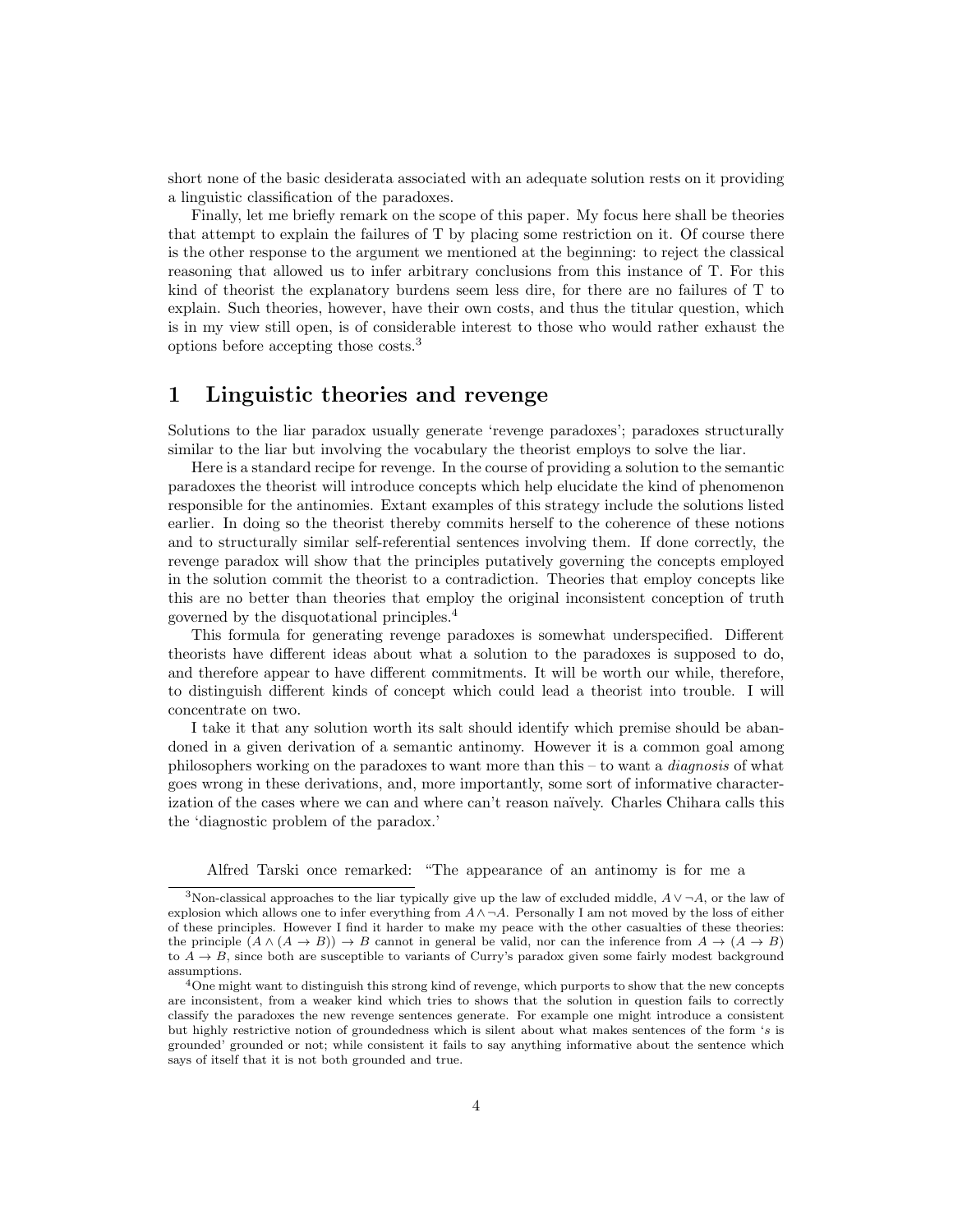short none of the basic desiderata associated with an adequate solution rests on it providing a linguistic classification of the paradoxes.

Finally, let me briefly remark on the scope of this paper. My focus here shall be theories that attempt to explain the failures of T by placing some restriction on it. Of course there is the other response to the argument we mentioned at the beginning: to reject the classical reasoning that allowed us to infer arbitrary conclusions from this instance of T. For this kind of theorist the explanatory burdens seem less dire, for there are no failures of T to explain. Such theories, however, have their own costs, and thus the titular question, which is in my view still open, is of considerable interest to those who would rather exhaust the options before accepting those costs.[3]

# 1 Linguistic theories and revenge

Solutions to the liar paradox usually generate 'revenge paradoxes'; paradoxes structurally similar to the liar but involving the vocabulary the theorist employs to solve the liar.

Here is a standard recipe for revenge. In the course of providing a solution to the semantic paradoxes the theorist will introduce concepts which help elucidate the kind of phenomenon responsible for the antinomies. Extant examples of this strategy include the solutions listed earlier. In doing so the theorist thereby commits herself to the coherence of these notions and to structurally similar self-referential sentences involving them. If done correctly, the revenge paradox will show that the principles putatively governing the concepts employed in the solution commit the theorist to a contradiction. Theories that employ concepts like this are no better than theories that employ the original inconsistent conception of truth governed by the disquotational principles.[4]

This formula for generating revenge paradoxes is somewhat underspecified. Different theorists have different ideas about what a solution to the paradoxes is supposed to do, and therefore appear to have different commitments. It will be worth our while, therefore, to distinguish different kinds of concept which could lead a theorist into trouble. I will concentrate on two.

I take it that any solution worth its salt should identify which premise should be abandoned in a given derivation of a semantic antinomy. However it is a common goal among philosophers working on the paradoxes to want more than this – to want a *diagnosis* of what goes wrong in these derivations, and, more importantly, some sort of informative characterization of the cases where we can and where can't reason naïvely. Charles Chihara calls this the 'diagnostic problem of the paradox.'

Alfred Tarski once remarked: "The appearance of an antinomy is for me a

[3]Non-classical approaches to the liar typically give up the law of excluded middle, $A \vee \neg A$, or the law of explosion which allows one to infer everything from $A \wedge \neg A$. Personally I am not moved by the loss of either of these principles. However I find it harder to make my peace with the other casualties of these theories: the principle $(A \wedge (A \to B)) \to B$ cannot in general be valid, nor can the inference from $A \to (A \to B)$ to $A \to B$, since both are susceptible to variants of Curry's paradox given some fairly modest background assumptions.

[4]One might want to distinguish this strong kind of revenge, which purports to show that the new concepts are inconsistent, from a weaker kind which tries to shows that the solution in question fails to correctly classify the paradoxes the new revenge sentences generate. For example one might introduce a consistent but highly restrictive notion of groundedness which is silent about what makes sentences of the form '$s$ is grounded' grounded or not; while consistent it fails to say anything informative about the sentence which says of itself that it is not both grounded and true.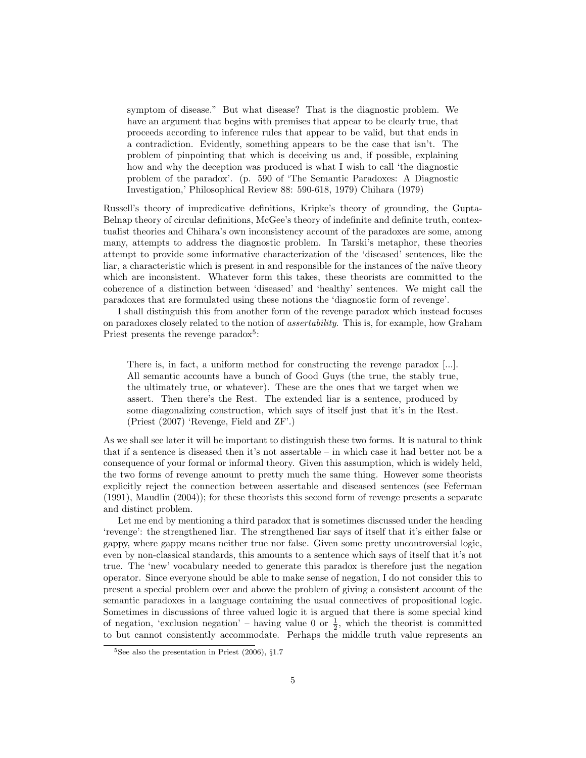> symptom of disease." But what disease? That is the diagnostic problem. We have an argument that begins with premises that appear to be clearly true, that proceeds according to inference rules that appear to be valid, but that ends in a contradiction. Evidently, something appears to be the case that isn't. The problem of pinpointing that which is deceiving us and, if possible, explaining how and why the deception was produced is what I wish to call 'the diagnostic problem of the paradox'. (p. 590 of 'The Semantic Paradoxes: A Diagnostic Investigation,' Philosophical Review 88: 590-618, 1979) Chihara (1979)

Russell's theory of impredicative definitions, Kripke's theory of grounding, the Gupta-Belnap theory of circular definitions, McGee's theory of indefinite and definite truth, contextualist theories and Chihara's own inconsistency account of the paradoxes are some, among many, attempts to address the diagnostic problem. In Tarski's metaphor, these theories attempt to provide some informative characterization of the 'diseased' sentences, like the liar, a characteristic which is present in and responsible for the instances of the naïve theory which are inconsistent. Whatever form this takes, these theorists are committed to the coherence of a distinction between 'diseased' and 'healthy' sentences. We might call the paradoxes that are formulated using these notions the 'diagnostic form of revenge'.

I shall distinguish this from another form of the revenge paradox which instead focuses on paradoxes closely related to the notion of *assertability*. This is, for example, how Graham Priest presents the revenge paradox[5]:

> There is, in fact, a uniform method for constructing the revenge paradox [...]. All semantic accounts have a bunch of Good Guys (the true, the stably true, the ultimately true, or whatever). These are the ones that we target when we assert. Then there's the Rest. The extended liar is a sentence, produced by some diagonalizing construction, which says of itself just that it's in the Rest. (Priest (2007) 'Revenge, Field and ZF'.)

As we shall see later it will be important to distinguish these two forms. It is natural to think that if a sentence is diseased then it's not assertable – in which case it had better not be a consequence of your formal or informal theory. Given this assumption, which is widely held, the two forms of revenge amount to pretty much the same thing. However some theorists explicitly reject the connection between assertable and diseased sentences (see Feferman (1991), Maudlin (2004)); for these theorists this second form of revenge presents a separate and distinct problem.

Let me end by mentioning a third paradox that is sometimes discussed under the heading 'revenge': the strengthened liar. The strengthened liar says of itself that it's either false or gappy, where gappy means neither true nor false. Given some pretty uncontroversial logic, even by non-classical standards, this amounts to a sentence which says of itself that it's not true. The 'new' vocabulary needed to generate this paradox is therefore just the negation operator. Since everyone should be able to make sense of negation, I do not consider this to present a special problem over and above the problem of giving a consistent account of the semantic paradoxes in a language containing the usual connectives of propositional logic. Sometimes in discussions of three valued logic it is argued that there is some special kind of negation, 'exclusion negation' – having value 0 or $\frac{1}{2}$, which the theorist is committed to but cannot consistently accommodate. Perhaps the middle truth value represents an

[5] See also the presentation in Priest (2006), §1.7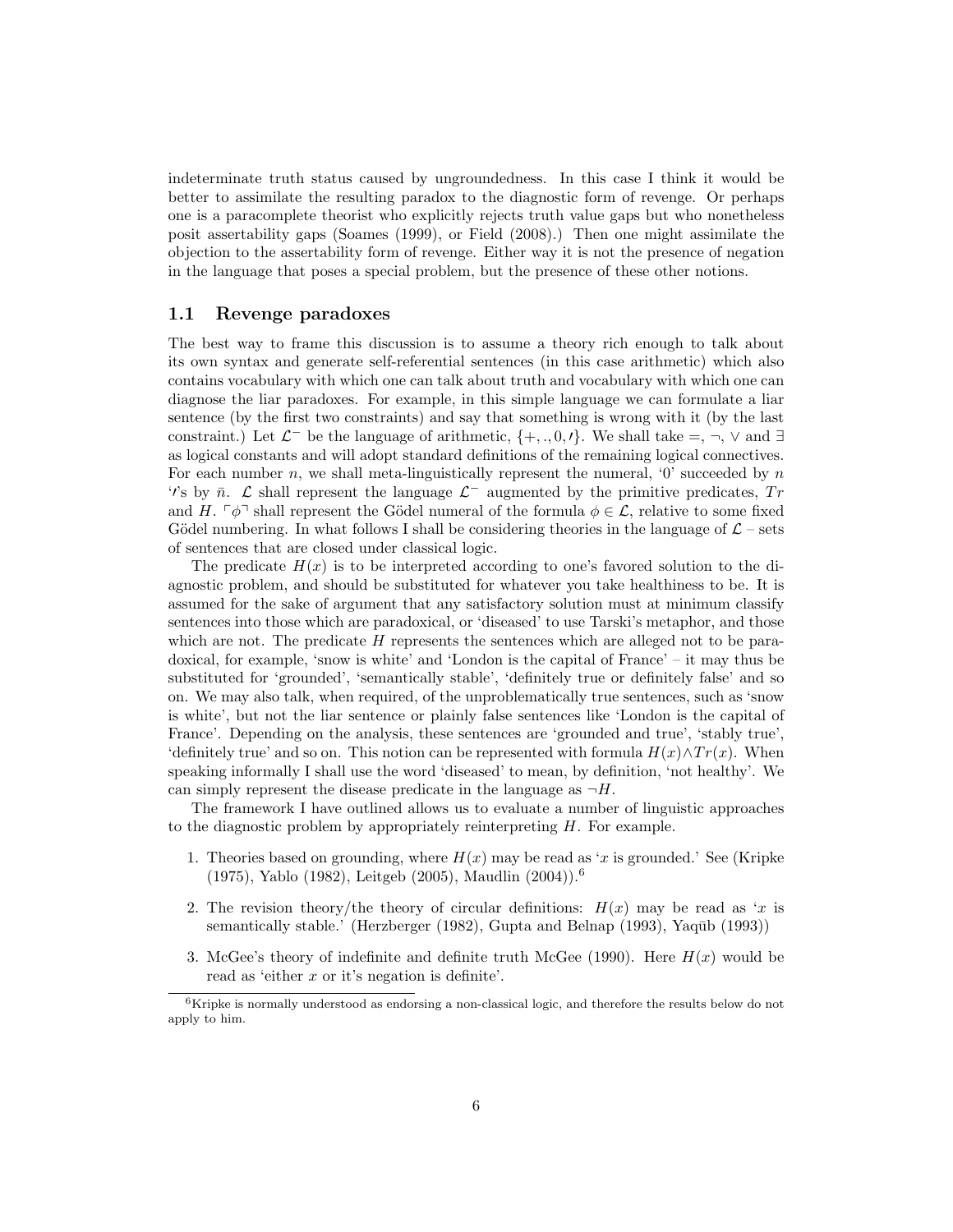indeterminate truth status caused by ungroundedness. In this case I think it would be better to assimilate the resulting paradox to the diagnostic form of revenge. Or perhaps one is a paracomplete theorist who explicitly rejects truth value gaps but who nonetheless posit assertability gaps (Soames (1999), or Field (2008).) Then one might assimilate the objection to the assertability form of revenge. Either way it is not the presence of negation in the language that poses a special problem, but the presence of these other notions.

### 1.1 Revenge paradoxes

The best way to frame this discussion is to assume a theory rich enough to talk about its own syntax and generate self-referential sentences (in this case arithmetic) which also contains vocabulary with which one can talk about truth and vocabulary with which one can diagnose the liar paradoxes. For example, in this simple language we can formulate a liar sentence (by the first two constraints) and say that something is wrong with it (by the last constraint.) Let $\mathcal{L}^-$ be the language of arithmetic, $\{+, ., 0, \prime\}$. We shall take $=$, $\neg$, $\vee$ and $\exists$ as logical constants and will adopt standard definitions of the remaining logical connectives. For each number $n$, we shall meta-linguistically represent the numeral, '0' succeeded by $n$ '$\prime$'s by $\bar{n}$. $\mathcal{L}$ shall represent the language $\mathcal{L}^-$ augmented by the primitive predicates, $Tr$ and $H$. $\ulcorner \phi \urcorner$ shall represent the Gödel numeral of the formula $\phi \in \mathcal{L}$, relative to some fixed Gödel numbering. In what follows I shall be considering theories in the language of $\mathcal{L}$ – sets of sentences that are closed under classical logic.

The predicate $H(x)$ is to be interpreted according to one's favored solution to the diagnostic problem, and should be substituted for whatever you take healthiness to be. It is assumed for the sake of argument that any satisfactory solution must at minimum classify sentences into those which are paradoxical, or 'diseased' to use Tarski's metaphor, and those which are not. The predicate $H$ represents the sentences which are alleged not to be paradoxical, for example, 'snow is white' and 'London is the capital of France' – it may thus be substituted for 'grounded', 'semantically stable', 'definitely true or definitely false' and so on. We may also talk, when required, of the unproblematically true sentences, such as 'snow is white', but not the liar sentence or plainly false sentences like 'London is the capital of France'. Depending on the analysis, these sentences are 'grounded and true', 'stably true', 'definitely true' and so on. This notion can be represented with formula $H(x) \wedge Tr(x)$. When speaking informally I shall use the word 'diseased' to mean, by definition, 'not healthy'. We can simply represent the disease predicate in the language as $\neg H$.

The framework I have outlined allows us to evaluate a number of linguistic approaches to the diagnostic problem by appropriately reinterpreting $H$. For example.

1. Theories based on grounding, where $H(x)$ may be read as '$x$ is grounded.' See (Kripke (1975), Yablo (1982), Leitgeb (2005), Maudlin (2004)).[6]

2. The revision theory/the theory of circular definitions: $H(x)$ may be read as '$x$ is semantically stable.' (Herzberger (1982), Gupta and Belnap (1993), Yaqūb (1993))

3. McGee's theory of indefinite and definite truth McGee (1990). Here $H(x)$ would be read as 'either $x$ or it's negation is definite'.

[6] Kripke is normally understood as endorsing a non-classical logic, and therefore the results below do not apply to him.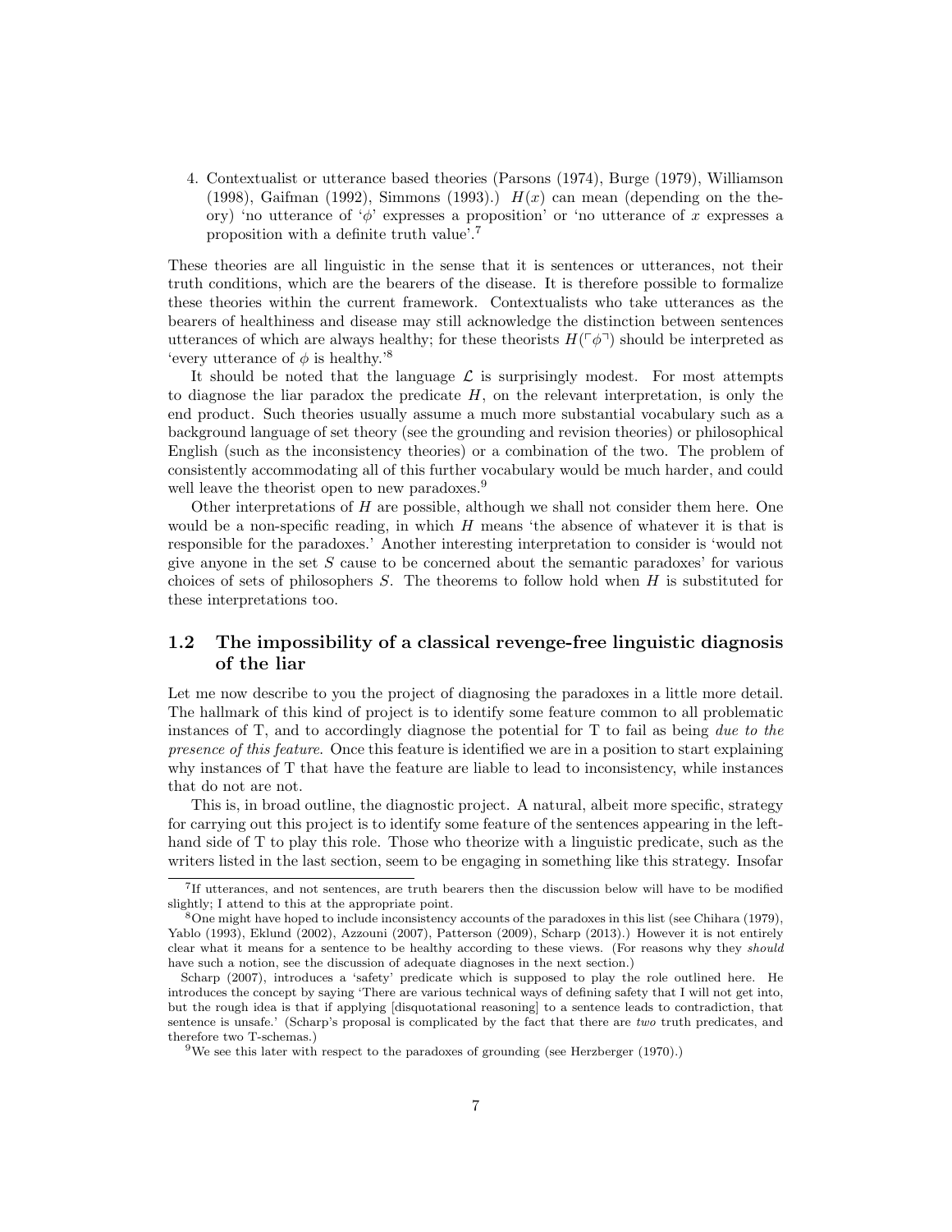4. Contextualist or utterance based theories (Parsons (1974), Burge (1979), Williamson (1998), Gaifman (1992), Simmons (1993).) $H(x)$ can mean (depending on the theory) 'no utterance of '$\phi$' expresses a proposition' or 'no utterance of $x$ expresses a proposition with a definite truth value'.[7]

These theories are all linguistic in the sense that it is sentences or utterances, not their truth conditions, which are the bearers of the disease. It is therefore possible to formalize these theories within the current framework. Contextualists who take utterances as the bearers of healthiness and disease may still acknowledge the distinction between sentences utterances of which are always healthy; for these theorists $H(\ulcorner \phi \urcorner)$ should be interpreted as 'every utterance of $\phi$ is healthy.'[8]

It should be noted that the language $\mathcal{L}$ is surprisingly modest. For most attempts to diagnose the liar paradox the predicate $H$, on the relevant interpretation, is only the end product. Such theories usually assume a much more substantial vocabulary such as a background language of set theory (see the grounding and revision theories) or philosophical English (such as the inconsistency theories) or a combination of the two. The problem of consistently accommodating all of this further vocabulary would be much harder, and could well leave the theorist open to new paradoxes.[9]

Other interpretations of $H$ are possible, although we shall not consider them here. One would be a non-specific reading, in which $H$ means 'the absence of whatever it is that is responsible for the paradoxes.' Another interesting interpretation to consider is 'would not give anyone in the set $S$ cause to be concerned about the semantic paradoxes' for various choices of sets of philosophers $S$. The theorems to follow hold when $H$ is substituted for these interpretations too.

## 1.2 The impossibility of a classical revenge-free linguistic diagnosis of the liar

Let me now describe to you the project of diagnosing the paradoxes in a little more detail. The hallmark of this kind of project is to identify some feature common to all problematic instances of T, and to accordingly diagnose the potential for T to fail as being *due to the presence of this feature*. Once this feature is identified we are in a position to start explaining why instances of T that have the feature are liable to lead to inconsistency, while instances that do not are not.

This is, in broad outline, the diagnostic project. A natural, albeit more specific, strategy for carrying out this project is to identify some feature of the sentences appearing in the left-hand side of T to play this role. Those who theorize with a linguistic predicate, such as the writers listed in the last section, seem to be engaging in something like this strategy. Insofar

---

[7] If utterances, and not sentences, are truth bearers then the discussion below will have to be modified slightly; I attend to this at the appropriate point.

[8] One might have hoped to include inconsistency accounts of the paradoxes in this list (see Chihara (1979), Yablo (1993), Eklund (2002), Azzouni (2007), Patterson (2009), Scharp (2013).) However it is not entirely clear what it means for a sentence to be healthy according to these views. (For reasons why they *should* have such a notion, see the discussion of adequate diagnoses in the next section.)

Scharp (2007), introduces a 'safety' predicate which is supposed to play the role outlined here. He introduces the concept by saying 'There are various technical ways of defining safety that I will not get into, but the rough idea is that if applying [disquotational reasoning] to a sentence leads to contradiction, that sentence is unsafe.' (Scharp's proposal is complicated by the fact that there are *two* truth predicates, and therefore two T-schemas.)

[9] We see this later with respect to the paradoxes of grounding (see Herzberger (1970).)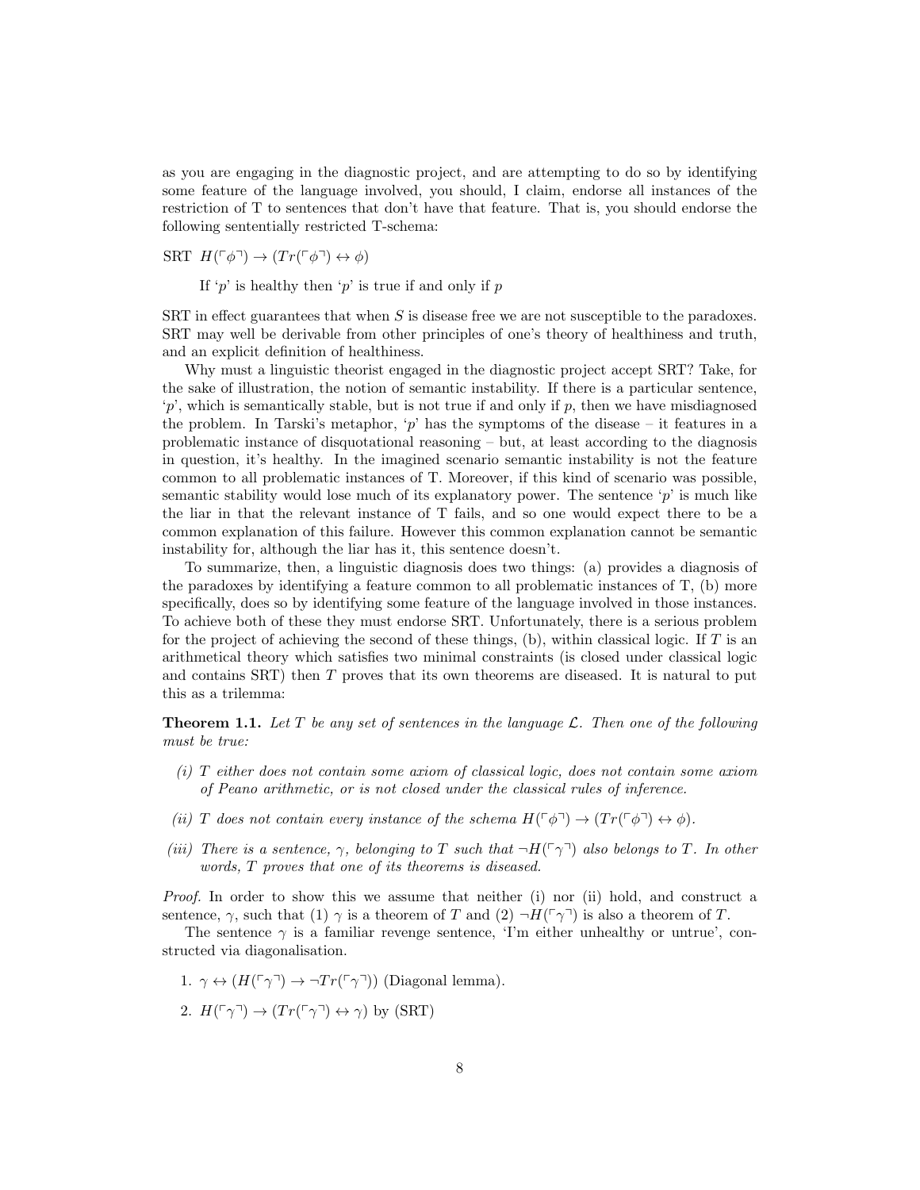as you are engaging in the diagnostic project, and are attempting to do so by identifying some feature of the language involved, you should, I claim, endorse all instances of the restriction of T to sentences that don't have that feature. That is, you should endorse the following sententially restricted T-schema:

SRT $H(\ulcorner \phi \urcorner) \rightarrow (Tr(\ulcorner \phi \urcorner) \leftrightarrow \phi)$

> If '$p$' is healthy then '$p$' is true if and only if $p$

SRT in effect guarantees that when $S$ is disease free we are not susceptible to the paradoxes. SRT may well be derivable from other principles of one's theory of healthiness and truth, and an explicit definition of healthiness.

Why must a linguistic theorist engaged in the diagnostic project accept SRT? Take, for the sake of illustration, the notion of semantic instability. If there is a particular sentence, '$p$', which is semantically stable, but is not true if and only if $p$, then we have misdiagnosed the problem. In Tarski's metaphor, '$p$' has the symptoms of the disease – it features in a problematic instance of disquotational reasoning – but, at least according to the diagnosis in question, it's healthy. In the imagined scenario semantic instability is not the feature common to all problematic instances of T. Moreover, if this kind of scenario was possible, semantic stability would lose much of its explanatory power. The sentence '$p$' is much like the liar in that the relevant instance of T fails, and so one would expect there to be a common explanation of this failure. However this common explanation cannot be semantic instability for, although the liar has it, this sentence doesn't.

To summarize, then, a linguistic diagnosis does two things: (a) provides a diagnosis of the paradoxes by identifying a feature common to all problematic instances of T, (b) more specifically, does so by identifying some feature of the language involved in those instances. To achieve both of these they must endorse SRT. Unfortunately, there is a serious problem for the project of achieving the second of these things, (b), within classical logic. If $T$ is an arithmetical theory which satisfies two minimal constraints (is closed under classical logic and contains SRT) then $T$ proves that its own theorems are diseased. It is natural to put this as a trilemma:

**Theorem 1.1.** *Let $T$ be any set of sentences in the language $\mathcal{L}$. Then one of the following must be true:*

*(i) $T$ either does not contain some axiom of classical logic, does not contain some axiom of Peano arithmetic, or is not closed under the classical rules of inference.*

*(ii) $T$ does not contain every instance of the schema $H(\ulcorner \phi \urcorner) \rightarrow (Tr(\ulcorner \phi \urcorner) \leftrightarrow \phi)$.*

*(iii) There is a sentence, $\gamma$, belonging to $T$ such that $\neg H(\ulcorner \gamma \urcorner)$ also belongs to $T$. In other words, $T$ proves that one of its theorems is diseased.*

*Proof.* In order to show this we assume that neither (i) nor (ii) hold, and construct a sentence, $\gamma$, such that (1) $\gamma$ is a theorem of $T$ and (2) $\neg H(\ulcorner \gamma \urcorner)$ is also a theorem of $T$.

The sentence $\gamma$ is a familiar revenge sentence, 'I'm either unhealthy or untrue', constructed via diagonalisation.

1. $\gamma \leftrightarrow (H(\ulcorner \gamma \urcorner) \rightarrow \neg Tr(\ulcorner \gamma \urcorner))$ (Diagonal lemma).
2. $H(\ulcorner \gamma \urcorner) \rightarrow (Tr(\ulcorner \gamma \urcorner) \leftrightarrow \gamma)$ by (SRT)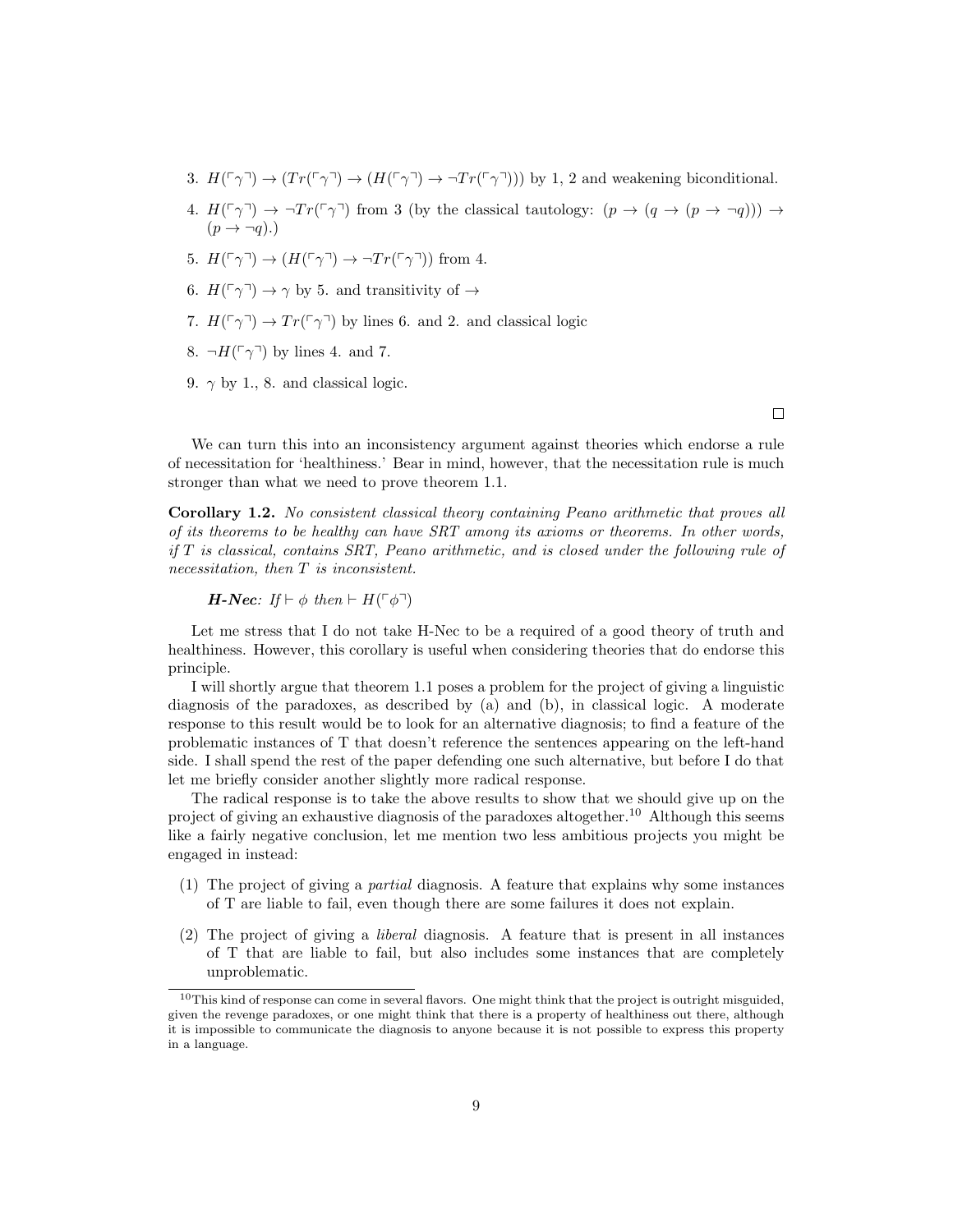3. $H(\ulcorner\gamma\urcorner) \to (Tr(\ulcorner\gamma\urcorner) \to (H(\ulcorner\gamma\urcorner) \to \neg Tr(\ulcorner\gamma\urcorner)))$ by 1, 2 and weakening biconditional.
4. $H(\ulcorner\gamma\urcorner) \to \neg Tr(\ulcorner\gamma\urcorner)$ from 3 (by the classical tautology: $(p \to (q \to (p \to \neg q))) \to (p \to \neg q)$.)
5. $H(\ulcorner\gamma\urcorner) \to (H(\ulcorner\gamma\urcorner) \to \neg Tr(\ulcorner\gamma\urcorner))$ from 4.
6. $H(\ulcorner\gamma\urcorner) \to \gamma$ by 5. and transitivity of $\to$
7. $H(\ulcorner\gamma\urcorner) \to Tr(\ulcorner\gamma\urcorner)$ by lines 6. and 2. and classical logic
8. $\neg H(\ulcorner\gamma\urcorner)$ by lines 4. and 7.
9. $\gamma$ by 1., 8. and classical logic.

□

We can turn this into an inconsistency argument against theories which endorse a rule of necessitation for 'healthiness.' Bear in mind, however, that the necessitation rule is much stronger than what we need to prove theorem 1.1.

**Corollary 1.2.** *No consistent classical theory containing Peano arithmetic that proves all of its theorems to be healthy can have SRT among its axioms or theorems. In other words, if T is classical, contains SRT, Peano arithmetic, and is closed under the following rule of necessitation, then T is inconsistent.*

> ***H-Nec****: If* $\vdash \phi$ *then* $\vdash H(\ulcorner\phi\urcorner)$

Let me stress that I do not take H-Nec to be a required of a good theory of truth and healthiness. However, this corollary is useful when considering theories that do endorse this principle.

I will shortly argue that theorem 1.1 poses a problem for the project of giving a linguistic diagnosis of the paradoxes, as described by (a) and (b), in classical logic. A moderate response to this result would be to look for an alternative diagnosis; to find a feature of the problematic instances of T that doesn't reference the sentences appearing on the left-hand side. I shall spend the rest of the paper defending one such alternative, but before I do that let me briefly consider another slightly more radical response.

The radical response is to take the above results to show that we should give up on the project of giving an exhaustive diagnosis of the paradoxes altogether.[10] Although this seems like a fairly negative conclusion, let me mention two less ambitious projects you might be engaged in instead:

(1) The project of giving a *partial* diagnosis. A feature that explains why some instances of T are liable to fail, even though there are some failures it does not explain.

(2) The project of giving a *liberal* diagnosis. A feature that is present in all instances of T that are liable to fail, but also includes some instances that are completely unproblematic.

[10] This kind of response can come in several flavors. One might think that the project is outright misguided, given the revenge paradoxes, or one might think that there is a property of healthiness out there, although it is impossible to communicate the diagnosis to anyone because it is not possible to express this property in a language.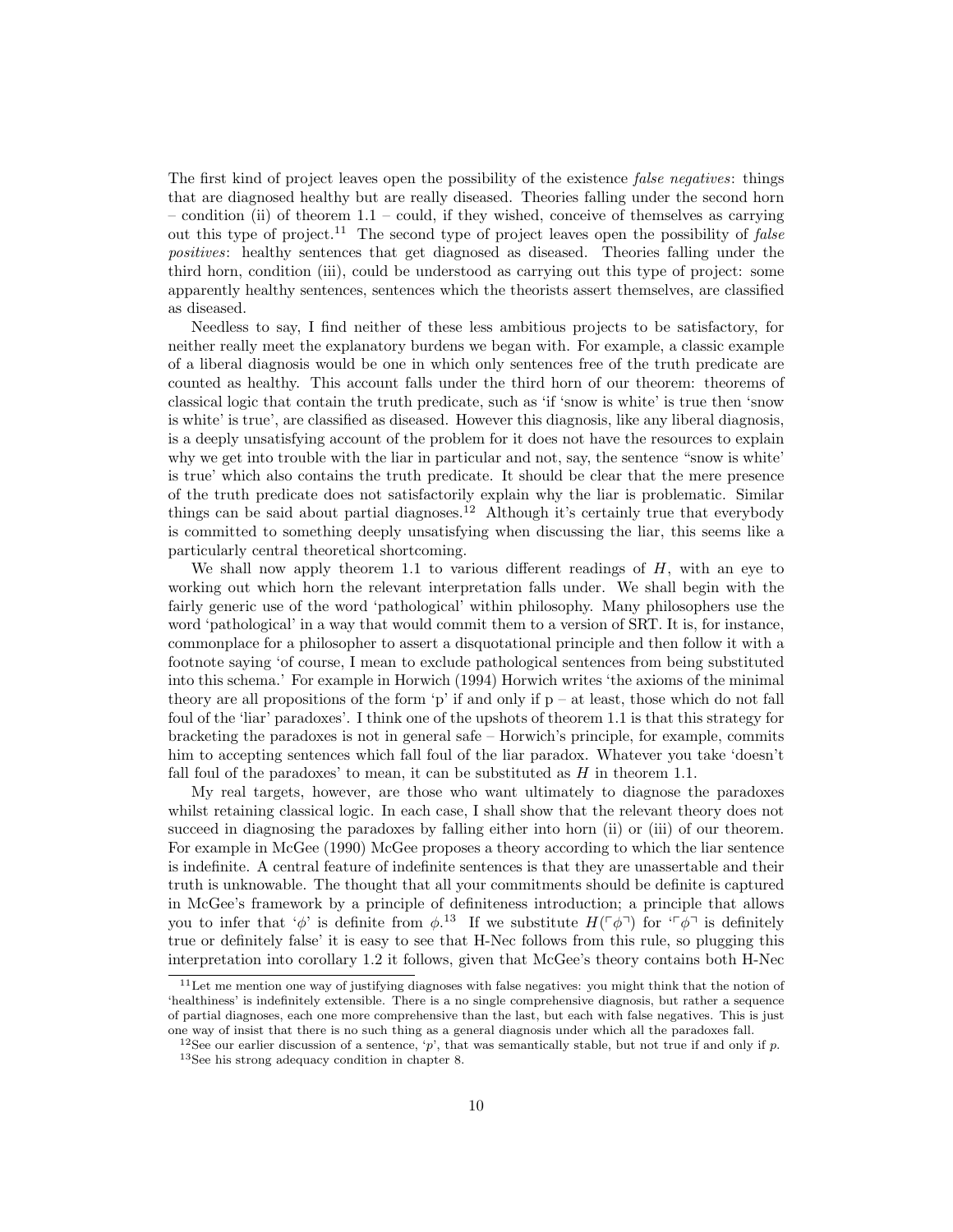The first kind of project leaves open the possibility of the existence *false negatives*: things that are diagnosed healthy but are really diseased. Theories falling under the second horn – condition (ii) of theorem 1.1 – could, if they wished, conceive of themselves as carrying out this type of project.[11] The second type of project leaves open the possibility of *false positives*: healthy sentences that get diagnosed as diseased. Theories falling under the third horn, condition (iii), could be understood as carrying out this type of project: some apparently healthy sentences, sentences which the theorists assert themselves, are classified as diseased.

Needless to say, I find neither of these less ambitious projects to be satisfactory, for neither really meet the explanatory burdens we began with. For example, a classic example of a liberal diagnosis would be one in which only sentences free of the truth predicate are counted as healthy. This account falls under the third horn of our theorem: theorems of classical logic that contain the truth predicate, such as 'if 'snow is white' is true then 'snow is white' is true', are classified as diseased. However this diagnosis, like any liberal diagnosis, is a deeply unsatisfying account of the problem for it does not have the resources to explain why we get into trouble with the liar in particular and not, say, the sentence "snow is white' is true' which also contains the truth predicate. It should be clear that the mere presence of the truth predicate does not satisfactorily explain why the liar is problematic. Similar things can be said about partial diagnoses.[12] Although it's certainly true that everybody is committed to something deeply unsatisfying when discussing the liar, this seems like a particularly central theoretical shortcoming.

We shall now apply theorem 1.1 to various different readings of $H$, with an eye to working out which horn the relevant interpretation falls under. We shall begin with the fairly generic use of the word 'pathological' within philosophy. Many philosophers use the word 'pathological' in a way that would commit them to a version of SRT. It is, for instance, commonplace for a philosopher to assert a disquotational principle and then follow it with a footnote saying 'of course, I mean to exclude pathological sentences from being substituted into this schema.' For example in Horwich (1994) Horwich writes 'the axioms of the minimal theory are all propositions of the form 'p' if and only if p – at least, those which do not fall foul of the 'liar' paradoxes'. I think one of the upshots of theorem 1.1 is that this strategy for bracketing the paradoxes is not in general safe – Horwich's principle, for example, commits him to accepting sentences which fall foul of the liar paradox. Whatever you take 'doesn't fall foul of the paradoxes' to mean, it can be substituted as $H$ in theorem 1.1.

My real targets, however, are those who want ultimately to diagnose the paradoxes whilst retaining classical logic. In each case, I shall show that the relevant theory does not succeed in diagnosing the paradoxes by falling either into horn (ii) or (iii) of our theorem. For example in McGee (1990) McGee proposes a theory according to which the liar sentence is indefinite. A central feature of indefinite sentences is that they are unassertable and their truth is unknowable. The thought that all your commitments should be definite is captured in McGee's framework by a principle of definiteness introduction; a principle that allows you to infer that '$\phi$' is definite from $\phi$.[13] If we substitute $H(\ulcorner \phi \urcorner)$ for '$\ulcorner \phi \urcorner$ is definitely true or definitely false' it is easy to see that H-Nec follows from this rule, so plugging this interpretation into corollary 1.2 it follows, given that McGee's theory contains both H-Nec

[11] Let me mention one way of justifying diagnoses with false negatives: you might think that the notion of 'healthiness' is indefinitely extensible. There is a no single comprehensive diagnosis, but rather a sequence of partial diagnoses, each one more comprehensive than the last, but each with false negatives. This is just one way of insist that there is no such thing as a general diagnosis under which all the paradoxes fall.

[12] See our earlier discussion of a sentence, '$p$', that was semantically stable, but not true if and only if $p$.

[13] See his strong adequacy condition in chapter 8.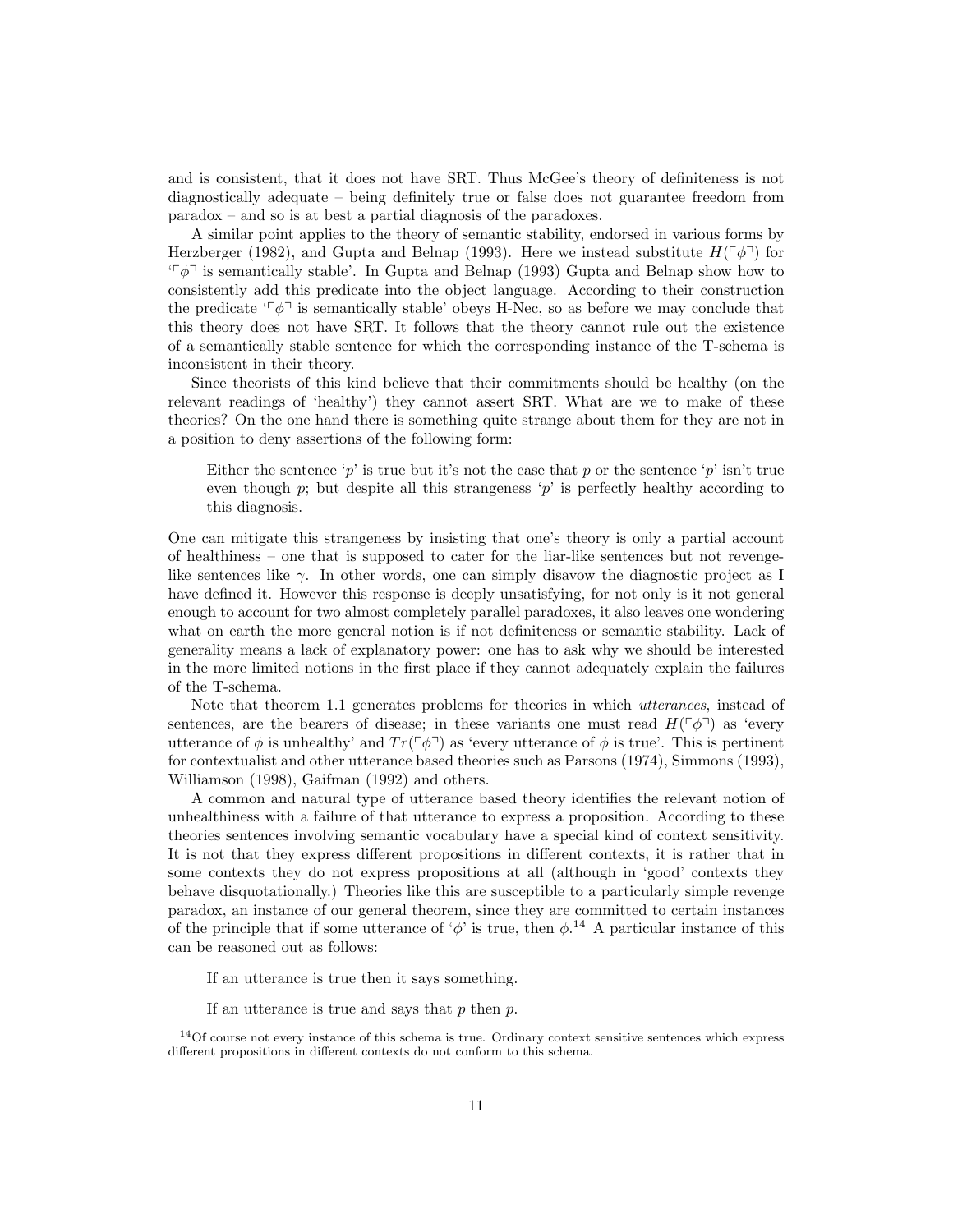and is consistent, that it does not have SRT. Thus McGee's theory of definiteness is not diagnostically adequate – being definitely true or false does not guarantee freedom from paradox – and so is at best a partial diagnosis of the paradoxes.

A similar point applies to the theory of semantic stability, endorsed in various forms by Herzberger (1982), and Gupta and Belnap (1993). Here we instead substitute $H(\ulcorner\phi\urcorner)$ for '$\ulcorner\phi\urcorner$ is semantically stable'. In Gupta and Belnap (1993) Gupta and Belnap show how to consistently add this predicate into the object language. According to their construction the predicate '$\ulcorner\phi\urcorner$ is semantically stable' obeys H-Nec, so as before we may conclude that this theory does not have SRT. It follows that the theory cannot rule out the existence of a semantically stable sentence for which the corresponding instance of the T-schema is inconsistent in their theory.

Since theorists of this kind believe that their commitments should be healthy (on the relevant readings of 'healthy') they cannot assert SRT. What are we to make of these theories? On the one hand there is something quite strange about them for they are not in a position to deny assertions of the following form:

> Either the sentence '$p$' is true but it's not the case that $p$ or the sentence '$p$' isn't true even though $p$; but despite all this strangeness '$p$' is perfectly healthy according to this diagnosis.

One can mitigate this strangeness by insisting that one's theory is only a partial account of healthiness – one that is supposed to cater for the liar-like sentences but not revenge-like sentences like $\gamma$. In other words, one can simply disavow the diagnostic project as I have defined it. However this response is deeply unsatisfying, for not only is it not general enough to account for two almost completely parallel paradoxes, it also leaves one wondering what on earth the more general notion is if not definiteness or semantic stability. Lack of generality means a lack of explanatory power: one has to ask why we should be interested in the more limited notions in the first place if they cannot adequately explain the failures of the T-schema.

Note that theorem 1.1 generates problems for theories in which *utterances*, instead of sentences, are the bearers of disease; in these variants one must read $H(\ulcorner\phi\urcorner)$ as 'every utterance of $\phi$ is unhealthy' and $Tr(\ulcorner\phi\urcorner)$ as 'every utterance of $\phi$ is true'. This is pertinent for contextualist and other utterance based theories such as Parsons (1974), Simmons (1993), Williamson (1998), Gaifman (1992) and others.

A common and natural type of utterance based theory identifies the relevant notion of unhealthiness with a failure of that utterance to express a proposition. According to these theories sentences involving semantic vocabulary have a special kind of context sensitivity. It is not that they express different propositions in different contexts, it is rather that in some contexts they do not express propositions at all (although in 'good' contexts they behave disquotationally.) Theories like this are susceptible to a particularly simple revenge paradox, an instance of our general theorem, since they are committed to certain instances of the principle that if some utterance of '$\phi$' is true, then $\phi$.[14] A particular instance of this can be reasoned out as follows:

> If an utterance is true then it says something.
>
> If an utterance is true and says that $p$ then $p$.

[14] Of course not every instance of this schema is true. Ordinary context sensitive sentences which express different propositions in different contexts do not conform to this schema.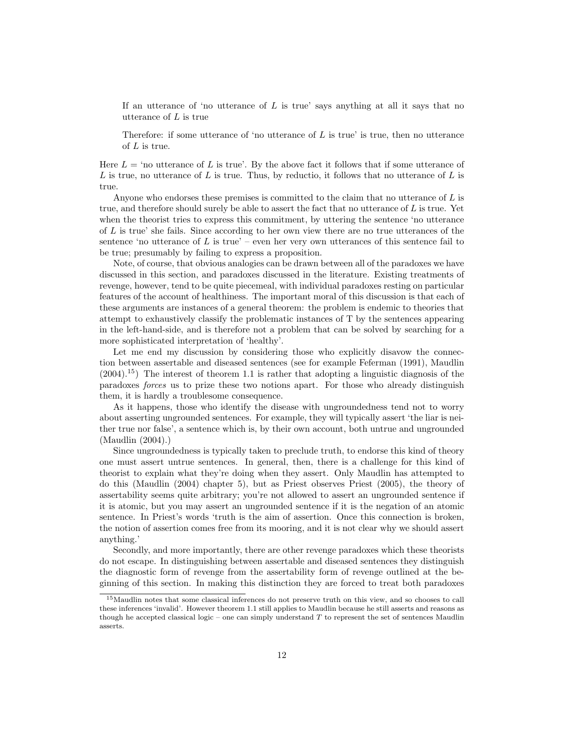> If an utterance of 'no utterance of $L$ is true' says anything at all it says that no utterance of $L$ is true
>
> Therefore: if some utterance of 'no utterance of $L$ is true' is true, then no utterance of $L$ is true.

Here $L$ = 'no utterance of $L$ is true'. By the above fact it follows that if some utterance of $L$ is true, no utterance of $L$ is true. Thus, by reductio, it follows that no utterance of $L$ is true.

Anyone who endorses these premises is committed to the claim that no utterance of $L$ is true, and therefore should surely be able to assert the fact that no utterance of $L$ is true. Yet when the theorist tries to express this commitment, by uttering the sentence 'no utterance of $L$ is true' she fails. Since according to her own view there are no true utterances of the sentence 'no utterance of $L$ is true' – even her very own utterances of this sentence fail to be true; presumably by failing to express a proposition.

Note, of course, that obvious analogies can be drawn between all of the paradoxes we have discussed in this section, and paradoxes discussed in the literature. Existing treatments of revenge, however, tend to be quite piecemeal, with individual paradoxes resting on particular features of the account of healthiness. The important moral of this discussion is that each of these arguments are instances of a general theorem: the problem is endemic to theories that attempt to exhaustively classify the problematic instances of T by the sentences appearing in the left-hand-side, and is therefore not a problem that can be solved by searching for a more sophisticated interpretation of 'healthy'.

Let me end my discussion by considering those who explicitly disavow the connection between assertable and diseased sentences (see for example Feferman (1991), Maudlin (2004).[15]) The interest of theorem 1.1 is rather that adopting a linguistic diagnosis of the paradoxes *forces* us to prize these two notions apart. For those who already distinguish them, it is hardly a troublesome consequence.

As it happens, those who identify the disease with ungroundedness tend not to worry about asserting ungrounded sentences. For example, they will typically assert 'the liar is neither true nor false', a sentence which is, by their own account, both untrue and ungrounded (Maudlin (2004).)

Since ungroundedness is typically taken to preclude truth, to endorse this kind of theory one must assert untrue sentences. In general, then, there is a challenge for this kind of theorist to explain what they're doing when they assert. Only Maudlin has attempted to do this (Maudlin (2004) chapter 5), but as Priest observes Priest (2005), the theory of assertability seems quite arbitrary; you're not allowed to assert an ungrounded sentence if it is atomic, but you may assert an ungrounded sentence if it is the negation of an atomic sentence. In Priest's words 'truth is the aim of assertion. Once this connection is broken, the notion of assertion comes free from its mooring, and it is not clear why we should assert anything.'

Secondly, and more importantly, there are other revenge paradoxes which these theorists do not escape. In distinguishing between assertable and diseased sentences they distinguish the diagnostic form of revenge from the assertability form of revenge outlined at the beginning of this section. In making this distinction they are forced to treat both paradoxes

[15] Maudlin notes that some classical inferences do not preserve truth on this view, and so chooses to call these inferences 'invalid'. However theorem 1.1 still applies to Maudlin because he still asserts and reasons as though he accepted classical logic – one can simply understand $T$ to represent the set of sentences Maudlin asserts.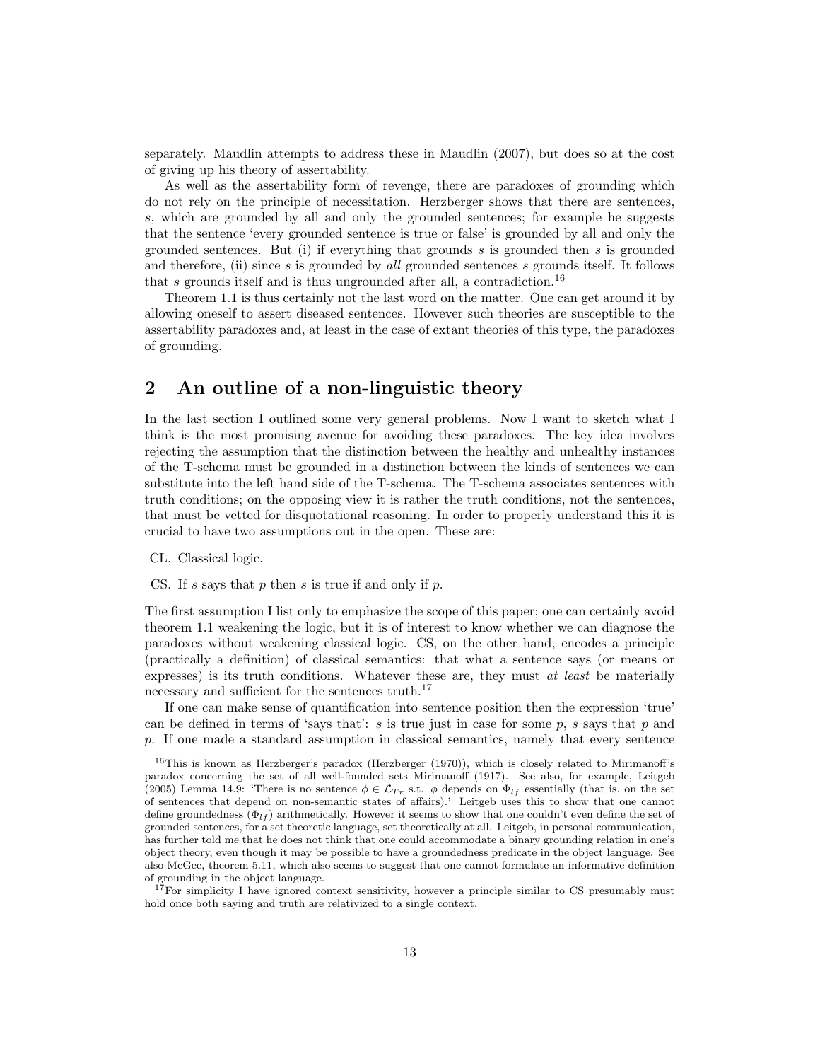separately. Maudlin attempts to address these in Maudlin (2007), but does so at the cost of giving up his theory of assertability.

As well as the assertability form of revenge, there are paradoxes of grounding which do not rely on the principle of necessitation. Herzberger shows that there are sentences, $s$, which are grounded by all and only the grounded sentences; for example he suggests that the sentence 'every grounded sentence is true or false' is grounded by all and only the grounded sentences. But (i) if everything that grounds $s$ is grounded then $s$ is grounded and therefore, (ii) since $s$ is grounded by *all* grounded sentences $s$ grounds itself. It follows that $s$ grounds itself and is thus ungrounded after all, a contradiction.[16]

Theorem 1.1 is thus certainly not the last word on the matter. One can get around it by allowing oneself to assert diseased sentences. However such theories are susceptible to the assertability paradoxes and, at least in the case of extant theories of this type, the paradoxes of grounding.

## 2 An outline of a non-linguistic theory

In the last section I outlined some very general problems. Now I want to sketch what I think is the most promising avenue for avoiding these paradoxes. The key idea involves rejecting the assumption that the distinction between the healthy and unhealthy instances of the T-schema must be grounded in a distinction between the kinds of sentences we can substitute into the left hand side of the T-schema. The T-schema associates sentences with truth conditions; on the opposing view it is rather the truth conditions, not the sentences, that must be vetted for disquotational reasoning. In order to properly understand this it is crucial to have two assumptions out in the open. These are:

CL. Classical logic.

CS. If $s$ says that $p$ then $s$ is true if and only if $p$.

The first assumption I list only to emphasize the scope of this paper; one can certainly avoid theorem 1.1 weakening the logic, but it is of interest to know whether we can diagnose the paradoxes without weakening classical logic. CS, on the other hand, encodes a principle (practically a definition) of classical semantics: that what a sentence says (or means or expresses) is its truth conditions. Whatever these are, they must *at least* be materially necessary and sufficient for the sentences truth.[17]

If one can make sense of quantification into sentence position then the expression 'true' can be defined in terms of 'says that': $s$ is true just in case for some $p$, $s$ says that $p$ and $p$. If one made a standard assumption in classical semantics, namely that every sentence

[16] This is known as Herzberger's paradox (Herzberger (1970)), which is closely related to Mirimanoff's paradox concerning the set of all well-founded sets Mirimanoff (1917). See also, for example, Leitgeb (2005) Lemma 14.9: 'There is no sentence $\phi \in \mathcal{L}_{Tr}$ s.t. $\phi$ depends on $\Phi_{lf}$ essentially (that is, on the set of sentences that depend on non-semantic states of affairs).' Leitgeb uses this to show that one cannot define groundedness ($\Phi_{lf}$) arithmetically. However it seems to show that one couldn't even define the set of grounded sentences, for a set theoretic language, set theoretically at all. Leitgeb, in personal communication, has further told me that he does not think that one could accommodate a binary grounding relation in one's object theory, even though it may be possible to have a groundedness predicate in the object language. See also McGee, theorem 5.11, which also seems to suggest that one cannot formulate an informative definition of grounding in the object language.

[17] For simplicity I have ignored context sensitivity, however a principle similar to CS presumably must hold once both saying and truth are relativized to a single context.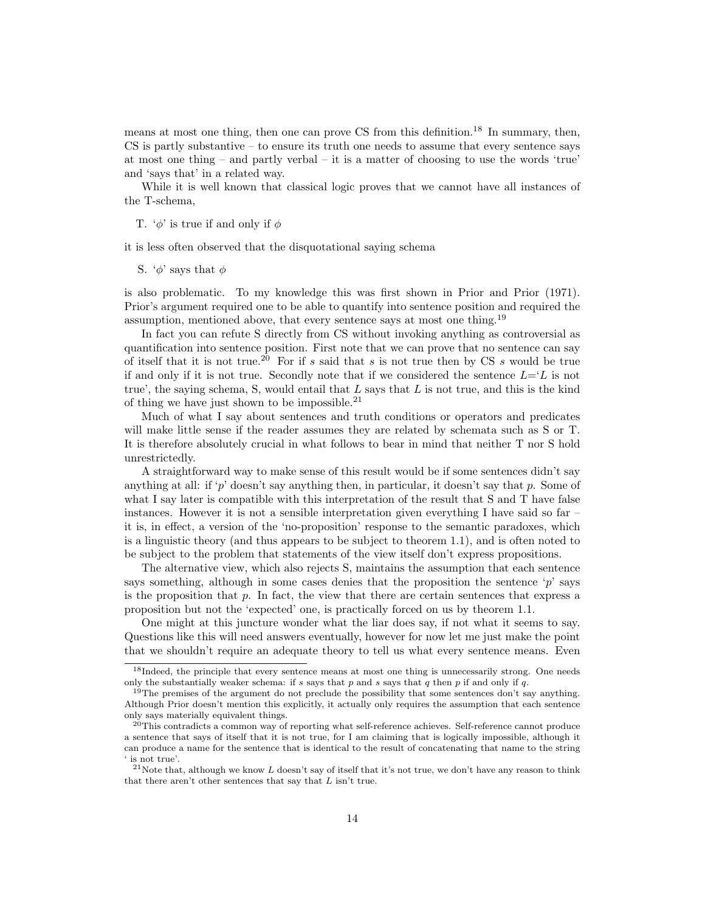means at most one thing, then one can prove CS from this definition.[18] In summary, then, CS is partly substantive – to ensure its truth one needs to assume that every sentence says at most one thing – and partly verbal – it is a matter of choosing to use the words 'true' and 'says that' in a related way.

While it is well known that classical logic proves that we cannot have all instances of the T-schema,

T. '$\phi$' is true if and only if $\phi$

it is less often observed that the disquotational saying schema

S. '$\phi$' says that $\phi$

is also problematic. To my knowledge this was first shown in Prior and Prior (1971). Prior's argument required one to be able to quantify into sentence position and required the assumption, mentioned above, that every sentence says at most one thing.[19]

In fact you can refute S directly from CS without invoking anything as controversial as quantification into sentence position. First note that we can prove that no sentence can say of itself that it is not true.[20] For if $s$ said that $s$ is not true then by CS $s$ would be true if and only if it is not true. Secondly note that if we considered the sentence $L$='$L$ is not true', the saying schema, S, would entail that $L$ says that $L$ is not true, and this is the kind of thing we have just shown to be impossible.[21]

Much of what I say about sentences and truth conditions or operators and predicates will make little sense if the reader assumes they are related by schemata such as S or T. It is therefore absolutely crucial in what follows to bear in mind that neither T nor S hold unrestrictedly.

A straightforward way to make sense of this result would be if some sentences didn't say anything at all: if '$p$' doesn't say anything then, in particular, it doesn't say that $p$. Some of what I say later is compatible with this interpretation of the result that S and T have false instances. However it is not a sensible interpretation given everything I have said so far – it is, in effect, a version of the 'no-proposition' response to the semantic paradoxes, which is a linguistic theory (and thus appears to be subject to theorem 1.1), and is often noted to be subject to the problem that statements of the view itself don't express propositions.

The alternative view, which also rejects S, maintains the assumption that each sentence says something, although in some cases denies that the proposition the sentence '$p$' says is the proposition that $p$. In fact, the view that there are certain sentences that express a proposition but not the 'expected' one, is practically forced on us by theorem 1.1.

One might at this juncture wonder what the liar does say, if not what it seems to say. Questions like this will need answers eventually, however for now let me just make the point that we shouldn't require an adequate theory to tell us what every sentence means. Even

---

[18] Indeed, the principle that every sentence means at most one thing is unnecessarily strong. One needs only the substantially weaker schema: if $s$ says that $p$ and $s$ says that $q$ then $p$ if and only if $q$.

[19] The premises of the argument do not preclude the possibility that some sentences don't say anything. Although Prior doesn't mention this explicitly, it actually only requires the assumption that each sentence only says materially equivalent things.

[20] This contradicts a common way of reporting what self-reference achieves. Self-reference cannot produce a sentence that says of itself that it is not true, for I am claiming that is logically impossible, although it can produce a name for the sentence that is identical to the result of concatenating that name to the string ' is not true'.

[21] Note that, although we know $L$ doesn't say of itself that it's not true, we don't have any reason to think that there aren't other sentences that say that $L$ isn't true.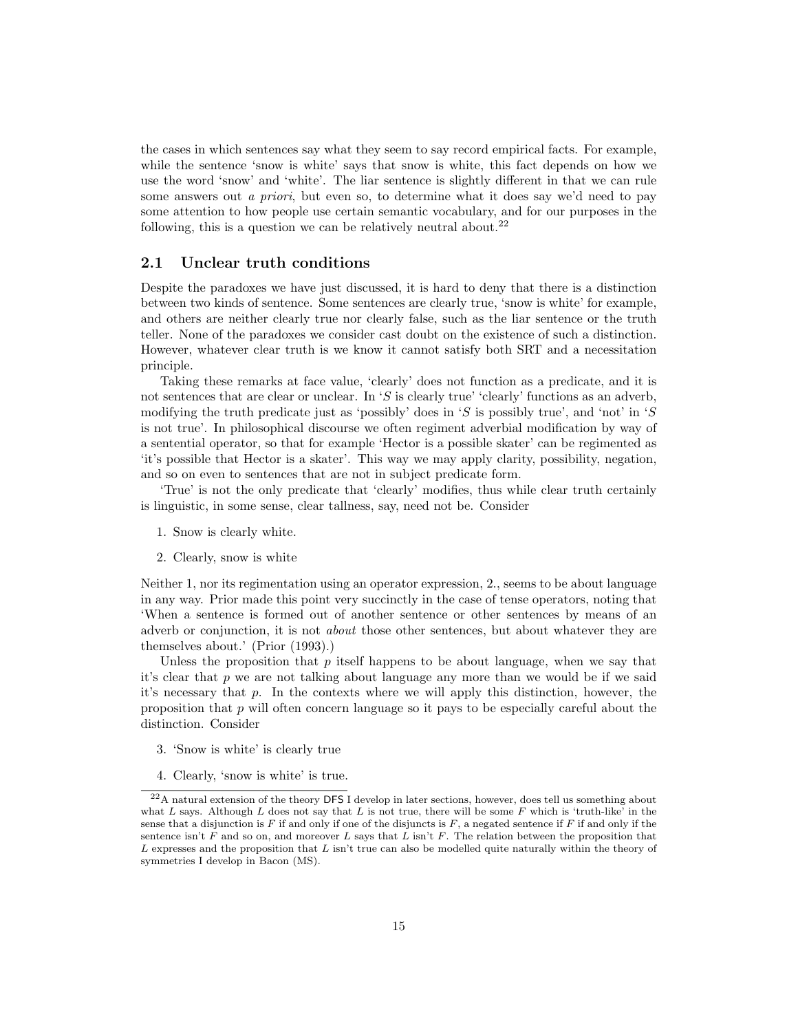the cases in which sentences say what they seem to say record empirical facts. For example, while the sentence 'snow is white' says that snow is white, this fact depends on how we use the word 'snow' and 'white'. The liar sentence is slightly different in that we can rule some answers out *a priori*, but even so, to determine what it does say we'd need to pay some attention to how people use certain semantic vocabulary, and for our purposes in the following, this is a question we can be relatively neutral about.[22]

## 2.1 Unclear truth conditions

Despite the paradoxes we have just discussed, it is hard to deny that there is a distinction between two kinds of sentence. Some sentences are clearly true, 'snow is white' for example, and others are neither clearly true nor clearly false, such as the liar sentence or the truth teller. None of the paradoxes we consider cast doubt on the existence of such a distinction. However, whatever clear truth is we know it cannot satisfy both SRT and a necessitation principle.

Taking these remarks at face value, 'clearly' does not function as a predicate, and it is not sentences that are clear or unclear. In '$S$ is clearly true' 'clearly' functions as an adverb, modifying the truth predicate just as 'possibly' does in '$S$ is possibly true', and 'not' in '$S$ is not true'. In philosophical discourse we often regiment adverbial modification by way of a sentential operator, so that for example 'Hector is a possible skater' can be regimented as 'it's possible that Hector is a skater'. This way we may apply clarity, possibility, negation, and so on even to sentences that are not in subject predicate form.

'True' is not the only predicate that 'clearly' modifies, thus while clear truth certainly is linguistic, in some sense, clear tallness, say, need not be. Consider

1. Snow is clearly white.
2. Clearly, snow is white

Neither 1, nor its regimentation using an operator expression, 2., seems to be about language in any way. Prior made this point very succinctly in the case of tense operators, noting that 'When a sentence is formed out of another sentence or other sentences by means of an adverb or conjunction, it is not *about* those other sentences, but about whatever they are themselves about.' (Prior (1993).)

Unless the proposition that $p$ itself happens to be about language, when we say that it's clear that $p$ we are not talking about language any more than we would be if we said it's necessary that $p$. In the contexts where we will apply this distinction, however, the proposition that $p$ will often concern language so it pays to be especially careful about the distinction. Consider

3. 'Snow is white' is clearly true
4. Clearly, 'snow is white' is true.

[22] A natural extension of the theory DFS I develop in later sections, however, does tell us something about what $L$ says. Although $L$ does not say that $L$ is not true, there will be some $F$ which is 'truth-like' in the sense that a disjunction is $F$ if and only if one of the disjuncts is $F$, a negated sentence if $F$ if and only if the sentence isn't $F$ and so on, and moreover $L$ says that $L$ isn't $F$. The relation between the proposition that $L$ expresses and the proposition that $L$ isn't true can also be modelled quite naturally within the theory of symmetries I develop in Bacon (MS).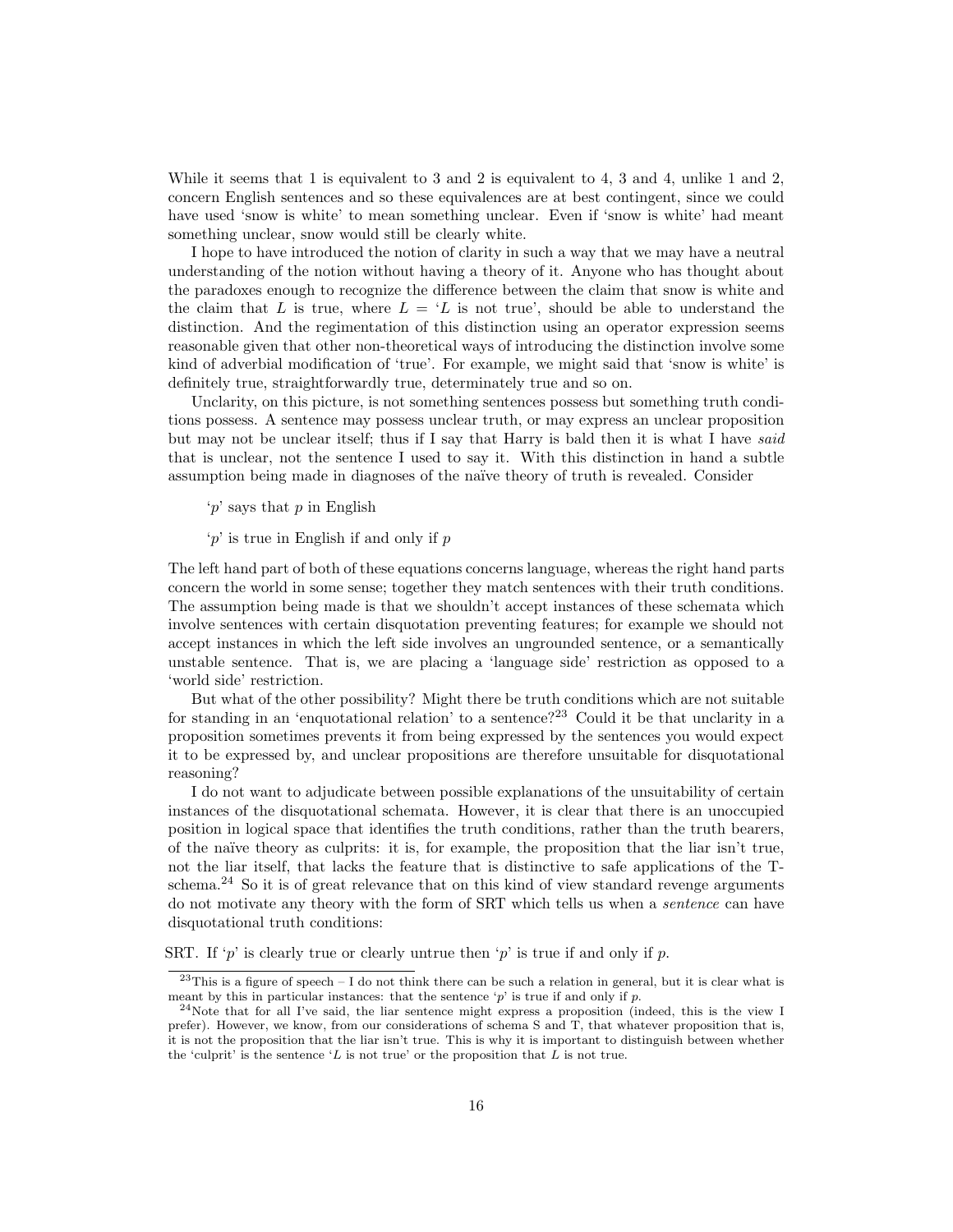While it seems that 1 is equivalent to 3 and 2 is equivalent to 4, 3 and 4, unlike 1 and 2, concern English sentences and so these equivalences are at best contingent, since we could have used 'snow is white' to mean something unclear. Even if 'snow is white' had meant something unclear, snow would still be clearly white.

I hope to have introduced the notion of clarity in such a way that we may have a neutral understanding of the notion without having a theory of it. Anyone who has thought about the paradoxes enough to recognize the difference between the claim that snow is white and the claim that $L$ is true, where $L$ = '$L$ is not true', should be able to understand the distinction. And the regimentation of this distinction using an operator expression seems reasonable given that other non-theoretical ways of introducing the distinction involve some kind of adverbial modification of 'true'. For example, we might said that 'snow is white' is definitely true, straightforwardly true, determinately true and so on.

Unclarity, on this picture, is not something sentences possess but something truth conditions possess. A sentence may possess unclear truth, or may express an unclear proposition but may not be unclear itself; thus if I say that Harry is bald then it is what I have *said* that is unclear, not the sentence I used to say it. With this distinction in hand a subtle assumption being made in diagnoses of the naïve theory of truth is revealed. Consider

> '$p$' says that $p$ in English
>
> '$p$' is true in English if and only if $p$

The left hand part of both of these equations concerns language, whereas the right hand parts concern the world in some sense; together they match sentences with their truth conditions. The assumption being made is that we shouldn't accept instances of these schemata which involve sentences with certain disquotation preventing features; for example we should not accept instances in which the left side involves an ungrounded sentence, or a semantically unstable sentence. That is, we are placing a 'language side' restriction as opposed to a 'world side' restriction.

But what of the other possibility? Might there be truth conditions which are not suitable for standing in an 'enquotational relation' to a sentence?[23] Could it be that unclarity in a proposition sometimes prevents it from being expressed by the sentences you would expect it to be expressed by, and unclear propositions are therefore unsuitable for disquotational reasoning?

I do not want to adjudicate between possible explanations of the unsuitability of certain instances of the disquotational schemata. However, it is clear that there is an unoccupied position in logical space that identifies the truth conditions, rather than the truth bearers, of the naïve theory as culprits: it is, for example, the proposition that the liar isn't true, not the liar itself, that lacks the feature that is distinctive to safe applications of the T-schema.[24] So it is of great relevance that on this kind of view standard revenge arguments do not motivate any theory with the form of SRT which tells us when a *sentence* can have disquotational truth conditions:

SRT. If '$p$' is clearly true or clearly untrue then '$p$' is true if and only if $p$.

---

[23] This is a figure of speech – I do not think there can be such a relation in general, but it is clear what is meant by this in particular instances: that the sentence '$p$' is true if and only if $p$.

[24] Note that for all I've said, the liar sentence might express a proposition (indeed, this is the view I prefer). However, we know, from our considerations of schema S and T, that whatever proposition that is, it is not the proposition that the liar isn't true. This is why it is important to distinguish between whether the 'culprit' is the sentence '$L$ is not true' or the proposition that $L$ is not true.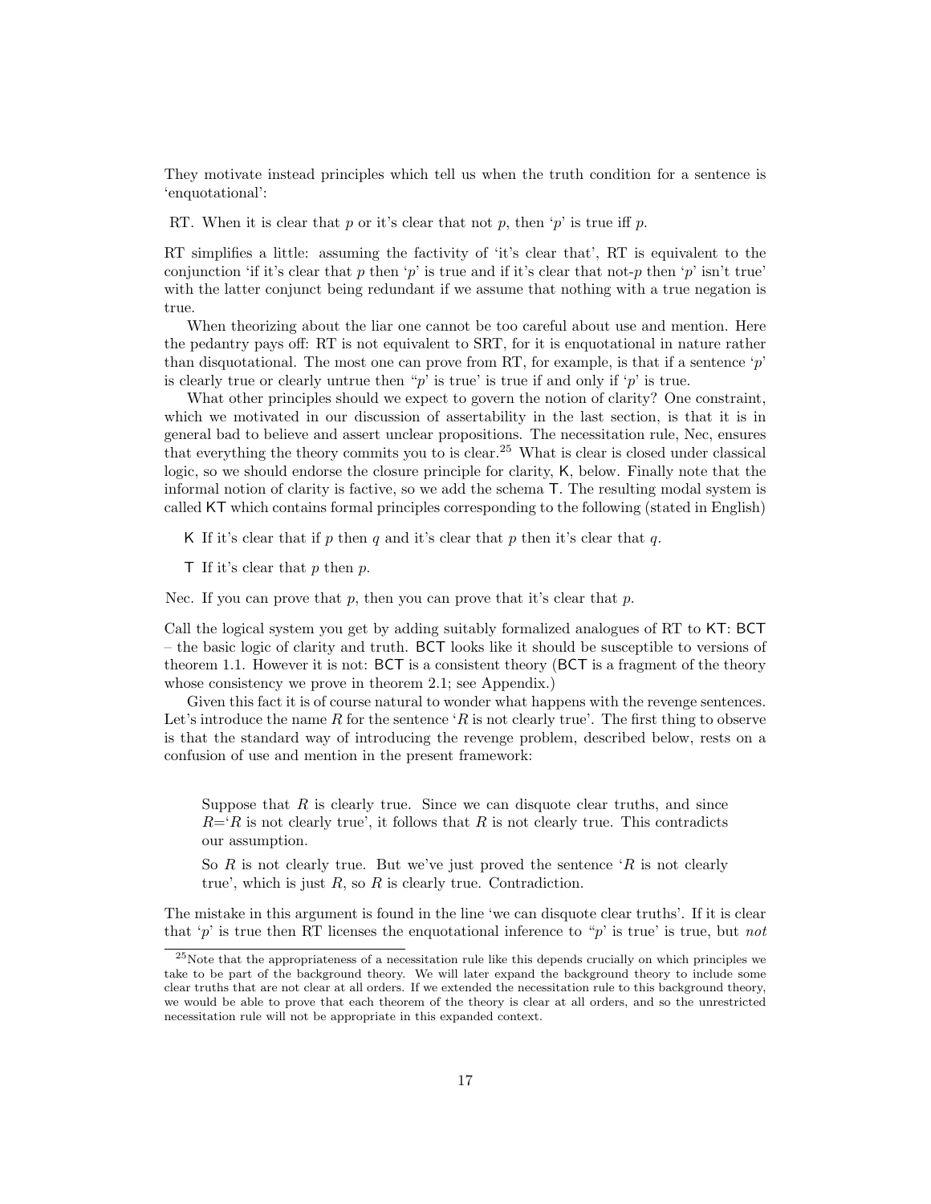They motivate instead principles which tell us when the truth condition for a sentence is 'enquotational':

RT. When it is clear that $p$ or it's clear that not $p$, then '$p$' is true iff $p$.

RT simplifies a little: assuming the factivity of 'it's clear that', RT is equivalent to the conjunction 'if it's clear that $p$ then '$p$' is true and if it's clear that not-$p$ then '$p$' isn't true' with the latter conjunct being redundant if we assume that nothing with a true negation is true.

When theorizing about the liar one cannot be too careful about use and mention. Here the pedantry pays off: RT is not equivalent to SRT, for it is enquotational in nature rather than disquotational. The most one can prove from RT, for example, is that if a sentence '$p$' is clearly true or clearly untrue then "'$p$' is true' is true if and only if '$p$' is true.

What other principles should we expect to govern the notion of clarity? One constraint, which we motivated in our discussion of assertability in the last section, is that it is in general bad to believe and assert unclear propositions. The necessitation rule, Nec, ensures that everything the theory commits you to is clear.[25] What is clear is closed under classical logic, so we should endorse the closure principle for clarity, K, below. Finally note that the informal notion of clarity is factive, so we add the schema T. The resulting modal system is called KT which contains formal principles corresponding to the following (stated in English)

K If it's clear that if $p$ then $q$ and it's clear that $p$ then it's clear that $q$.

T If it's clear that $p$ then $p$.

Nec. If you can prove that $p$, then you can prove that it's clear that $p$.

Call the logical system you get by adding suitably formalized analogues of RT to KT: BCT – the basic logic of clarity and truth. BCT looks like it should be susceptible to versions of theorem 1.1. However it is not: BCT is a consistent theory (BCT is a fragment of the theory whose consistency we prove in theorem 2.1; see Appendix.)

Given this fact it is of course natural to wonder what happens with the revenge sentences. Let's introduce the name $R$ for the sentence '$R$ is not clearly true'. The first thing to observe is that the standard way of introducing the revenge problem, described below, rests on a confusion of use and mention in the present framework:

> Suppose that $R$ is clearly true. Since we can disquote clear truths, and since $R$='$R$ is not clearly true', it follows that $R$ is not clearly true. This contradicts our assumption.
>
> So $R$ is not clearly true. But we've just proved the sentence '$R$ is not clearly true', which is just $R$, so $R$ is clearly true. Contradiction.

The mistake in this argument is found in the line 'we can disquote clear truths'. If it is clear that '$p$' is true then RT licenses the enquotational inference to "'$p$' is true' is true, but *not*

[25] Note that the appropriateness of a necessitation rule like this depends crucially on which principles we take to be part of the background theory. We will later expand the background theory to include some clear truths that are not clear at all orders. If we extended the necessitation rule to this background theory, we would be able to prove that each theorem of the theory is clear at all orders, and so the unrestricted necessitation rule will not be appropriate in this expanded context.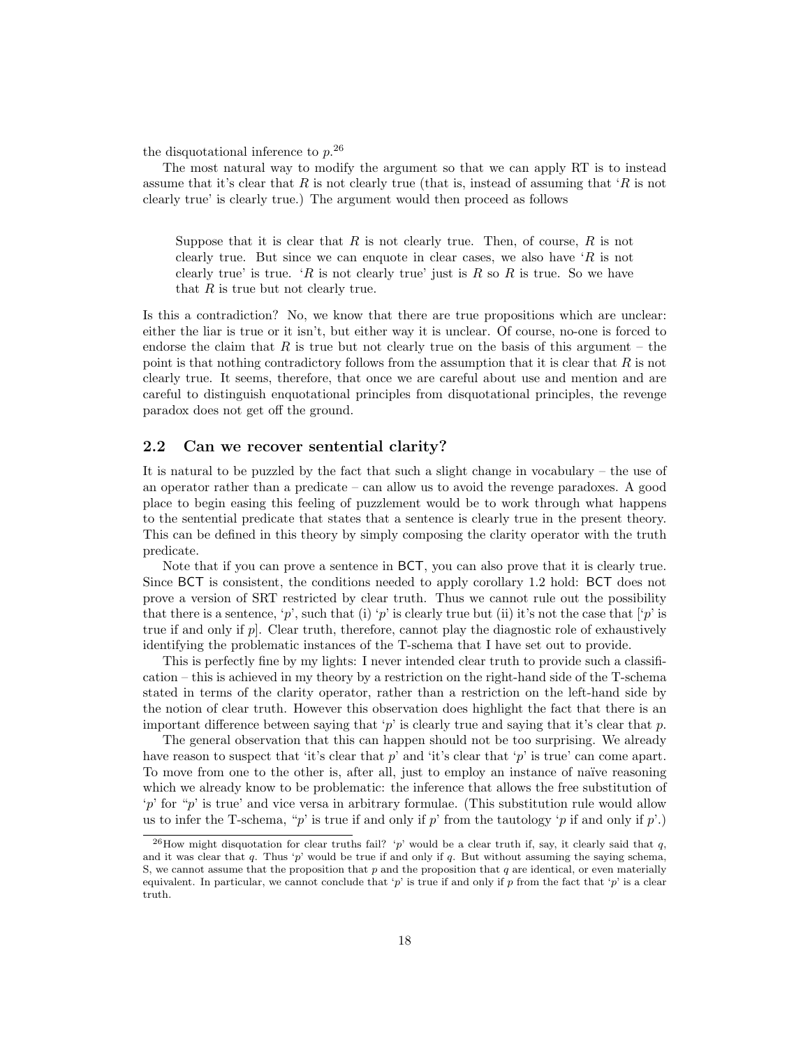the disquotational inference to $p$.[26]

The most natural way to modify the argument so that we can apply RT is to instead assume that it's clear that $R$ is not clearly true (that is, instead of assuming that '$R$ is not clearly true' is clearly true.) The argument would then proceed as follows

> Suppose that it is clear that $R$ is not clearly true. Then, of course, $R$ is not clearly true. But since we can enquote in clear cases, we also have '$R$ is not clearly true' is true. '$R$ is not clearly true' just is $R$ so $R$ is true. So we have that $R$ is true but not clearly true.

Is this a contradiction? No, we know that there are true propositions which are unclear: either the liar is true or it isn't, but either way it is unclear. Of course, no-one is forced to endorse the claim that $R$ is true but not clearly true on the basis of this argument – the point is that nothing contradictory follows from the assumption that it is clear that $R$ is not clearly true. It seems, therefore, that once we are careful about use and mention and are careful to distinguish enquotational principles from disquotational principles, the revenge paradox does not get off the ground.

## 2.2 Can we recover sentential clarity?

It is natural to be puzzled by the fact that such a slight change in vocabulary – the use of an operator rather than a predicate – can allow us to avoid the revenge paradoxes. A good place to begin easing this feeling of puzzlement would be to work through what happens to the sentential predicate that states that a sentence is clearly true in the present theory. This can be defined in this theory by simply composing the clarity operator with the truth predicate.

Note that if you can prove a sentence in BCT, you can also prove that it is clearly true. Since BCT is consistent, the conditions needed to apply corollary 1.2 hold: BCT does not prove a version of SRT restricted by clear truth. Thus we cannot rule out the possibility that there is a sentence, '$p$', such that (i) '$p$' is clearly true but (ii) it's not the case that ['$p$' is true if and only if $p$]. Clear truth, therefore, cannot play the diagnostic role of exhaustively identifying the problematic instances of the T-schema that I have set out to provide.

This is perfectly fine by my lights: I never intended clear truth to provide such a classification – this is achieved in my theory by a restriction on the right-hand side of the T-schema stated in terms of the clarity operator, rather than a restriction on the left-hand side by the notion of clear truth. However this observation does highlight the fact that there is an important difference between saying that '$p$' is clearly true and saying that it's clear that $p$.

The general observation that this can happen should not be too surprising. We already have reason to suspect that 'it's clear that $p$' and 'it's clear that '$p$' is true' can come apart. To move from one to the other is, after all, just to employ an instance of naïve reasoning which we already know to be problematic: the inference that allows the free substitution of '$p$' for "$p$' is true' and vice versa in arbitrary formulae. (This substitution rule would allow us to infer the T-schema, "$p$' is true if and only if $p$' from the tautology '$p$ if and only if $p$'.)

[26] How might disquotation for clear truths fail? '$p$' would be a clear truth if, say, it clearly said that $q$, and it was clear that $q$. Thus '$p$' would be true if and only if $q$. But without assuming the saying schema, S, we cannot assume that the proposition that $p$ and the proposition that $q$ are identical, or even materially equivalent. In particular, we cannot conclude that '$p$' is true if and only if $p$ from the fact that '$p$' is a clear truth.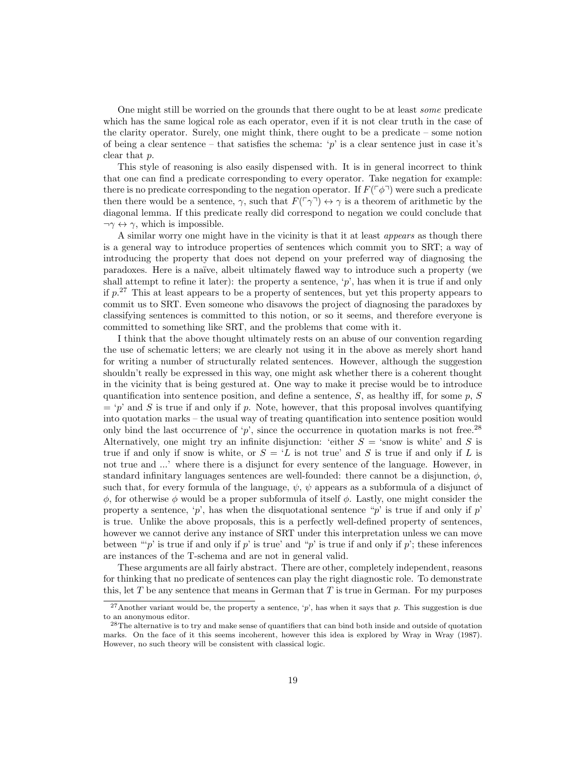One might still be worried on the grounds that there ought to be at least *some* predicate which has the same logical role as each operator, even if it is not clear truth in the case of the clarity operator. Surely, one might think, there ought to be a predicate – some notion of being a clear sentence – that satisfies the schema: '$p$' is a clear sentence just in case it's clear that $p$.

This style of reasoning is also easily dispensed with. It is in general incorrect to think that one can find a predicate corresponding to every operator. Take negation for example: there is no predicate corresponding to the negation operator. If $F(\ulcorner\phi\urcorner)$ were such a predicate then there would be a sentence, $\gamma$, such that $F(\ulcorner\gamma\urcorner) \leftrightarrow \gamma$ is a theorem of arithmetic by the diagonal lemma. If this predicate really did correspond to negation we could conclude that $\neg\gamma \leftrightarrow \gamma$, which is impossible.

A similar worry one might have in the vicinity is that it at least *appears* as though there is a general way to introduce properties of sentences which commit you to SRT; a way of introducing the property that does not depend on your preferred way of diagnosing the paradoxes. Here is a naïve, albeit ultimately flawed way to introduce such a property (we shall attempt to refine it later): the property a sentence, '$p$', has when it is true if and only if $p$.[27] This at least appears to be a property of sentences, but yet this property appears to commit us to SRT. Even someone who disavows the project of diagnosing the paradoxes by classifying sentences is committed to this notion, or so it seems, and therefore everyone is committed to something like SRT, and the problems that come with it.

I think that the above thought ultimately rests on an abuse of our convention regarding the use of schematic letters; we are clearly not using it in the above as merely short hand for writing a number of structurally related sentences. However, although the suggestion shouldn't really be expressed in this way, one might ask whether there is a coherent thought in the vicinity that is being gestured at. One way to make it precise would be to introduce quantification into sentence position, and define a sentence, $S$, as healthy iff, for some $p$, $S$ = '$p$' and $S$ is true if and only if $p$. Note, however, that this proposal involves quantifying into quotation marks – the usual way of treating quantification into sentence position would only bind the last occurrence of '$p$', since the occurrence in quotation marks is not free.[28] Alternatively, one might try an infinite disjunction: 'either $S$ = 'snow is white' and $S$ is true if and only if snow is white, or $S$ = '$L$ is not true' and $S$ is true if and only if $L$ is not true and ...' where there is a disjunct for every sentence of the language. However, in standard infinitary languages sentences are well-founded: there cannot be a disjunction, $\phi$, such that, for every formula of the language, $\psi$, $\psi$ appears as a subformula of a disjunct of $\phi$, for otherwise $\phi$ would be a proper subformula of itself $\phi$. Lastly, one might consider the property a sentence, '$p$', has when the disquotational sentence "$p$' is true if and only if $p$' is true. Unlike the above proposals, this is a perfectly well-defined property of sentences, however we cannot derive any instance of SRT under this interpretation unless we can move between "'$p$' is true if and only if $p$' is true' and "$p$' is true if and only if $p$'; these inferences are instances of the T-schema and are not in general valid.

These arguments are all fairly abstract. There are other, completely independent, reasons for thinking that no predicate of sentences can play the right diagnostic role. To demonstrate this, let $T$ be any sentence that means in German that $T$ is true in German. For my purposes

[27] Another variant would be, the property a sentence, '$p$', has when it says that $p$. This suggestion is due to an anonymous editor.

[28] The alternative is to try and make sense of quantifiers that can bind both inside and outside of quotation marks. On the face of it this seems incoherent, however this idea is explored by Wray in Wray (1987). However, no such theory will be consistent with classical logic.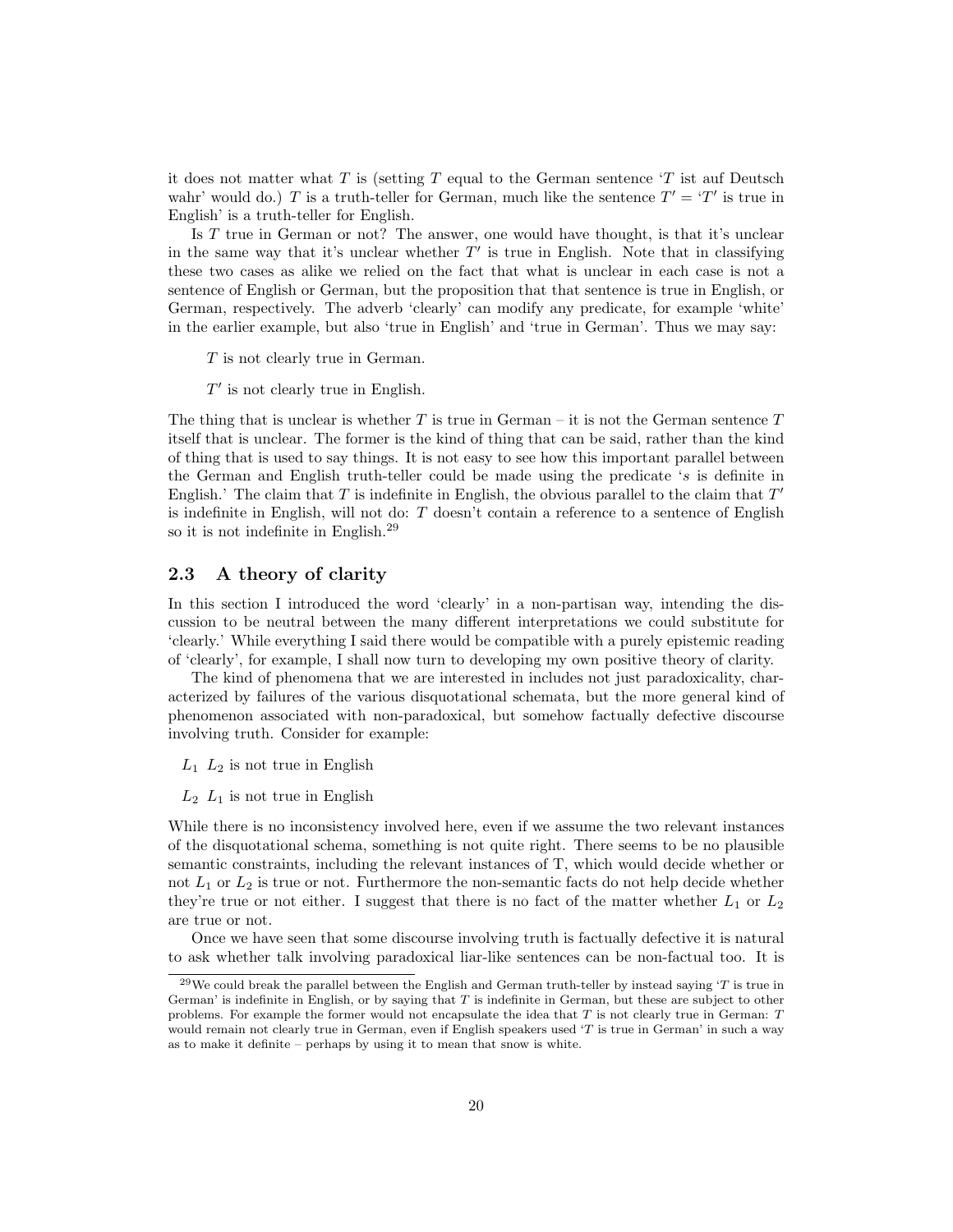it does not matter what $T$ is (setting $T$ equal to the German sentence '$T$ ist auf Deutsch wahr' would do.) $T$ is a truth-teller for German, much like the sentence $T' =$ '$T'$ is true in English' is a truth-teller for English.

Is $T$ true in German or not? The answer, one would have thought, is that it's unclear in the same way that it's unclear whether $T'$ is true in English. Note that in classifying these two cases as alike we relied on the fact that what is unclear in each case is not a sentence of English or German, but the proposition that that sentence is true in English, or German, respectively. The adverb 'clearly' can modify any predicate, for example 'white' in the earlier example, but also 'true in English' and 'true in German'. Thus we may say:

> $T$ is not clearly true in German.
>
> $T'$ is not clearly true in English.

The thing that is unclear is whether $T$ is true in German – it is not the German sentence $T$ itself that is unclear. The former is the kind of thing that can be said, rather than the kind of thing that is used to say things. It is not easy to see how this important parallel between the German and English truth-teller could be made using the predicate '$s$ is definite in English.' The claim that $T$ is indefinite in English, the obvious parallel to the claim that $T'$ is indefinite in English, will not do: $T$ doesn't contain a reference to a sentence of English so it is not indefinite in English.[29]

### 2.3 A theory of clarity

In this section I introduced the word 'clearly' in a non-partisan way, intending the discussion to be neutral between the many different interpretations we could substitute for 'clearly.' While everything I said there would be compatible with a purely epistemic reading of 'clearly', for example, I shall now turn to developing my own positive theory of clarity.

The kind of phenomena that we are interested in includes not just paradoxicality, characterized by failures of the various disquotational schemata, but the more general kind of phenomenon associated with non-paradoxical, but somehow factually defective discourse involving truth. Consider for example:

> $L_1$ $L_2$ is not true in English
>
> $L_2$ $L_1$ is not true in English

While there is no inconsistency involved here, even if we assume the two relevant instances of the disquotational schema, something is not quite right. There seems to be no plausible semantic constraints, including the relevant instances of T, which would decide whether or not $L_1$ or $L_2$ is true or not. Furthermore the non-semantic facts do not help decide whether they're true or not either. I suggest that there is no fact of the matter whether $L_1$ or $L_2$ are true or not.

Once we have seen that some discourse involving truth is factually defective it is natural to ask whether talk involving paradoxical liar-like sentences can be non-factual too. It is

[29] We could break the parallel between the English and German truth-teller by instead saying '$T$ is true in German' is indefinite in English, or by saying that $T$ is indefinite in German, but these are subject to other problems. For example the former would not encapsulate the idea that $T$ is not clearly true in German: $T$ would remain not clearly true in German, even if English speakers used '$T$ is true in German' in such a way as to make it definite – perhaps by using it to mean that snow is white.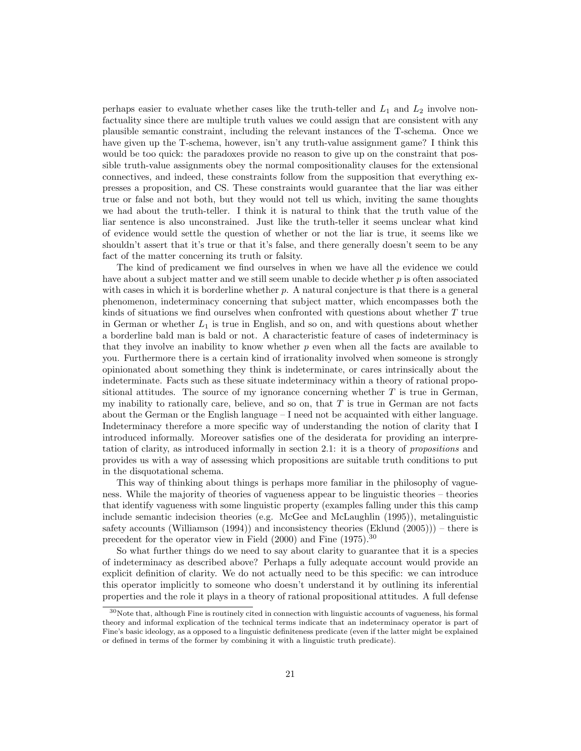perhaps easier to evaluate whether cases like the truth-teller and $L_1$ and $L_2$ involve non-factuality since there are multiple truth values we could assign that are consistent with any plausible semantic constraint, including the relevant instances of the T-schema. Once we have given up the T-schema, however, isn't any truth-value assignment game? I think this would be too quick: the paradoxes provide no reason to give up on the constraint that possible truth-value assignments obey the normal compositionality clauses for the extensional connectives, and indeed, these constraints follow from the supposition that everything expresses a proposition, and CS. These constraints would guarantee that the liar was either true or false and not both, but they would not tell us which, inviting the same thoughts we had about the truth-teller. I think it is natural to think that the truth value of the liar sentence is also unconstrained. Just like the truth-teller it seems unclear what kind of evidence would settle the question of whether or not the liar is true, it seems like we shouldn't assert that it's true or that it's false, and there generally doesn't seem to be any fact of the matter concerning its truth or falsity.

The kind of predicament we find ourselves in when we have all the evidence we could have about a subject matter and we still seem unable to decide whether $p$ is often associated with cases in which it is borderline whether $p$. A natural conjecture is that there is a general phenomenon, indeterminacy concerning that subject matter, which encompasses both the kinds of situations we find ourselves when confronted with questions about whether $T$ true in German or whether $L_1$ is true in English, and so on, and with questions about whether a borderline bald man is bald or not. A characteristic feature of cases of indeterminacy is that they involve an inability to know whether $p$ even when all the facts are available to you. Furthermore there is a certain kind of irrationality involved when someone is strongly opinionated about something they think is indeterminate, or cares intrinsically about the indeterminate. Facts such as these situate indeterminacy within a theory of rational propositional attitudes. The source of my ignorance concerning whether $T$ is true in German, my inability to rationally care, believe, and so on, that $T$ is true in German are not facts about the German or the English language – I need not be acquainted with either language. Indeterminacy therefore a more specific way of understanding the notion of clarity that I introduced informally. Moreover satisfies one of the desiderata for providing an interpretation of clarity, as introduced informally in section 2.1: it is a theory of *propositions* and provides us with a way of assessing which propositions are suitable truth conditions to put in the disquotational schema.

This way of thinking about things is perhaps more familiar in the philosophy of vagueness. While the majority of theories of vagueness appear to be linguistic theories – theories that identify vagueness with some linguistic property (examples falling under this this camp include semantic indecision theories (e.g. McGee and McLaughlin (1995)), metalinguistic safety accounts (Williamson (1994)) and inconsistency theories (Eklund (2005))) – there is precedent for the operator view in Field (2000) and Fine (1975).[30]

So what further things do we need to say about clarity to guarantee that it is a species of indeterminacy as described above? Perhaps a fully adequate account would provide an explicit definition of clarity. We do not actually need to be this specific: we can introduce this operator implicitly to someone who doesn't understand it by outlining its inferential properties and the role it plays in a theory of rational propositional attitudes. A full defense

[30] Note that, although Fine is routinely cited in connection with linguistic accounts of vagueness, his formal theory and informal explication of the technical terms indicate that an indeterminacy operator is part of Fine's basic ideology, as a opposed to a linguistic definiteness predicate (even if the latter might be explained or defined in terms of the former by combining it with a linguistic truth predicate).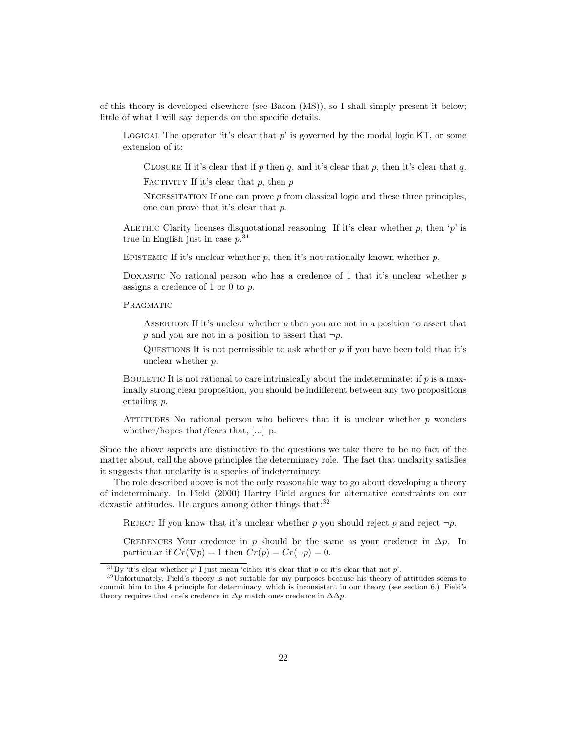of this theory is developed elsewhere (see Bacon (MS)), so I shall simply present it below; little of what I will say depends on the specific details.

> Logical The operator 'it's clear that $p$' is governed by the modal logic KT, or some extension of it:
>
> > Closure If it's clear that if $p$ then $q$, and it's clear that $p$, then it's clear that $q$.
> >
> > Factivity If it's clear that $p$, then $p$
> >
> > Necessitation If one can prove $p$ from classical logic and these three principles, one can prove that it's clear that $p$.
>
> Alethic Clarity licenses disquotational reasoning. If it's clear whether $p$, then '$p$' is true in English just in case $p$.[31]
>
> Epistemic If it's unclear whether $p$, then it's not rationally known whether $p$.
>
> Doxastic No rational person who has a credence of 1 that it's unclear whether $p$ assigns a credence of 1 or 0 to $p$.
>
> Pragmatic
>
> > Assertion If it's unclear whether $p$ then you are not in a position to assert that $p$ and you are not in a position to assert that $\neg p$.
> >
> > Questions It is not permissible to ask whether $p$ if you have been told that it's unclear whether $p$.
>
> Bouletic It is not rational to care intrinsically about the indeterminate: if $p$ is a maximally strong clear proposition, you should be indifferent between any two propositions entailing $p$.
>
> Attitudes No rational person who believes that it is unclear whether $p$ wonders whether/hopes that/fears that, [...] p.

Since the above aspects are distinctive to the questions we take there to be no fact of the matter about, call the above principles the determinacy role. The fact that unclarity satisfies it suggests that unclarity is a species of indeterminacy.

The role described above is not the only reasonable way to go about developing a theory of indeterminacy. In Field (2000) Hartry Field argues for alternative constraints on our doxastic attitudes. He argues among other things that:[32]

> Reject If you know that it's unclear whether $p$ you should reject $p$ and reject $\neg p$.
>
> Credences Your credence in $p$ should be the same as your credence in $\Delta p$. In particular if $Cr(\nabla p) = 1$ then $Cr(p) = Cr(\neg p) = 0$.

[31] By 'it's clear whether $p$' I just mean 'either it's clear that $p$ or it's clear that not $p$'.

[32] Unfortunately, Field's theory is not suitable for my purposes because his theory of attitudes seems to commit him to the 4 principle for determinacy, which is inconsistent in our theory (see section 6.) Field's theory requires that one's credence in $\Delta p$ match ones credence in $\Delta\Delta p$.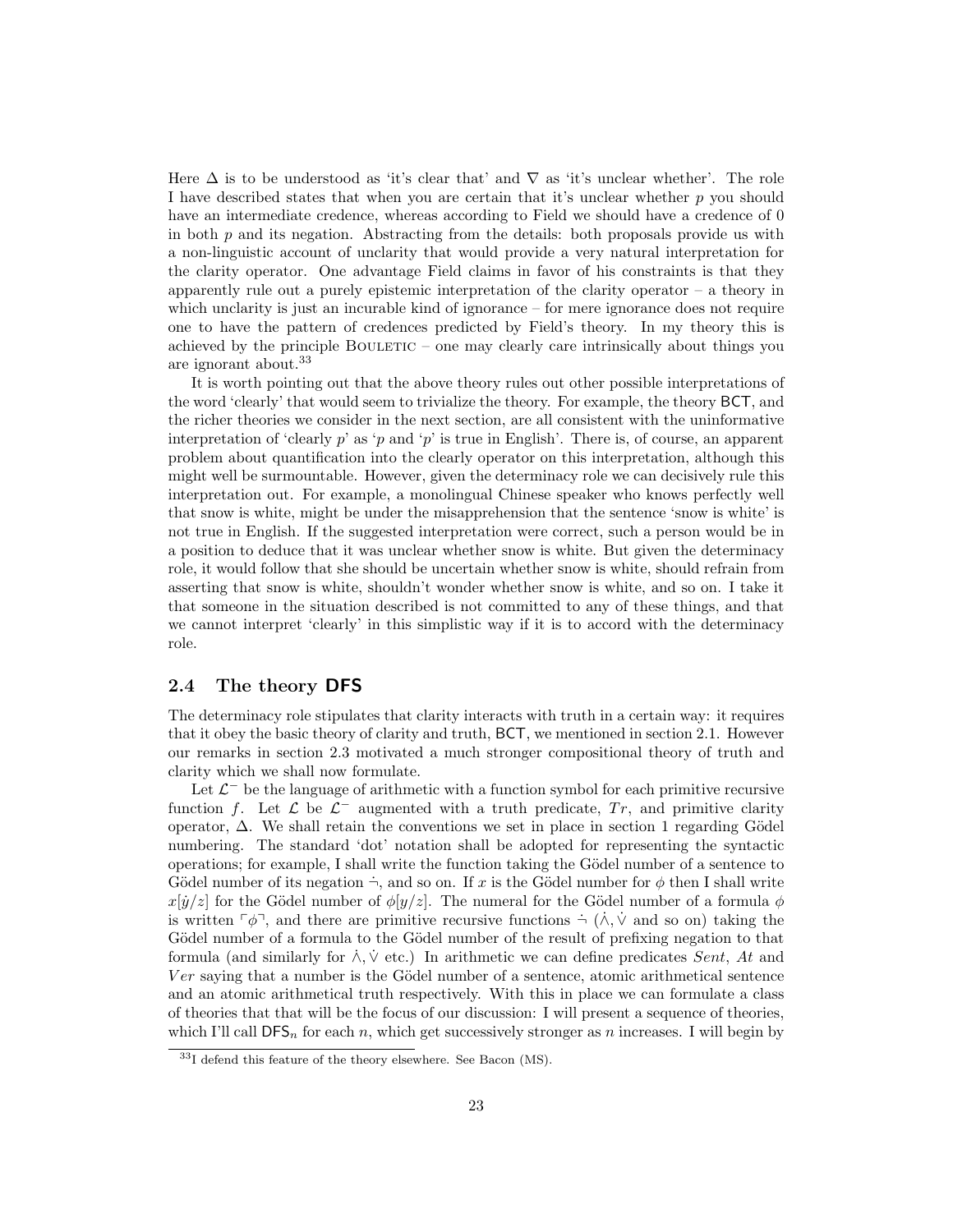Here $\Delta$ is to be understood as 'it's clear that' and $\nabla$ as 'it's unclear whether'. The role I have described states that when you are certain that it's unclear whether $p$ you should have an intermediate credence, whereas according to Field we should have a credence of 0 in both $p$ and its negation. Abstracting from the details: both proposals provide us with a non-linguistic account of unclarity that would provide a very natural interpretation for the clarity operator. One advantage Field claims in favor of his constraints is that they apparently rule out a purely epistemic interpretation of the clarity operator – a theory in which unclarity is just an incurable kind of ignorance – for mere ignorance does not require one to have the pattern of credences predicted by Field's theory. In my theory this is achieved by the principle BOULETIC – one may clearly care intrinsically about things you are ignorant about.[33]

It is worth pointing out that the above theory rules out other possible interpretations of the word 'clearly' that would seem to trivialize the theory. For example, the theory BCT, and the richer theories we consider in the next section, are all consistent with the uninformative interpretation of 'clearly $p$' as '$p$ and '$p$' is true in English'. There is, of course, an apparent problem about quantification into the clearly operator on this interpretation, although this might well be surmountable. However, given the determinacy role we can decisively rule this interpretation out. For example, a monolingual Chinese speaker who knows perfectly well that snow is white, might be under the misapprehension that the sentence 'snow is white' is not true in English. If the suggested interpretation were correct, such a person would be in a position to deduce that it was unclear whether snow is white. But given the determinacy role, it would follow that she should be uncertain whether snow is white, should refrain from asserting that snow is white, shouldn't wonder whether snow is white, and so on. I take it that someone in the situation described is not committed to any of these things, and that we cannot interpret 'clearly' in this simplistic way if it is to accord with the determinacy role.

## 2.4 The theory DFS

The determinacy role stipulates that clarity interacts with truth in a certain way: it requires that it obey the basic theory of clarity and truth, BCT, we mentioned in section 2.1. However our remarks in section 2.3 motivated a much stronger compositional theory of truth and clarity which we shall now formulate.

Let $\mathcal{L}^-$ be the language of arithmetic with a function symbol for each primitive recursive function $f$. Let $\mathcal{L}$ be $\mathcal{L}^-$ augmented with a truth predicate, $Tr$, and primitive clarity operator, $\Delta$. We shall retain the conventions we set in place in section 1 regarding Gödel numbering. The standard 'dot' notation shall be adopted for representing the syntactic operations; for example, I shall write the function taking the Gödel number of a sentence to Gödel number of its negation $\dot\neg$, and so on. If $x$ is the Gödel number for $\phi$ then I shall write $x[\dot{y}/z]$ for the Gödel number of $\phi[y/z]$. The numeral for the Gödel number of a formula $\phi$ is written $\ulcorner\phi\urcorner$, and there are primitive recursive functions $\dot\neg$ ($\dot\wedge, \dot\vee$ and so on) taking the Gödel number of a formula to the Gödel number of the result of prefixing negation to that formula (and similarly for $\dot\wedge, \dot\vee$ etc.) In arithmetic we can define predicates $Sent$, $At$ and $Ver$ saying that a number is the Gödel number of a sentence, atomic arithmetical sentence and an atomic arithmetical truth respectively. With this in place we can formulate a class of theories that that will be the focus of our discussion: I will present a sequence of theories, which I'll call $\mathsf{DFS}_n$ for each $n$, which get successively stronger as $n$ increases. I will begin by

[33] I defend this feature of the theory elsewhere. See Bacon (MS).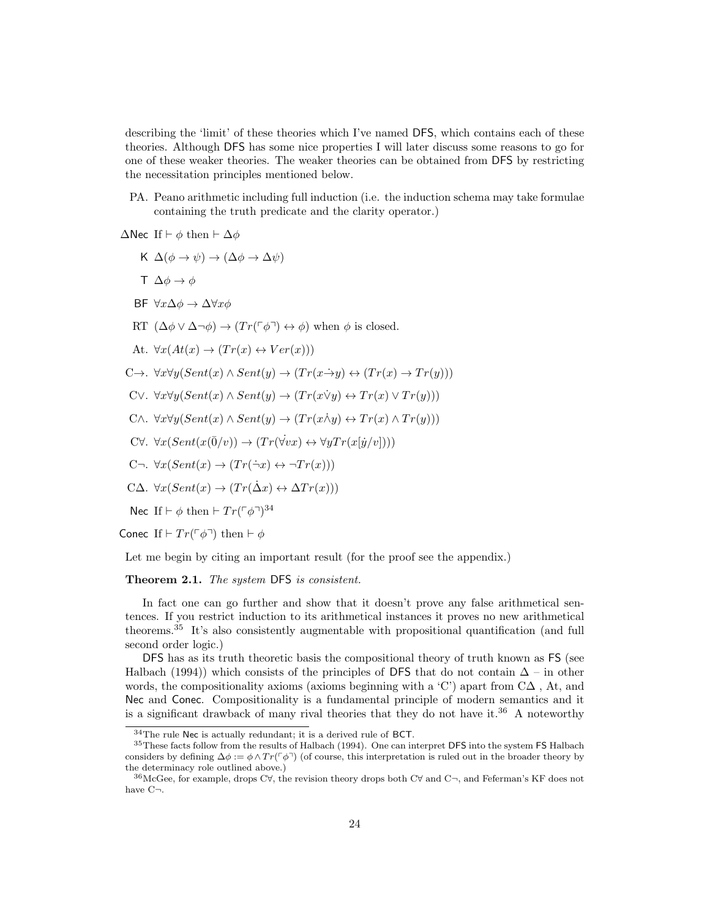describing the 'limit' of these theories which I've named DFS, which contains each of these theories. Although DFS has some nice properties I will later discuss some reasons to go for one of these weaker theories. The weaker theories can be obtained from DFS by restricting the necessitation principles mentioned below.

- PA. Peano arithmetic including full induction (i.e. the induction schema may take formulae containing the truth predicate and the clarity operator.)
- $\Delta$Nec If $\vdash \phi$ then $\vdash \Delta\phi$
- K $\Delta(\phi \to \psi) \to (\Delta\phi \to \Delta\psi)$
- T $\Delta\phi \to \phi$
- BF $\forall x \Delta\phi \to \Delta\forall x\phi$
- RT $(\Delta\phi \vee \Delta\neg\phi) \to (Tr(\ulcorner\phi\urcorner) \leftrightarrow \phi)$ when $\phi$ is closed.
- At. $\forall x(At(x) \to (Tr(x) \leftrightarrow Ver(x)))$
- C$\to$. $\forall x\forall y(Sent(x) \wedge Sent(y) \to (Tr(x \dot{\to} y) \leftrightarrow (Tr(x) \to Tr(y)))$
- C$\vee$. $\forall x\forall y(Sent(x) \wedge Sent(y) \to (Tr(x \dot{\vee} y) \leftrightarrow Tr(x) \vee Tr(y)))$
- C$\wedge$. $\forall x\forall y(Sent(x) \wedge Sent(y) \to (Tr(x \dot{\wedge} y) \leftrightarrow Tr(x) \wedge Tr(y)))$
- C$\forall$. $\forall x(Sent(x(\bar{0}/v)) \to (Tr(\dot{\forall} vx) \leftrightarrow \forall y Tr(x[\dot{y}/v])))$
- C$\neg$. $\forall x(Sent(x) \to (Tr(\dot{\neg} x) \leftrightarrow \neg Tr(x)))$
- C$\Delta$. $\forall x(Sent(x) \to (Tr(\dot{\Delta} x) \leftrightarrow \Delta Tr(x)))$
- Nec If $\vdash \phi$ then $\vdash Tr(\ulcorner\phi\urcorner)$[34]
- Conec If $\vdash Tr(\ulcorner\phi\urcorner)$ then $\vdash \phi$

Let me begin by citing an important result (for the proof see the appendix.)

**Theorem 2.1.** *The system* DFS *is consistent.*

In fact one can go further and show that it doesn't prove any false arithmetical sentences. If you restrict induction to its arithmetical instances it proves no new arithmetical theorems.[35] It's also consistently augmentable with propositional quantification (and full second order logic.)

DFS has as its truth theoretic basis the compositional theory of truth known as FS (see Halbach (1994)) which consists of the principles of DFS that do not contain $\Delta$ – in other words, the compositionality axioms (axioms beginning with a 'C') apart from C$\Delta$ , At, and Nec and Conec. Compositionality is a fundamental principle of modern semantics and it is a significant drawback of many rival theories that they do not have it.[36] A noteworthy

---

[34] The rule Nec is actually redundant; it is a derived rule of BCT.

[35] These facts follow from the results of Halbach (1994). One can interpret DFS into the system FS Halbach considers by defining $\Delta\phi := \phi \wedge Tr(\ulcorner\phi\urcorner)$ (of course, this interpretation is ruled out in the broader theory by the determinacy role outlined above.)

[36] McGee, for example, drops C$\forall$, the revision theory drops both C$\forall$ and C$\neg$, and Feferman's KF does not have C$\neg$.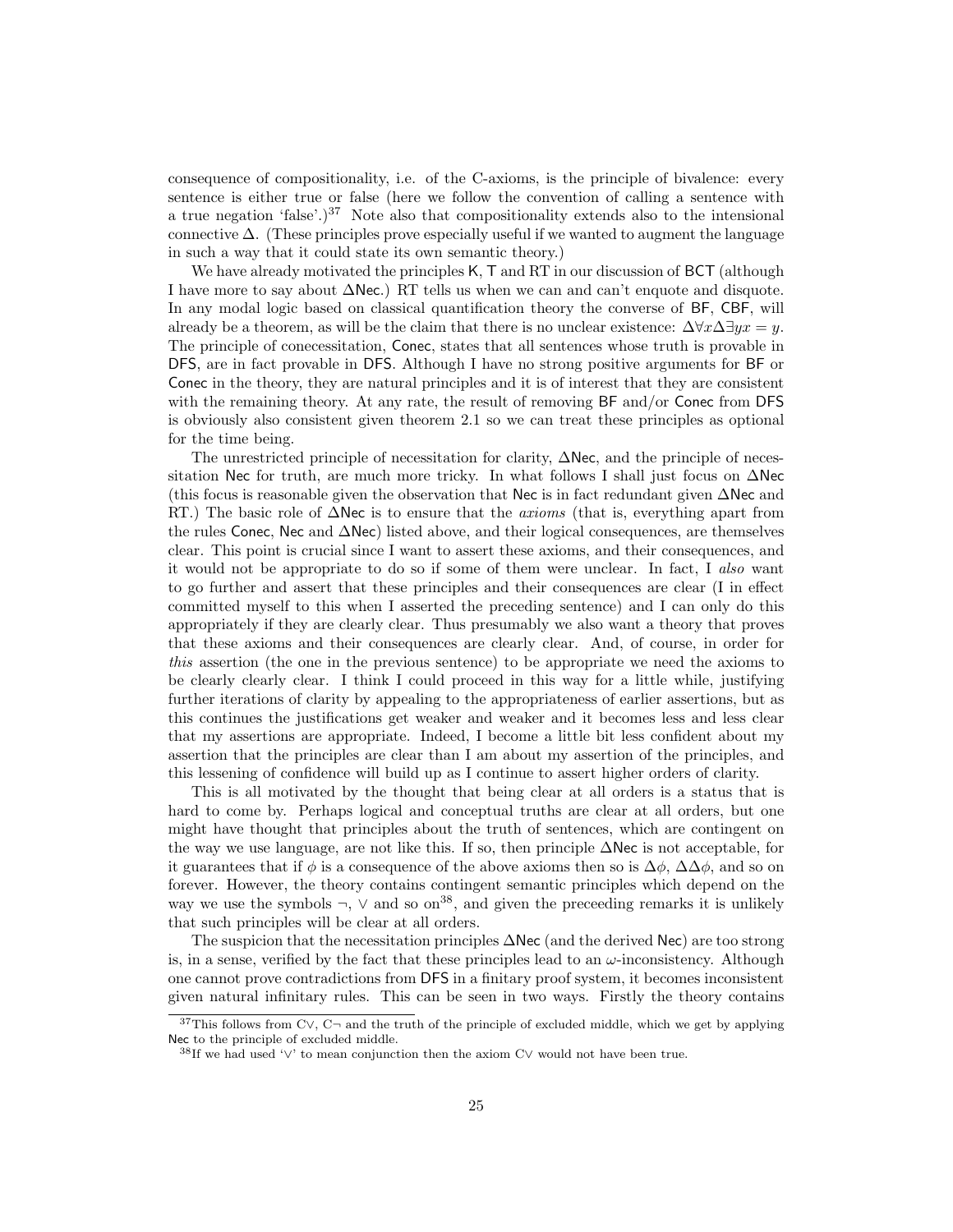consequence of compositionality, i.e. of the C-axioms, is the principle of bivalence: every sentence is either true or false (here we follow the convention of calling a sentence with a true negation 'false'.)[37] Note also that compositionality extends also to the intensional connective $\Delta$. (These principles prove especially useful if we wanted to augment the language in such a way that it could state its own semantic theory.)

We have already motivated the principles K, T and RT in our discussion of BCT (although I have more to say about $\Delta$Nec.) RT tells us when we can and can't enquote and disquote. In any modal logic based on classical quantification theory the converse of BF, CBF, will already be a theorem, as will be the claim that there is no unclear existence: $\Delta\forall x\Delta\exists yx = y$. The principle of conecessitation, Conec, states that all sentences whose truth is provable in DFS, are in fact provable in DFS. Although I have no strong positive arguments for BF or Conec in the theory, they are natural principles and it is of interest that they are consistent with the remaining theory. At any rate, the result of removing BF and/or Conec from DFS is obviously also consistent given theorem 2.1 so we can treat these principles as optional for the time being.

The unrestricted principle of necessitation for clarity, $\Delta$Nec, and the principle of necessitation Nec for truth, are much more tricky. In what follows I shall just focus on $\Delta$Nec (this focus is reasonable given the observation that Nec is in fact redundant given $\Delta$Nec and RT.) The basic role of $\Delta$Nec is to ensure that the *axioms* (that is, everything apart from the rules Conec, Nec and $\Delta$Nec) listed above, and their logical consequences, are themselves clear. This point is crucial since I want to assert these axioms, and their consequences, and it would not be appropriate to do so if some of them were unclear. In fact, I *also* want to go further and assert that these principles and their consequences are clear (I in effect committed myself to this when I asserted the preceding sentence) and I can only do this appropriately if they are clearly clear. Thus presumably we also want a theory that proves that these axioms and their consequences are clearly clear. And, of course, in order for *this* assertion (the one in the previous sentence) to be appropriate we need the axioms to be clearly clearly clear. I think I could proceed in this way for a little while, justifying further iterations of clarity by appealing to the appropriateness of earlier assertions, but as this continues the justifications get weaker and weaker and it becomes less and less clear that my assertions are appropriate. Indeed, I become a little bit less confident about my assertion that the principles are clear than I am about my assertion of the principles, and this lessening of confidence will build up as I continue to assert higher orders of clarity.

This is all motivated by the thought that being clear at all orders is a status that is hard to come by. Perhaps logical and conceptual truths are clear at all orders, but one might have thought that principles about the truth of sentences, which are contingent on the way we use language, are not like this. If so, then principle $\Delta$Nec is not acceptable, for it guarantees that if $\phi$ is a consequence of the above axioms then so is $\Delta\phi$, $\Delta\Delta\phi$, and so on forever. However, the theory contains contingent semantic principles which depend on the way we use the symbols $\neg$, $\vee$ and so on[38], and given the preceeding remarks it is unlikely that such principles will be clear at all orders.

The suspicion that the necessitation principles $\Delta$Nec (and the derived Nec) are too strong is, in a sense, verified by the fact that these principles lead to an $\omega$-inconsistency. Although one cannot prove contradictions from DFS in a finitary proof system, it becomes inconsistent given natural infinitary rules. This can be seen in two ways. Firstly the theory contains

[37] This follows from C$\vee$, C$\neg$ and the truth of the principle of excluded middle, which we get by applying Nec to the principle of excluded middle.

[38] If we had used '$\vee$' to mean conjunction then the axiom C$\vee$ would not have been true.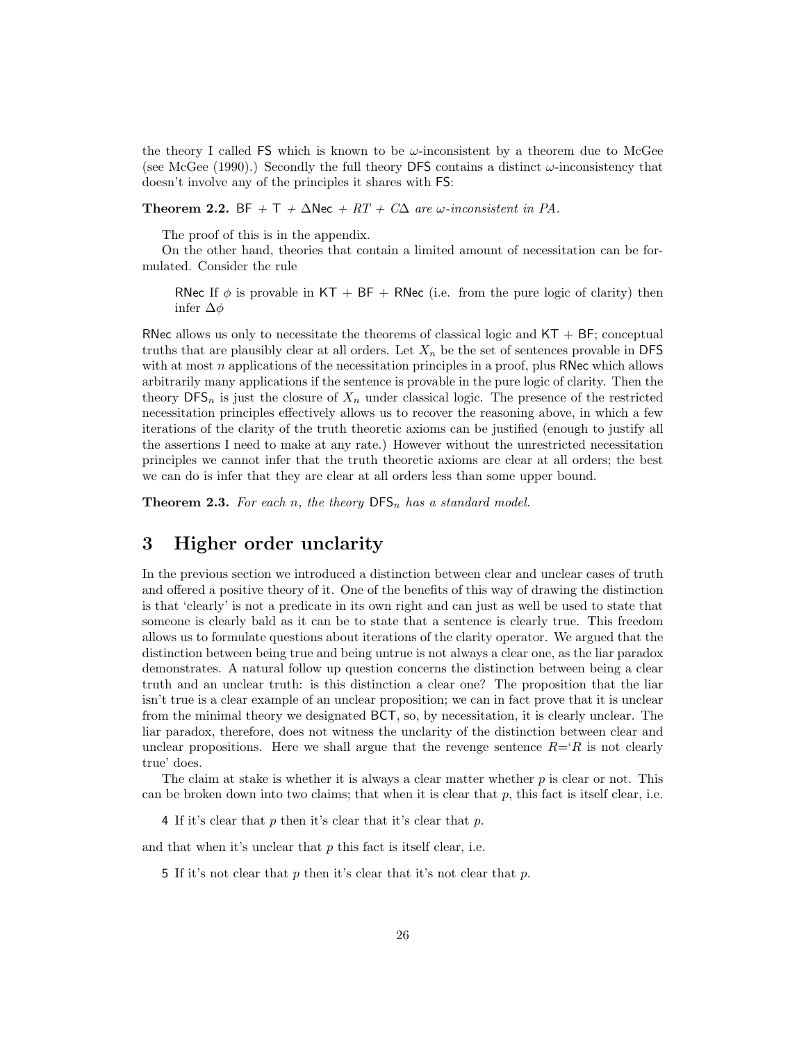the theory I called FS which is known to be $\omega$-inconsistent by a theorem due to McGee (see McGee (1990).) Secondly the full theory DFS contains a distinct $\omega$-inconsistency that doesn't involve any of the principles it shares with FS:

**Theorem 2.2.** *BF + T + $\Delta$Nec + $RT$ + $C\Delta$ are $\omega$-inconsistent in PA.*

The proof of this is in the appendix.

On the other hand, theories that contain a limited amount of necessitation can be formulated. Consider the rule

> RNec If $\phi$ is provable in KT + BF + RNec (i.e. from the pure logic of clarity) then infer $\Delta\phi$

RNec allows us only to necessitate the theorems of classical logic and KT + BF; conceptual truths that are plausibly clear at all orders. Let $X_n$ be the set of sentences provable in DFS with at most $n$ applications of the necessitation principles in a proof, plus RNec which allows arbitrarily many applications if the sentence is provable in the pure logic of clarity. Then the theory $\mathsf{DFS}_n$ is just the closure of $X_n$ under classical logic. The presence of the restricted necessitation principles effectively allows us to recover the reasoning above, in which a few iterations of the clarity of the truth theoretic axioms can be justified (enough to justify all the assertions I need to make at any rate.) However without the unrestricted necessitation principles we cannot infer that the truth theoretic axioms are clear at all orders; the best we can do is infer that they are clear at all orders less than some upper bound.

**Theorem 2.3.** *For each $n$, the theory $\mathsf{DFS}_n$ has a standard model.*

# 3 Higher order unclarity

In the previous section we introduced a distinction between clear and unclear cases of truth and offered a positive theory of it. One of the benefits of this way of drawing the distinction is that 'clearly' is not a predicate in its own right and can just as well be used to state that someone is clearly bald as it can be to state that a sentence is clearly true. This freedom allows us to formulate questions about iterations of the clarity operator. We argued that the distinction between being true and being untrue is not always a clear one, as the liar paradox demonstrates. A natural follow up question concerns the distinction between being a clear truth and an unclear truth: is this distinction a clear one? The proposition that the liar isn't true is a clear example of an unclear proposition; we can in fact prove that it is unclear from the minimal theory we designated BCT, so, by necessitation, it is clearly unclear. The liar paradox, therefore, does not witness the unclarity of the distinction between clear and unclear propositions. Here we shall argue that the revenge sentence $R$='$R$ is not clearly true' does.

The claim at stake is whether it is always a clear matter whether $p$ is clear or not. This can be broken down into two claims; that when it is clear that $p$, this fact is itself clear, i.e.

> 4 If it's clear that $p$ then it's clear that it's clear that $p$.

and that when it's unclear that $p$ this fact is itself clear, i.e.

> 5 If it's not clear that $p$ then it's clear that it's not clear that $p$.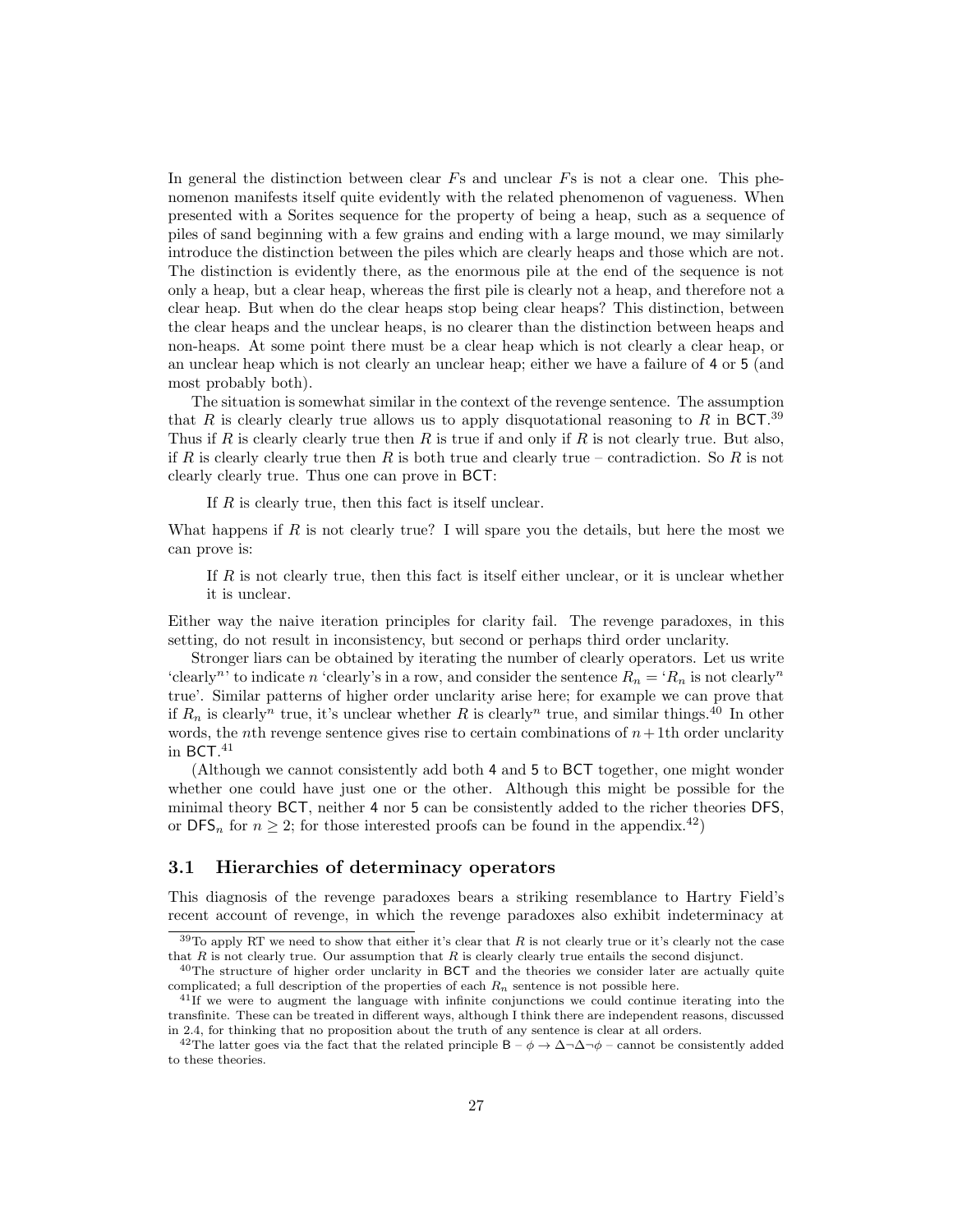In general the distinction between clear $F$s and unclear $F$s is not a clear one. This phenomenon manifests itself quite evidently with the related phenomenon of vagueness. When presented with a Sorites sequence for the property of being a heap, such as a sequence of piles of sand beginning with a few grains and ending with a large mound, we may similarly introduce the distinction between the piles which are clearly heaps and those which are not. The distinction is evidently there, as the enormous pile at the end of the sequence is not only a heap, but a clear heap, whereas the first pile is clearly not a heap, and therefore not a clear heap. But when do the clear heaps stop being clear heaps? This distinction, between the clear heaps and the unclear heaps, is no clearer than the distinction between heaps and non-heaps. At some point there must be a clear heap which is not clearly a clear heap, or an unclear heap which is not clearly an unclear heap; either we have a failure of 4 or 5 (and most probably both).

The situation is somewhat similar in the context of the revenge sentence. The assumption that $R$ is clearly clearly true allows us to apply disquotational reasoning to $R$ in BCT.[39] Thus if $R$ is clearly clearly true then $R$ is true if and only if $R$ is not clearly true. But also, if $R$ is clearly clearly true then $R$ is both true and clearly true – contradiction. So $R$ is not clearly clearly true. Thus one can prove in BCT:

> If $R$ is clearly true, then this fact is itself unclear.

What happens if $R$ is not clearly true? I will spare you the details, but here the most we can prove is:

> If $R$ is not clearly true, then this fact is itself either unclear, or it is unclear whether it is unclear.

Either way the naive iteration principles for clarity fail. The revenge paradoxes, in this setting, do not result in inconsistency, but second or perhaps third order unclarity.

Stronger liars can be obtained by iterating the number of clearly operators. Let us write 'clearly$^n$' to indicate $n$ 'clearly's in a row, and consider the sentence $R_n$ = '$R_n$ is not clearly$^n$ true'. Similar patterns of higher order unclarity arise here; for example we can prove that if $R_n$ is clearly$^n$ true, it's unclear whether $R$ is clearly$^n$ true, and similar things.[40] In other words, the $n$th revenge sentence gives rise to certain combinations of $n+1$th order unclarity in BCT.[41]

(Although we cannot consistently add both 4 and 5 to BCT together, one might wonder whether one could have just one or the other. Although this might be possible for the minimal theory BCT, neither 4 nor 5 can be consistently added to the richer theories DFS, or $\mathsf{DFS}_n$ for $n \geq 2$; for those interested proofs can be found in the appendix.[42])

### 3.1 Hierarchies of determinacy operators

This diagnosis of the revenge paradoxes bears a striking resemblance to Hartry Field's recent account of revenge, in which the revenge paradoxes also exhibit indeterminacy at

---

[39] To apply RT we need to show that either it's clear that $R$ is not clearly true or it's clearly not the case that $R$ is not clearly true. Our assumption that $R$ is clearly clearly true entails the second disjunct.

[40] The structure of higher order unclarity in BCT and the theories we consider later are actually quite complicated; a full description of the properties of each $R_n$ sentence is not possible here.

[41] If we were to augment the language with infinite conjunctions we could continue iterating into the transfinite. These can be treated in different ways, although I think there are independent reasons, discussed in 2.4, for thinking that no proposition about the truth of any sentence is clear at all orders.

[42] The latter goes via the fact that the related principle B – $\phi \to \Delta\neg\Delta\neg\phi$ – cannot be consistently added to these theories.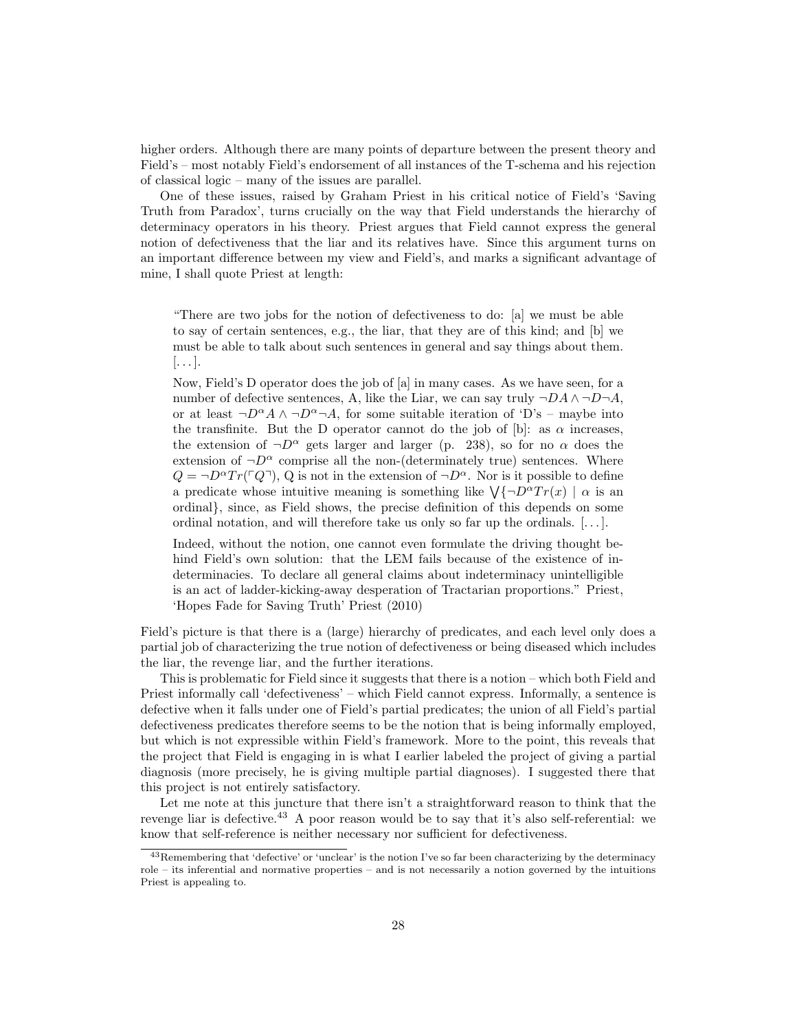higher orders. Although there are many points of departure between the present theory and Field's – most notably Field's endorsement of all instances of the T-schema and his rejection of classical logic – many of the issues are parallel.

One of these issues, raised by Graham Priest in his critical notice of Field's 'Saving Truth from Paradox', turns crucially on the way that Field understands the hierarchy of determinacy operators in his theory. Priest argues that Field cannot express the general notion of defectiveness that the liar and its relatives have. Since this argument turns on an important difference between my view and Field's, and marks a significant advantage of mine, I shall quote Priest at length:

> "There are two jobs for the notion of defectiveness to do: [a] we must be able to say of certain sentences, e.g., the liar, that they are of this kind; and [b] we must be able to talk about such sentences in general and say things about them. [...].
>
> Now, Field's D operator does the job of [a] in many cases. As we have seen, for a number of defective sentences, A, like the Liar, we can say truly $\neg DA \wedge \neg D\neg A$, or at least $\neg D^{\alpha}A \wedge \neg D^{\alpha}\neg A$, for some suitable iteration of 'D's – maybe into the transfinite. But the D operator cannot do the job of [b]: as $\alpha$ increases, the extension of $\neg D^{\alpha}$ gets larger and larger (p. 238), so for no $\alpha$ does the extension of $\neg D^{\alpha}$ comprise all the non-(determinately true) sentences. Where $Q = \neg D^{\alpha}Tr(\ulcorner Q \urcorner)$, Q is not in the extension of $\neg D^{\alpha}$. Nor is it possible to define a predicate whose intuitive meaning is something like $\bigvee\{\neg D^{\alpha}Tr(x) \mid \alpha \text{ is an ordinal}\}$, since, as Field shows, the precise definition of this depends on some ordinal notation, and will therefore take us only so far up the ordinals. [...].
>
> Indeed, without the notion, one cannot even formulate the driving thought behind Field's own solution: that the LEM fails because of the existence of indeterminacies. To declare all general claims about indeterminacy unintelligible is an act of ladder-kicking-away desperation of Tractarian proportions." Priest, 'Hopes Fade for Saving Truth' Priest (2010)

Field's picture is that there is a (large) hierarchy of predicates, and each level only does a partial job of characterizing the true notion of defectiveness or being diseased which includes the liar, the revenge liar, and the further iterations.

This is problematic for Field since it suggests that there is a notion – which both Field and Priest informally call 'defectiveness' – which Field cannot express. Informally, a sentence is defective when it falls under one of Field's partial predicates; the union of all Field's partial defectiveness predicates therefore seems to be the notion that is being informally employed, but which is not expressible within Field's framework. More to the point, this reveals that the project that Field is engaging in is what I earlier labeled the project of giving a partial diagnosis (more precisely, he is giving multiple partial diagnoses). I suggested there that this project is not entirely satisfactory.

Let me note at this juncture that there isn't a straightforward reason to think that the revenge liar is defective.[43] A poor reason would be to say that it's also self-referential: we know that self-reference is neither necessary nor sufficient for defectiveness.

[43] Remembering that 'defective' or 'unclear' is the notion I've so far been characterizing by the determinacy role – its inferential and normative properties – and is not necessarily a notion governed by the intuitions Priest is appealing to.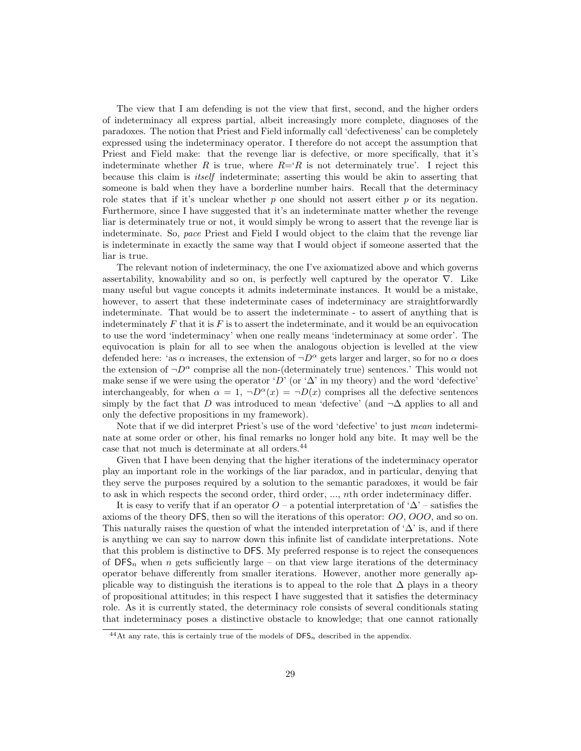The view that I am defending is not the view that first, second, and the higher orders of indeterminacy all express partial, albeit increasingly more complete, diagnoses of the paradoxes. The notion that Priest and Field informally call 'defectiveness' can be completely expressed using the indeterminacy operator. I therefore do not accept the assumption that Priest and Field make: that the revenge liar is defective, or more specifically, that it's indeterminate whether $R$ is true, where $R$='$R$ is not determinately true'. I reject this because this claim is *itself* indeterminate; asserting this would be akin to asserting that someone is bald when they have a borderline number hairs. Recall that the determinacy role states that if it's unclear whether $p$ one should not assert either $p$ or its negation. Furthermore, since I have suggested that it's an indeterminate matter whether the revenge liar is determinately true or not, it would simply be wrong to assert that the revenge liar is indeterminate. So, *pace* Priest and Field I would object to the claim that the revenge liar is indeterminate in exactly the same way that I would object if someone asserted that the liar is true.

The relevant notion of indeterminacy, the one I've axiomatized above and which governs assertability, knowability and so on, is perfectly well captured by the operator $\nabla$. Like many useful but vague concepts it admits indeterminate instances. It would be a mistake, however, to assert that these indeterminate cases of indeterminacy are straightforwardly indeterminate. That would be to assert the indeterminate - to assert of anything that is indeterminately $F$ that it is $F$ is to assert the indeterminate, and it would be an equivocation to use the word 'indeterminacy' when one really means 'indeterminacy at some order'. The equivocation is plain for all to see when the analogous objection is levelled at the view defended here: 'as $\alpha$ increases, the extension of $\neg D^{\alpha}$ gets larger and larger, so for no $\alpha$ does the extension of $\neg D^{\alpha}$ comprise all the non-(determinately true) sentences.' This would not make sense if we were using the operator '$D$' (or '$\Delta$' in my theory) and the word 'defective' interchangeably, for when $\alpha = 1$, $\neg D^{\alpha}(x) = \neg D(x)$ comprises all the defective sentences simply by the fact that $D$ was introduced to mean 'defective' (and $\neg\Delta$ applies to all and only the defective propositions in my framework).

Note that if we did interpret Priest's use of the word 'defective' to just *mean* indeterminate at some order or other, his final remarks no longer hold any bite. It may well be the case that not much is determinate at all orders.[44]

Given that I have been denying that the higher iterations of the indeterminacy operator play an important role in the workings of the liar paradox, and in particular, denying that they serve the purposes required by a solution to the semantic paradoxes, it would be fair to ask in which respects the second order, third order, ..., $n$th order indeterminacy differ.

It is easy to verify that if an operator $O$ – a potential interpretation of '$\Delta$' – satisfies the axioms of the theory DFS, then so will the iterations of this operator: $OO$, $OOO$, and so on. This naturally raises the question of what the intended interpretation of '$\Delta$' is, and if there is anything we can say to narrow down this infinite list of candidate interpretations. Note that this problem is distinctive to DFS. My preferred response is to reject the consequences of $\mathsf{DFS}_n$ when $n$ gets sufficiently large – on that view large iterations of the determinacy operator behave differently from smaller iterations. However, another more generally applicable way to distinguish the iterations is to appeal to the role that $\Delta$ plays in a theory of propositional attitudes; in this respect I have suggested that it satisfies the determinacy role. As it is currently stated, the determinacy role consists of several conditionals stating that indeterminacy poses a distinctive obstacle to knowledge; that one cannot rationally

[44] At any rate, this is certainly true of the models of $\mathsf{DFS}_n$ described in the appendix.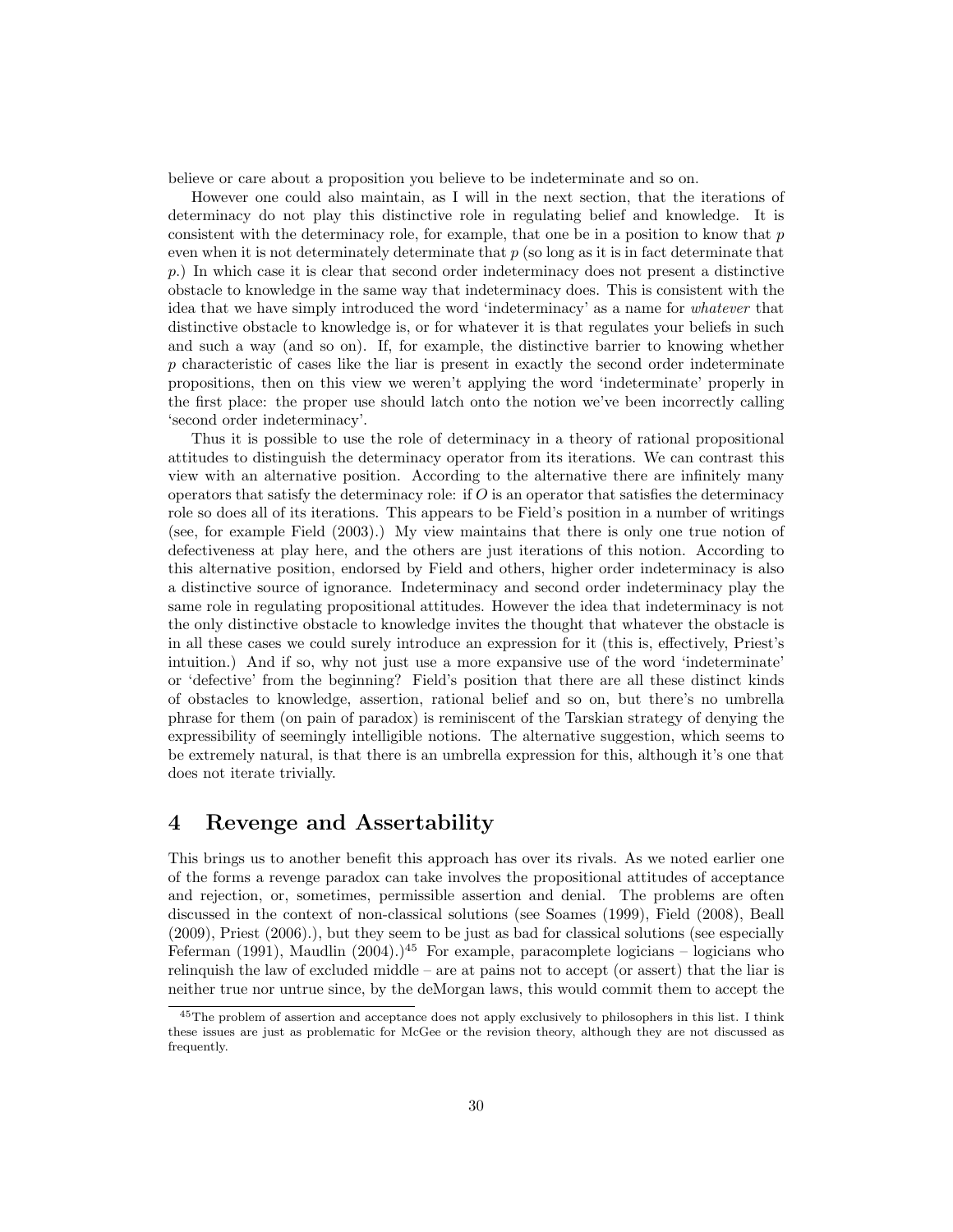believe or care about a proposition you believe to be indeterminate and so on.

However one could also maintain, as I will in the next section, that the iterations of determinacy do not play this distinctive role in regulating belief and knowledge. It is consistent with the determinacy role, for example, that one be in a position to know that $p$ even when it is not determinately determinate that $p$ (so long as it is in fact determinate that $p$.) In which case it is clear that second order indeterminacy does not present a distinctive obstacle to knowledge in the same way that indeterminacy does. This is consistent with the idea that we have simply introduced the word 'indeterminacy' as a name for *whatever* that distinctive obstacle to knowledge is, or for whatever it is that regulates your beliefs in such and such a way (and so on). If, for example, the distinctive barrier to knowing whether $p$ characteristic of cases like the liar is present in exactly the second order indeterminate propositions, then on this view we weren't applying the word 'indeterminate' properly in the first place: the proper use should latch onto the notion we've been incorrectly calling 'second order indeterminacy'.

Thus it is possible to use the role of determinacy in a theory of rational propositional attitudes to distinguish the determinacy operator from its iterations. We can contrast this view with an alternative position. According to the alternative there are infinitely many operators that satisfy the determinacy role: if $O$ is an operator that satisfies the determinacy role so does all of its iterations. This appears to be Field's position in a number of writings (see, for example Field (2003).) My view maintains that there is only one true notion of defectiveness at play here, and the others are just iterations of this notion. According to this alternative position, endorsed by Field and others, higher order indeterminacy is also a distinctive source of ignorance. Indeterminacy and second order indeterminacy play the same role in regulating propositional attitudes. However the idea that indeterminacy is not the only distinctive obstacle to knowledge invites the thought that whatever the obstacle is in all these cases we could surely introduce an expression for it (this is, effectively, Priest's intuition.) And if so, why not just use a more expansive use of the word 'indeterminate' or 'defective' from the beginning? Field's position that there are all these distinct kinds of obstacles to knowledge, assertion, rational belief and so on, but there's no umbrella phrase for them (on pain of paradox) is reminiscent of the Tarskian strategy of denying the expressibility of seemingly intelligible notions. The alternative suggestion, which seems to be extremely natural, is that there is an umbrella expression for this, although it's one that does not iterate trivially.

# 4 Revenge and Assertability

This brings us to another benefit this approach has over its rivals. As we noted earlier one of the forms a revenge paradox can take involves the propositional attitudes of acceptance and rejection, or, sometimes, permissible assertion and denial. The problems are often discussed in the context of non-classical solutions (see Soames (1999), Field (2008), Beall (2009), Priest (2006).), but they seem to be just as bad for classical solutions (see especially Feferman (1991), Maudlin (2004).)[45] For example, paracomplete logicians – logicians who relinquish the law of excluded middle – are at pains not to accept (or assert) that the liar is neither true nor untrue since, by the deMorgan laws, this would commit them to accept the

[45]The problem of assertion and acceptance does not apply exclusively to philosophers in this list. I think these issues are just as problematic for McGee or the revision theory, although they are not discussed as frequently.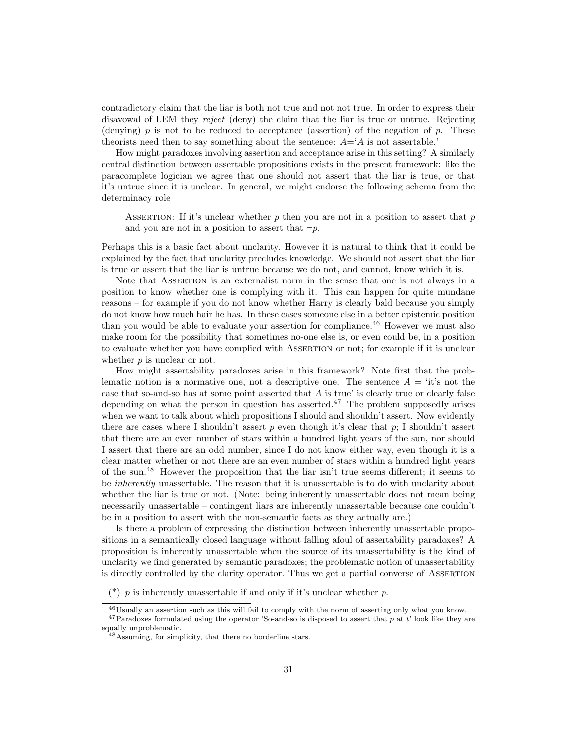contradictory claim that the liar is both not true and not not true. In order to express their disavowal of LEM they *reject* (deny) the claim that the liar is true or untrue. Rejecting (denying) $p$ is not to be reduced to acceptance (assertion) of the negation of $p$. These theorists need then to say something about the sentence: $A$='$A$ is not assertable.'

How might paradoxes involving assertion and acceptance arise in this setting? A similarly central distinction between assertable propositions exists in the present framework: like the paracomplete logician we agree that one should not assert that the liar is true, or that it's untrue since it is unclear. In general, we might endorse the following schema from the determinacy role

> Assertion: If it's unclear whether $p$ then you are not in a position to assert that $p$ and you are not in a position to assert that $\neg p$.

Perhaps this is a basic fact about unclarity. However it is natural to think that it could be explained by the fact that unclarity precludes knowledge. We should not assert that the liar is true or assert that the liar is untrue because we do not, and cannot, know which it is.

Note that Assertion is an externalist norm in the sense that one is not always in a position to know whether one is complying with it. This can happen for quite mundane reasons – for example if you do not know whether Harry is clearly bald because you simply do not know how much hair he has. In these cases someone else in a better epistemic position than you would be able to evaluate your assertion for compliance.[46] However we must also make room for the possibility that sometimes no-one else is, or even could be, in a position to evaluate whether you have complied with Assertion or not; for example if it is unclear whether $p$ is unclear or not.

How might assertability paradoxes arise in this framework? Note first that the problematic notion is a normative one, not a descriptive one. The sentence $A$ = 'it's not the case that so-and-so has at some point asserted that $A$ is true' is clearly true or clearly false depending on what the person in question has asserted.[47] The problem supposedly arises when we want to talk about which propositions I should and shouldn't assert. Now evidently there are cases where I shouldn't assert $p$ even though it's clear that $p$; I shouldn't assert that there are an even number of stars within a hundred light years of the sun, nor should I assert that there are an odd number, since I do not know either way, even though it is a clear matter whether or not there are an even number of stars within a hundred light years of the sun.[48] However the proposition that the liar isn't true seems different; it seems to be *inherently* unassertable. The reason that it is unassertable is to do with unclarity about whether the liar is true or not. (Note: being inherently unassertable does not mean being necessarily unassertable – contingent liars are inherently unassertable because one couldn't be in a position to assert with the non-semantic facts as they actually are.)

Is there a problem of expressing the distinction between inherently unassertable propositions in a semantically closed language without falling afoul of assertability paradoxes? A proposition is inherently unassertable when the source of its unassertability is the kind of unclarity we find generated by semantic paradoxes; the problematic notion of unassertability is directly controlled by the clarity operator. Thus we get a partial converse of Assertion

(*) $p$ is inherently unassertable if and only if it's unclear whether $p$.

---

[46] Usually an assertion such as this will fail to comply with the norm of asserting only what you know.

[47] Paradoxes formulated using the operator 'So-and-so is disposed to assert that $p$ at $t$' look like they are equally unproblematic.

[48] Assuming, for simplicity, that there no borderline stars.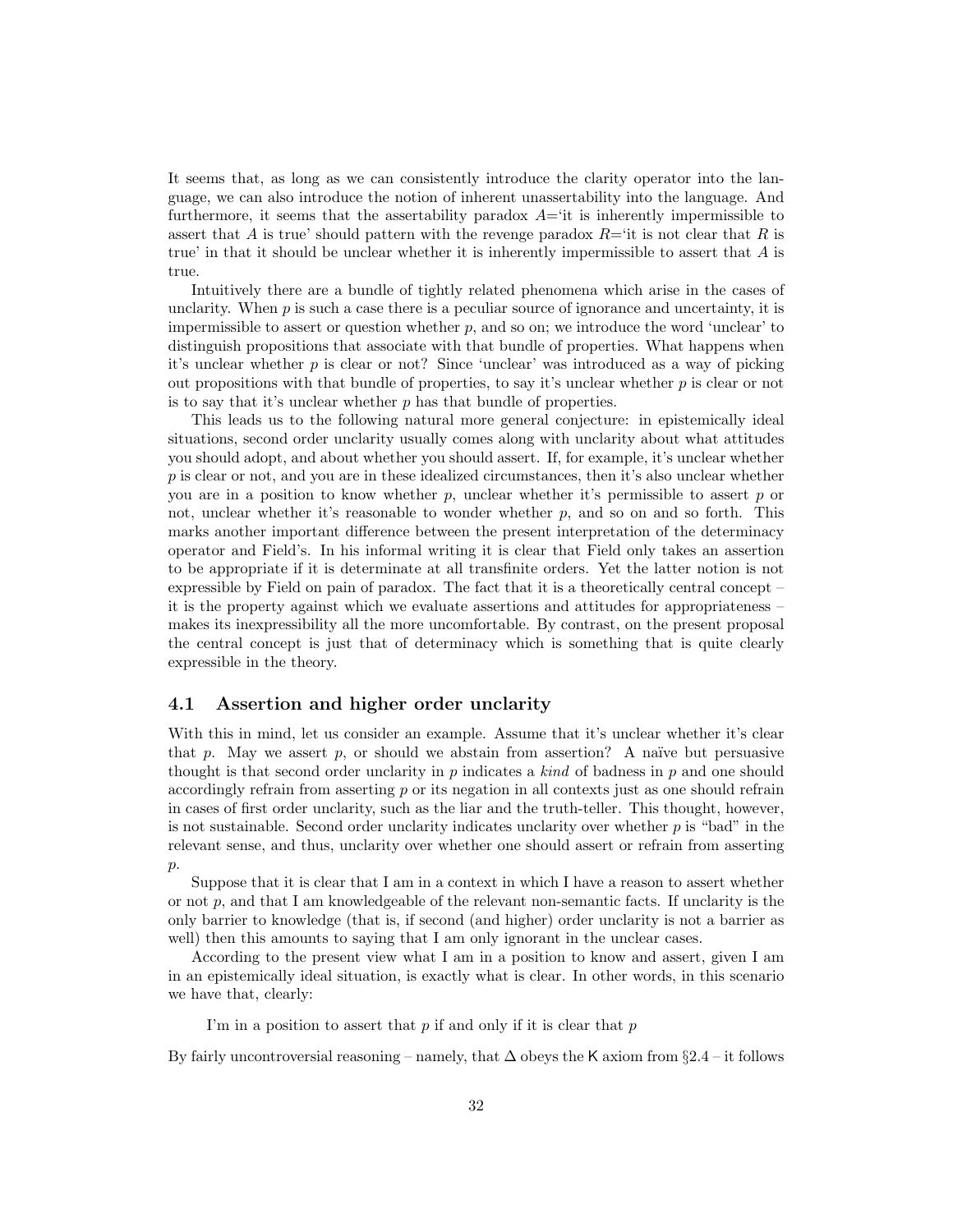It seems that, as long as we can consistently introduce the clarity operator into the language, we can also introduce the notion of inherent unassertability into the language. And furthermore, it seems that the assertability paradox $A$='it is inherently impermissible to assert that $A$ is true' should pattern with the revenge paradox $R$='it is not clear that $R$ is true' in that it should be unclear whether it is inherently impermissible to assert that $A$ is true.

Intuitively there are a bundle of tightly related phenomena which arise in the cases of unclarity. When $p$ is such a case there is a peculiar source of ignorance and uncertainty, it is impermissible to assert or question whether $p$, and so on; we introduce the word 'unclear' to distinguish propositions that associate with that bundle of properties. What happens when it's unclear whether $p$ is clear or not? Since 'unclear' was introduced as a way of picking out propositions with that bundle of properties, to say it's unclear whether $p$ is clear or not is to say that it's unclear whether $p$ has that bundle of properties.

This leads us to the following natural more general conjecture: in epistemically ideal situations, second order unclarity usually comes along with unclarity about what attitudes you should adopt, and about whether you should assert. If, for example, it's unclear whether $p$ is clear or not, and you are in these idealized circumstances, then it's also unclear whether you are in a position to know whether $p$, unclear whether it's permissible to assert $p$ or not, unclear whether it's reasonable to wonder whether $p$, and so on and so forth. This marks another important difference between the present interpretation of the determinacy operator and Field's. In his informal writing it is clear that Field only takes an assertion to be appropriate if it is determinate at all transfinite orders. Yet the latter notion is not expressible by Field on pain of paradox. The fact that it is a theoretically central concept – it is the property against which we evaluate assertions and attitudes for appropriateness – makes its inexpressibility all the more uncomfortable. By contrast, on the present proposal the central concept is just that of determinacy which is something that is quite clearly expressible in the theory.

### 4.1 Assertion and higher order unclarity

With this in mind, let us consider an example. Assume that it's unclear whether it's clear that $p$. May we assert $p$, or should we abstain from assertion? A naïve but persuasive thought is that second order unclarity in $p$ indicates a *kind* of badness in $p$ and one should accordingly refrain from asserting $p$ or its negation in all contexts just as one should refrain in cases of first order unclarity, such as the liar and the truth-teller. This thought, however, is not sustainable. Second order unclarity indicates unclarity over whether $p$ is "bad" in the relevant sense, and thus, unclarity over whether one should assert or refrain from asserting $p$.

Suppose that it is clear that I am in a context in which I have a reason to assert whether or not $p$, and that I am knowledgeable of the relevant non-semantic facts. If unclarity is the only barrier to knowledge (that is, if second (and higher) order unclarity is not a barrier as well) then this amounts to saying that I am only ignorant in the unclear cases.

According to the present view what I am in a position to know and assert, given I am in an epistemically ideal situation, is exactly what is clear. In other words, in this scenario we have that, clearly:

> I'm in a position to assert that $p$ if and only if it is clear that $p$

By fairly uncontroversial reasoning – namely, that $\Delta$ obeys the K axiom from §2.4 – it follows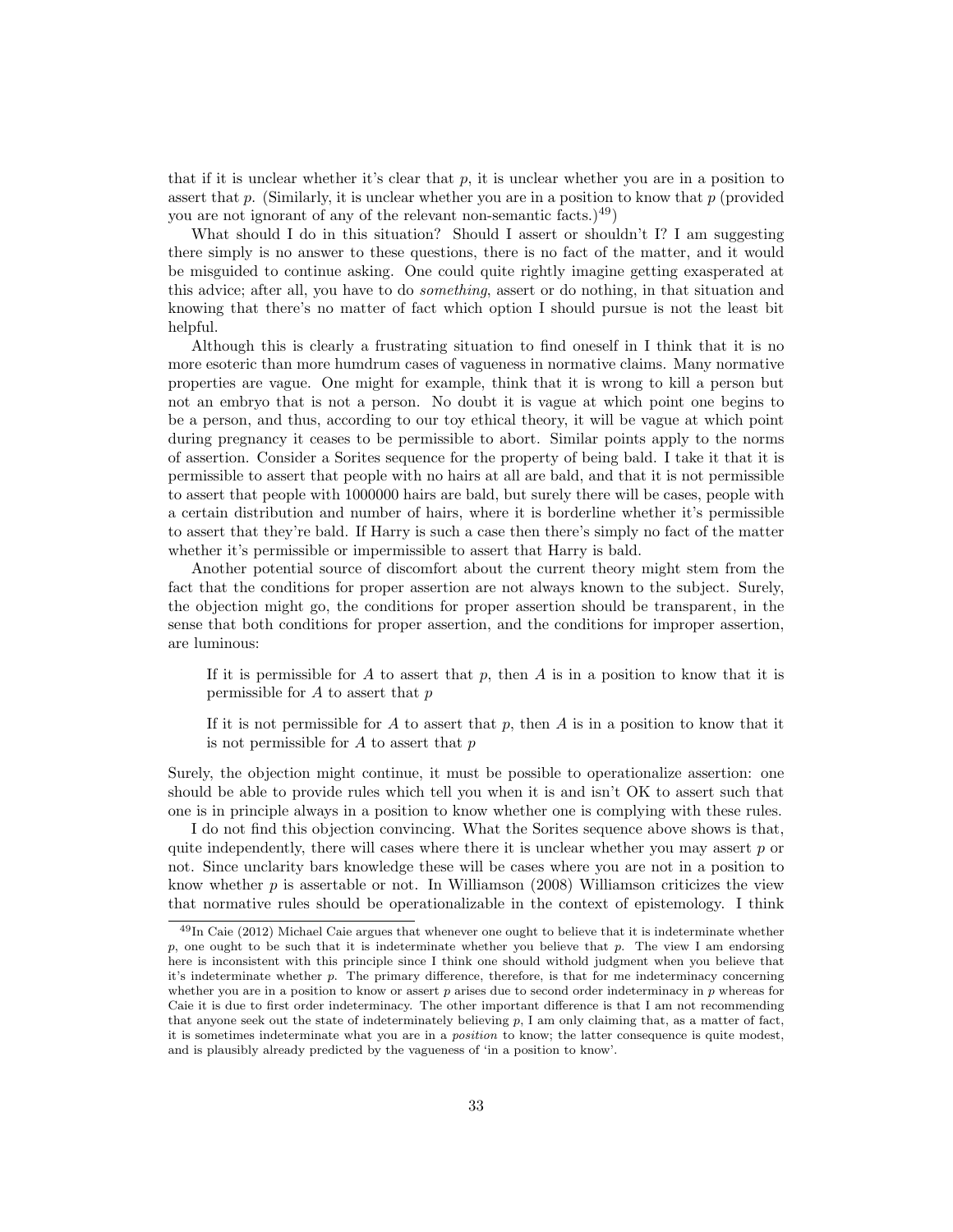that if it is unclear whether it's clear that $p$, it is unclear whether you are in a position to assert that $p$. (Similarly, it is unclear whether you are in a position to know that $p$ (provided you are not ignorant of any of the relevant non-semantic facts.)[49])

What should I do in this situation? Should I assert or shouldn't I? I am suggesting there simply is no answer to these questions, there is no fact of the matter, and it would be misguided to continue asking. One could quite rightly imagine getting exasperated at this advice; after all, you have to do *something*, assert or do nothing, in that situation and knowing that there's no matter of fact which option I should pursue is not the least bit helpful.

Although this is clearly a frustrating situation to find oneself in I think that it is no more esoteric than more humdrum cases of vagueness in normative claims. Many normative properties are vague. One might for example, think that it is wrong to kill a person but not an embryo that is not a person. No doubt it is vague at which point one begins to be a person, and thus, according to our toy ethical theory, it will be vague at which point during pregnancy it ceases to be permissible to abort. Similar points apply to the norms of assertion. Consider a Sorites sequence for the property of being bald. I take it that it is permissible to assert that people with no hairs at all are bald, and that it is not permissible to assert that people with 1000000 hairs are bald, but surely there will be cases, people with a certain distribution and number of hairs, where it is borderline whether it's permissible to assert that they're bald. If Harry is such a case then there's simply no fact of the matter whether it's permissible or impermissible to assert that Harry is bald.

Another potential source of discomfort about the current theory might stem from the fact that the conditions for proper assertion are not always known to the subject. Surely, the objection might go, the conditions for proper assertion should be transparent, in the sense that both conditions for proper assertion, and the conditions for improper assertion, are luminous:

> If it is permissible for $A$ to assert that $p$, then $A$ is in a position to know that it is permissible for $A$ to assert that $p$

> If it is not permissible for $A$ to assert that $p$, then $A$ is in a position to know that it is not permissible for $A$ to assert that $p$

Surely, the objection might continue, it must be possible to operationalize assertion: one should be able to provide rules which tell you when it is and isn't OK to assert such that one is in principle always in a position to know whether one is complying with these rules.

I do not find this objection convincing. What the Sorites sequence above shows is that, quite independently, there will cases where there it is unclear whether you may assert $p$ or not. Since unclarity bars knowledge these will be cases where you are not in a position to know whether $p$ is assertable or not. In Williamson (2008) Williamson criticizes the view that normative rules should be operationalizable in the context of epistemology. I think

---

[49] In Caie (2012) Michael Caie argues that whenever one ought to believe that it is indeterminate whether $p$, one ought to be such that it is indeterminate whether you believe that $p$. The view I am endorsing here is inconsistent with this principle since I think one should withold judgment when you believe that it's indeterminate whether $p$. The primary difference, therefore, is that for me indeterminacy concerning whether you are in a position to know or assert $p$ arises due to second order indeterminacy in $p$ whereas for Caie it is due to first order indeterminacy. The other important difference is that I am not recommending that anyone seek out the state of indeterminately believing $p$, I am only claiming that, as a matter of fact, it is sometimes indeterminate what you are in a *position* to know; the latter consequence is quite modest, and is plausibly already predicted by the vagueness of 'in a position to know'.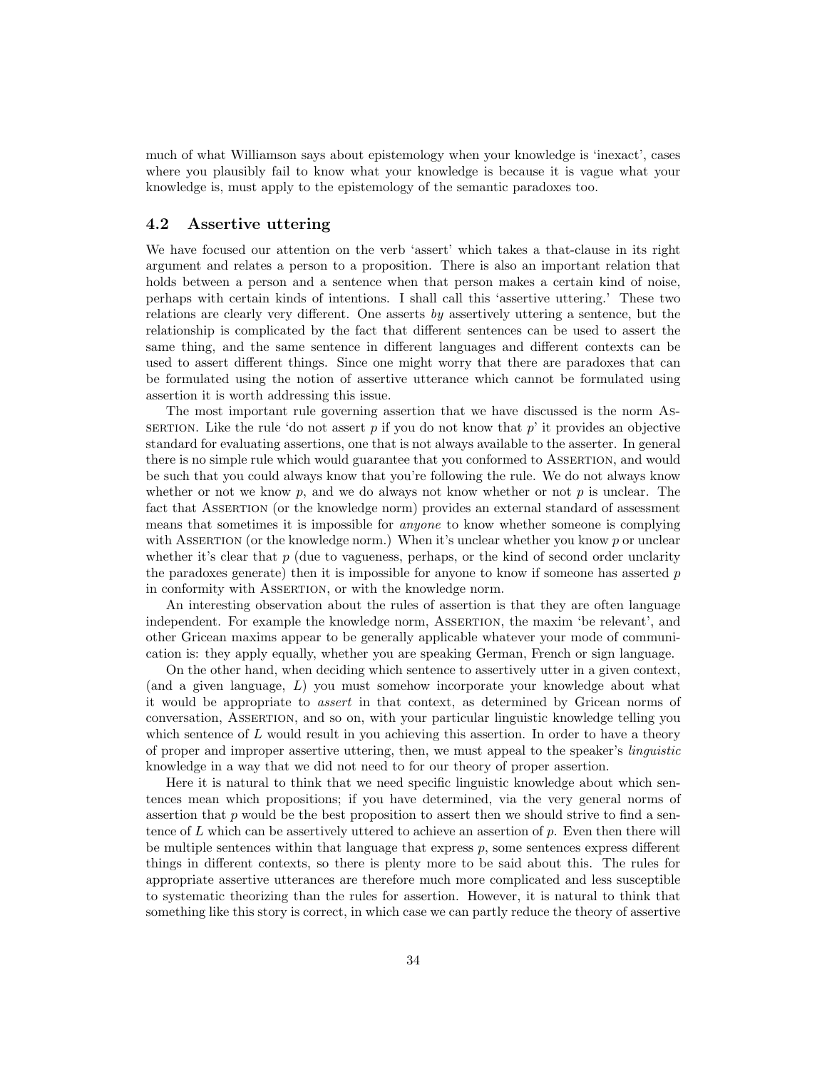much of what Williamson says about epistemology when your knowledge is 'inexact', cases where you plausibly fail to know what your knowledge is because it is vague what your knowledge is, must apply to the epistemology of the semantic paradoxes too.

### 4.2 Assertive uttering

We have focused our attention on the verb 'assert' which takes a that-clause in its right argument and relates a person to a proposition. There is also an important relation that holds between a person and a sentence when that person makes a certain kind of noise, perhaps with certain kinds of intentions. I shall call this 'assertive uttering.' These two relations are clearly very different. One asserts *by* assertively uttering a sentence, but the relationship is complicated by the fact that different sentences can be used to assert the same thing, and the same sentence in different languages and different contexts can be used to assert different things. Since one might worry that there are paradoxes that can be formulated using the notion of assertive utterance which cannot be formulated using assertion it is worth addressing this issue.

The most important rule governing assertion that we have discussed is the norm Assertion. Like the rule 'do not assert $p$ if you do not know that $p$' it provides an objective standard for evaluating assertions, one that is not always available to the asserter. In general there is no simple rule which would guarantee that you conformed to Assertion, and would be such that you could always know that you're following the rule. We do not always know whether or not we know $p$, and we do always not know whether or not $p$ is unclear. The fact that Assertion (or the knowledge norm) provides an external standard of assessment means that sometimes it is impossible for *anyone* to know whether someone is complying with Assertion (or the knowledge norm.) When it's unclear whether you know $p$ or unclear whether it's clear that $p$ (due to vagueness, perhaps, or the kind of second order unclarity the paradoxes generate) then it is impossible for anyone to know if someone has asserted $p$ in conformity with Assertion, or with the knowledge norm.

An interesting observation about the rules of assertion is that they are often language independent. For example the knowledge norm, Assertion, the maxim 'be relevant', and other Gricean maxims appear to be generally applicable whatever your mode of communication is: they apply equally, whether you are speaking German, French or sign language.

On the other hand, when deciding which sentence to assertively utter in a given context, (and a given language, $L$) you must somehow incorporate your knowledge about what it would be appropriate to *assert* in that context, as determined by Gricean norms of conversation, Assertion, and so on, with your particular linguistic knowledge telling you which sentence of $L$ would result in you achieving this assertion. In order to have a theory of proper and improper assertive uttering, then, we must appeal to the speaker's *linguistic* knowledge in a way that we did not need to for our theory of proper assertion.

Here it is natural to think that we need specific linguistic knowledge about which sentences mean which propositions; if you have determined, via the very general norms of assertion that $p$ would be the best proposition to assert then we should strive to find a sentence of $L$ which can be assertively uttered to achieve an assertion of $p$. Even then there will be multiple sentences within that language that express $p$, some sentences express different things in different contexts, so there is plenty more to be said about this. The rules for appropriate assertive utterances are therefore much more complicated and less susceptible to systematic theorizing than the rules for assertion. However, it is natural to think that something like this story is correct, in which case we can partly reduce the theory of assertive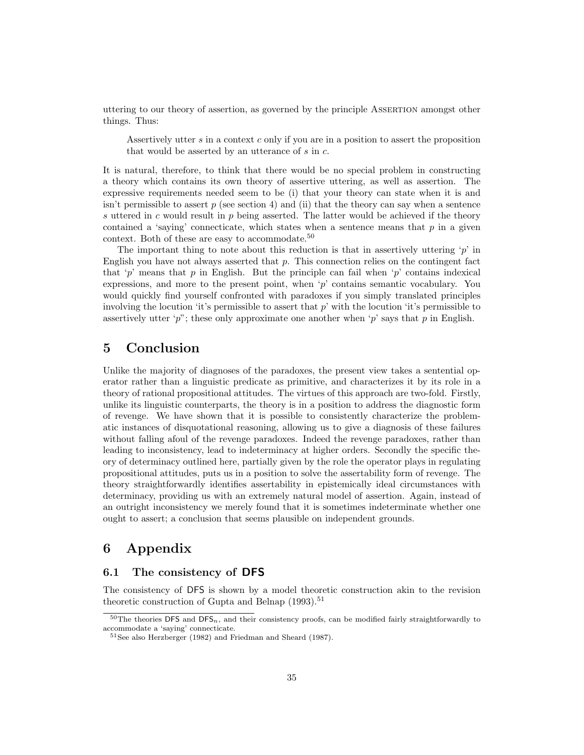uttering to our theory of assertion, as governed by the principle ASSERTION amongst other things. Thus:

> Assertively utter $s$ in a context $c$ only if you are in a position to assert the proposition that would be asserted by an utterance of $s$ in $c$.

It is natural, therefore, to think that there would be no special problem in constructing a theory which contains its own theory of assertive uttering, as well as assertion. The expressive requirements needed seem to be (i) that your theory can state when it is and isn't permissible to assert $p$ (see section 4) and (ii) that the theory can say when a sentence $s$ uttered in $c$ would result in $p$ being asserted. The latter would be achieved if the theory contained a 'saying' connecticate, which states when a sentence means that $p$ in a given context. Both of these are easy to accommodate.[50]

The important thing to note about this reduction is that in assertively uttering '$p$' in English you have not always asserted that $p$. This connection relies on the contingent fact that '$p$' means that $p$ in English. But the principle can fail when '$p$' contains indexical expressions, and more to the present point, when '$p$' contains semantic vocabulary. You would quickly find yourself confronted with paradoxes if you simply translated principles involving the locution 'it's permissible to assert that $p$' with the locution 'it's permissible to assertively utter '$p$''; these only approximate one another when '$p$' says that $p$ in English.

# 5 Conclusion

Unlike the majority of diagnoses of the paradoxes, the present view takes a sentential operator rather than a linguistic predicate as primitive, and characterizes it by its role in a theory of rational propositional attitudes. The virtues of this approach are two-fold. Firstly, unlike its linguistic counterparts, the theory is in a position to address the diagnostic form of revenge. We have shown that it is possible to consistently characterize the problematic instances of disquotational reasoning, allowing us to give a diagnosis of these failures without falling afoul of the revenge paradoxes. Indeed the revenge paradoxes, rather than leading to inconsistency, lead to indeterminacy at higher orders. Secondly the specific theory of determinacy outlined here, partially given by the role the operator plays in regulating propositional attitudes, puts us in a position to solve the assertability form of revenge. The theory straightforwardly identifies assertability in epistemically ideal circumstances with determinacy, providing us with an extremely natural model of assertion. Again, instead of an outright inconsistency we merely found that it is sometimes indeterminate whether one ought to assert; a conclusion that seems plausible on independent grounds.

# 6 Appendix

## 6.1 The consistency of DFS

The consistency of DFS is shown by a model theoretic construction akin to the revision theoretic construction of Gupta and Belnap (1993).[51]

---

[50] The theories DFS and $\mathsf{DFS}_n$, and their consistency proofs, can be modified fairly straightforwardly to accommodate a 'saying' connecticate.

[51] See also Herzberger (1982) and Friedman and Sheard (1987).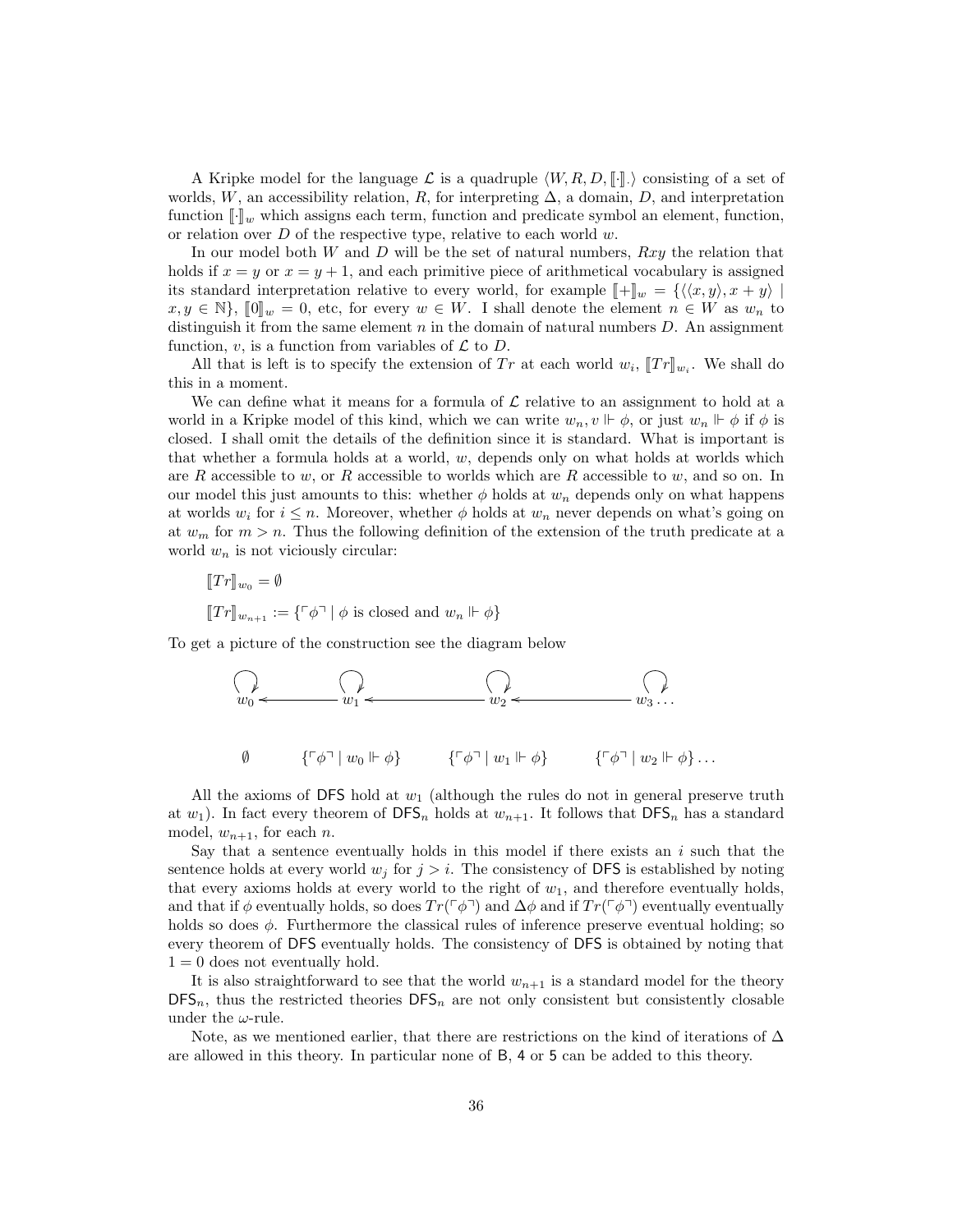A Kripke model for the language $\mathcal{L}$ is a quadruple $\langle W, R, D, [\![\cdot]\!]_\cdot \rangle$ consisting of a set of worlds, $W$, an accessibility relation, $R$, for interpreting $\Delta$, a domain, $D$, and interpretation function $[\![\cdot]\!]_w$ which assigns each term, function and predicate symbol an element, function, or relation over $D$ of the respective type, relative to each world $w$.

In our model both $W$ and $D$ will be the set of natural numbers, $Rxy$ the relation that holds if $x = y$ or $x = y + 1$, and each primitive piece of arithmetical vocabulary is assigned its standard interpretation relative to every world, for example $[\![+]\!]_w = \{\langle\langle x, y\rangle, x + y\rangle \mid x, y \in \mathbb{N}\}$, $[\![0]\!]_w = 0$, etc, for every $w \in W$. I shall denote the element $n \in W$ as $w_n$ to distinguish it from the same element $n$ in the domain of natural numbers $D$. An assignment function, $v$, is a function from variables of $\mathcal{L}$ to $D$.

All that is left is to specify the extension of $Tr$ at each world $w_i$, $[\![Tr]\!]_{w_i}$. We shall do this in a moment.

We can define what it means for a formula of $\mathcal{L}$ relative to an assignment to hold at a world in a Kripke model of this kind, which we can write $w_n, v \Vdash \phi$, or just $w_n \Vdash \phi$ if $\phi$ is closed. I shall omit the details of the definition since it is standard. What is important is that whether a formula holds at a world, $w$, depends only on what holds at worlds which are $R$ accessible to $w$, or $R$ accessible to worlds which are $R$ accessible to $w$, and so on. In our model this just amounts to this: whether $\phi$ holds at $w_n$ depends only on what happens at worlds $w_i$ for $i \leq n$. Moreover, whether $\phi$ holds at $w_n$ never depends on what's going on at $w_m$ for $m > n$. Thus the following definition of the extension of the truth predicate at a world $w_n$ is not viciously circular:

$$[\![Tr]\!]_{w_0} = \emptyset$$

$$[\![Tr]\!]_{w_{n+1}} := \{\ulcorner\phi\urcorner \mid \phi \text{ is closed and } w_n \Vdash \phi\}$$

To get a picture of the construction see the diagram below

$$w_0 \leftarrow w_1 \leftarrow w_2 \leftarrow w_3 \ldots$$

$$\emptyset \qquad \{\ulcorner\phi\urcorner \mid w_0 \Vdash \phi\} \qquad \{\ulcorner\phi\urcorner \mid w_1 \Vdash \phi\} \qquad \{\ulcorner\phi\urcorner \mid w_2 \Vdash \phi\} \ldots$$

All the axioms of DFS hold at $w_1$ (although the rules do not in general preserve truth at $w_1$). In fact every theorem of $\mathsf{DFS}_n$ holds at $w_{n+1}$. It follows that $\mathsf{DFS}_n$ has a standard model, $w_{n+1}$, for each $n$.

Say that a sentence eventually holds in this model if there exists an $i$ such that the sentence holds at every world $w_j$ for $j > i$. The consistency of DFS is established by noting that every axioms holds at every world to the right of $w_1$, and therefore eventually holds, and that if $\phi$ eventually holds, so does $Tr(\ulcorner\phi\urcorner)$ and $\Delta\phi$ and if $Tr(\ulcorner\phi\urcorner)$ eventually eventually holds so does $\phi$. Furthermore the classical rules of inference preserve eventual holding; so every theorem of DFS eventually holds. The consistency of DFS is obtained by noting that $1 = 0$ does not eventually hold.

It is also straightforward to see that the world $w_{n+1}$ is a standard model for the theory $\mathsf{DFS}_n$, thus the restricted theories $\mathsf{DFS}_n$ are not only consistent but consistently closable under the $\omega$-rule.

Note, as we mentioned earlier, that there are restrictions on the kind of iterations of $\Delta$ are allowed in this theory. In particular none of B, 4 or 5 can be added to this theory.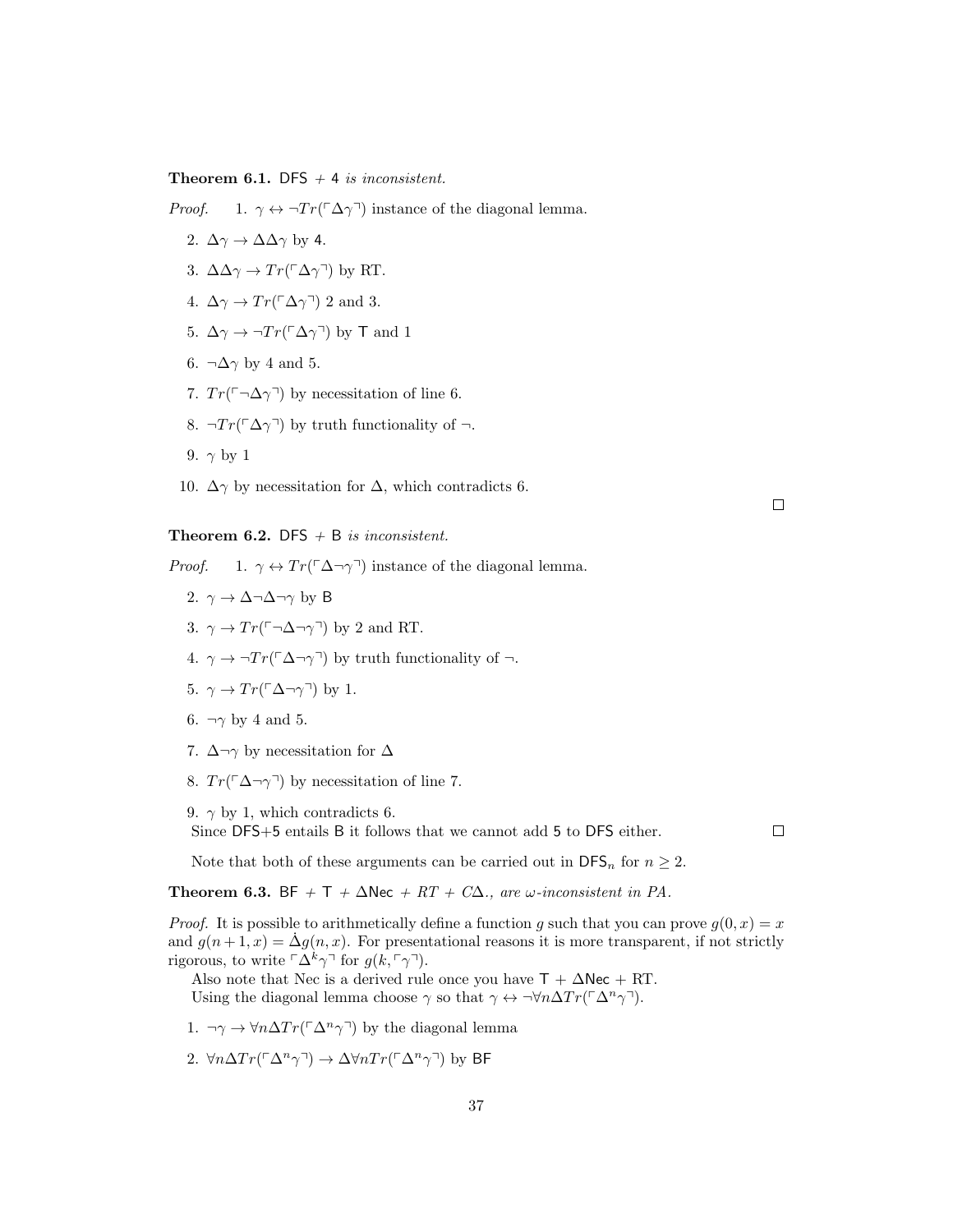**Theorem 6.1.** DFS + 4 *is inconsistent.*

*Proof.*

1. $\gamma \leftrightarrow \neg Tr(\ulcorner\Delta\gamma\urcorner)$ instance of the diagonal lemma.
2. $\Delta\gamma \to \Delta\Delta\gamma$ by 4.
3. $\Delta\Delta\gamma \to Tr(\ulcorner\Delta\gamma\urcorner)$ by RT.
4. $\Delta\gamma \to Tr(\ulcorner\Delta\gamma\urcorner)$ 2 and 3.
5. $\Delta\gamma \to \neg Tr(\ulcorner\Delta\gamma\urcorner)$ by T and 1
6. $\neg\Delta\gamma$ by 4 and 5.
7. $Tr(\ulcorner\neg\Delta\gamma\urcorner)$ by necessitation of line 6.
8. $\neg Tr(\ulcorner\Delta\gamma\urcorner)$ by truth functionality of $\neg$.
9. $\gamma$ by 1
10. $\Delta\gamma$ by necessitation for $\Delta$, which contradicts 6.

□

**Theorem 6.2.** DFS + B *is inconsistent.*

*Proof.*

1. $\gamma \leftrightarrow Tr(\ulcorner\Delta\neg\gamma\urcorner)$ instance of the diagonal lemma.
2. $\gamma \to \Delta\neg\Delta\neg\gamma$ by B
3. $\gamma \to Tr(\ulcorner\neg\Delta\neg\gamma\urcorner)$ by 2 and RT.
4. $\gamma \to \neg Tr(\ulcorner\Delta\neg\gamma\urcorner)$ by truth functionality of $\neg$.
5. $\gamma \to Tr(\ulcorner\Delta\neg\gamma\urcorner)$ by 1.
6. $\neg\gamma$ by 4 and 5.
7. $\Delta\neg\gamma$ by necessitation for $\Delta$
8. $Tr(\ulcorner\Delta\neg\gamma\urcorner)$ by necessitation of line 7.
9. $\gamma$ by 1, which contradicts 6.

Since DFS+5 entails B it follows that we cannot add 5 to DFS either.

□

Note that both of these arguments can be carried out in $\mathsf{DFS}_n$ for $n \geq 2$.

**Theorem 6.3.** BF + T + $\Delta$Nec + *RT* + *C*$\Delta$*., are* $\omega$*-inconsistent in PA.*

*Proof.* It is possible to arithmetically define a function $g$ such that you can prove $g(0, x) = x$ and $g(n+1, x) = \dot{\Delta} g(n, x)$. For presentational reasons it is more transparent, if not strictly rigorous, to write $\ulcorner\Delta^k\gamma\urcorner$ for $g(k, \ulcorner\gamma\urcorner)$.

Also note that Nec is a derived rule once you have T + $\Delta$Nec + RT.

Using the diagonal lemma choose $\gamma$ so that $\gamma \leftrightarrow \neg\forall n \Delta Tr(\ulcorner\Delta^n\gamma\urcorner)$.

1. $\neg\gamma \to \forall n \Delta Tr(\ulcorner\Delta^n\gamma\urcorner)$ by the diagonal lemma
2. $\forall n \Delta Tr(\ulcorner\Delta^n\gamma\urcorner) \to \Delta\forall n Tr(\ulcorner\Delta^n\gamma\urcorner)$ by BF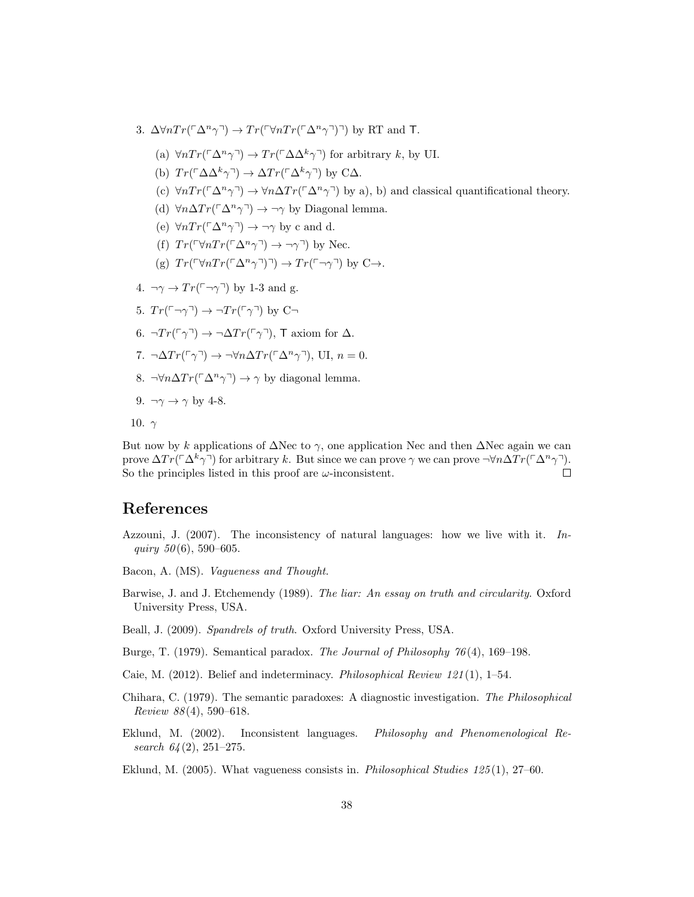3. $\Delta\forall n Tr(\ulcorner\Delta^n\gamma\urcorner) \rightarrow Tr(\ulcorner\forall n Tr(\ulcorner\Delta^n\gamma\urcorner)\urcorner)$ by RT and T.

   (a) $\forall n Tr(\ulcorner\Delta^n\gamma\urcorner) \rightarrow Tr(\ulcorner\Delta\Delta^k\gamma\urcorner)$ for arbitrary $k$, by UI.

   (b) $Tr(\ulcorner\Delta\Delta^k\gamma\urcorner) \rightarrow \Delta Tr(\ulcorner\Delta^k\gamma\urcorner)$ by C$\Delta$.

   (c) $\forall n Tr(\ulcorner\Delta^n\gamma\urcorner) \rightarrow \forall n\Delta Tr(\ulcorner\Delta^n\gamma\urcorner)$ by a), b) and classical quantificational theory.

   (d) $\forall n\Delta Tr(\ulcorner\Delta^n\gamma\urcorner) \rightarrow \neg\gamma$ by Diagonal lemma.

   (e) $\forall n Tr(\ulcorner\Delta^n\gamma\urcorner) \rightarrow \neg\gamma$ by c and d.

   (f) $Tr(\ulcorner\forall n Tr(\ulcorner\Delta^n\gamma\urcorner) \rightarrow \neg\gamma\urcorner)$ by Nec.

   (g) $Tr(\ulcorner\forall n Tr(\ulcorner\Delta^n\gamma\urcorner)\urcorner) \rightarrow Tr(\ulcorner\neg\gamma\urcorner)$ by C$\rightarrow$.

4. $\neg\gamma \rightarrow Tr(\ulcorner\neg\gamma\urcorner)$ by 1-3 and g.

5. $Tr(\ulcorner\neg\gamma\urcorner) \rightarrow \neg Tr(\ulcorner\gamma\urcorner)$ by C$\neg$

6. $\neg Tr(\ulcorner\gamma\urcorner) \rightarrow \neg\Delta Tr(\ulcorner\gamma\urcorner)$, T axiom for $\Delta$.

7. $\neg\Delta Tr(\ulcorner\gamma\urcorner) \rightarrow \neg\forall n\Delta Tr(\ulcorner\Delta^n\gamma\urcorner)$, UI, $n = 0$.

8. $\neg\forall n\Delta Tr(\ulcorner\Delta^n\gamma\urcorner) \rightarrow \gamma$ by diagonal lemma.

9. $\neg\gamma \rightarrow \gamma$ by 4-8.

10. $\gamma$

But now by $k$ applications of $\Delta$Nec to $\gamma$, one application Nec and then $\Delta$Nec again we can prove $\Delta Tr(\ulcorner\Delta^k\gamma\urcorner)$ for arbitrary $k$. But since we can prove $\gamma$ we can prove $\neg\forall n\Delta Tr(\ulcorner\Delta^n\gamma\urcorner)$. So the principles listed in this proof are $\omega$-inconsistent. □

## References

Azzouni, J. (2007). The inconsistency of natural languages: how we live with it. *Inquiry 50*(6), 590–605.

Bacon, A. (MS). *Vagueness and Thought*.

Barwise, J. and J. Etchemendy (1989). *The liar: An essay on truth and circularity*. Oxford University Press, USA.

Beall, J. (2009). *Spandrels of truth*. Oxford University Press, USA.

Burge, T. (1979). Semantical paradox. *The Journal of Philosophy 76*(4), 169–198.

Caie, M. (2012). Belief and indeterminacy. *Philosophical Review 121*(1), 1–54.

Chihara, C. (1979). The semantic paradoxes: A diagnostic investigation. *The Philosophical Review 88*(4), 590–618.

Eklund, M. (2002). Inconsistent languages. *Philosophy and Phenomenological Research 64*(2), 251–275.

Eklund, M. (2005). What vagueness consists in. *Philosophical Studies 125*(1), 27–60.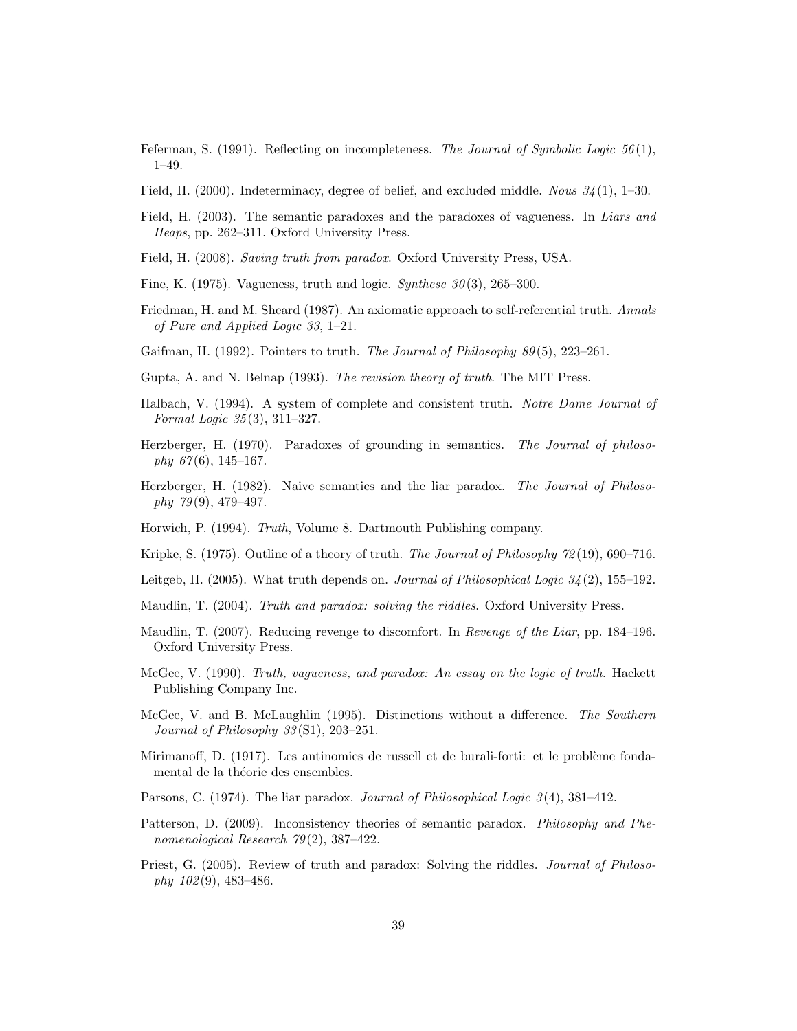Feferman, S. (1991). Reflecting on incompleteness. *The Journal of Symbolic Logic 56*(1), 1–49.

Field, H. (2000). Indeterminacy, degree of belief, and excluded middle. *Nous 34*(1), 1–30.

Field, H. (2003). The semantic paradoxes and the paradoxes of vagueness. In *Liars and Heaps*, pp. 262–311. Oxford University Press.

Field, H. (2008). *Saving truth from paradox*. Oxford University Press, USA.

Fine, K. (1975). Vagueness, truth and logic. *Synthese 30*(3), 265–300.

Friedman, H. and M. Sheard (1987). An axiomatic approach to self-referential truth. *Annals of Pure and Applied Logic 33*, 1–21.

Gaifman, H. (1992). Pointers to truth. *The Journal of Philosophy 89*(5), 223–261.

Gupta, A. and N. Belnap (1993). *The revision theory of truth*. The MIT Press.

Halbach, V. (1994). A system of complete and consistent truth. *Notre Dame Journal of Formal Logic 35*(3), 311–327.

Herzberger, H. (1970). Paradoxes of grounding in semantics. *The Journal of philosophy 67*(6), 145–167.

Herzberger, H. (1982). Naive semantics and the liar paradox. *The Journal of Philosophy 79*(9), 479–497.

Horwich, P. (1994). *Truth*, Volume 8. Dartmouth Publishing company.

Kripke, S. (1975). Outline of a theory of truth. *The Journal of Philosophy 72*(19), 690–716.

Leitgeb, H. (2005). What truth depends on. *Journal of Philosophical Logic 34*(2), 155–192.

Maudlin, T. (2004). *Truth and paradox: solving the riddles*. Oxford University Press.

Maudlin, T. (2007). Reducing revenge to discomfort. In *Revenge of the Liar*, pp. 184–196. Oxford University Press.

McGee, V. (1990). *Truth, vagueness, and paradox: An essay on the logic of truth*. Hackett Publishing Company Inc.

McGee, V. and B. McLaughlin (1995). Distinctions without a difference. *The Southern Journal of Philosophy 33*(S1), 203–251.

Mirimanoff, D. (1917). Les antinomies de russell et de burali-forti: et le problème fondamental de la théorie des ensembles.

Parsons, C. (1974). The liar paradox. *Journal of Philosophical Logic 3*(4), 381–412.

Patterson, D. (2009). Inconsistency theories of semantic paradox. *Philosophy and Phenomenological Research 79*(2), 387–422.

Priest, G. (2005). Review of truth and paradox: Solving the riddles. *Journal of Philosophy 102*(9), 483–486.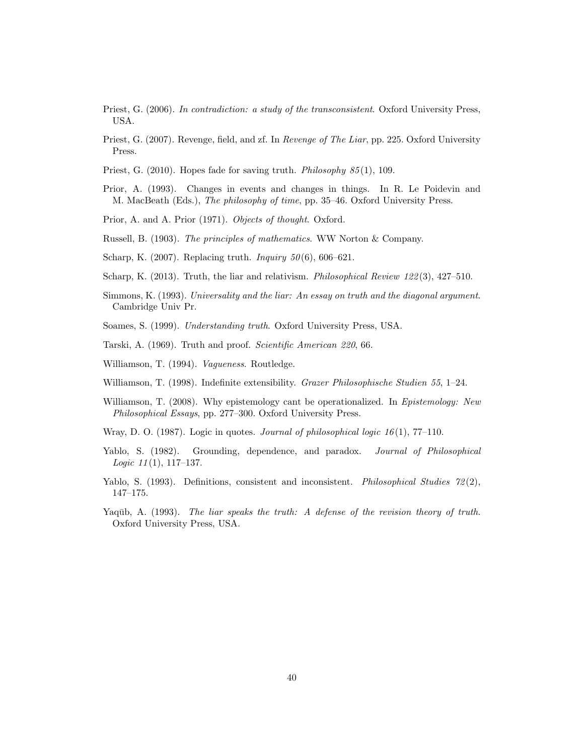Priest, G. (2006). *In contradiction: a study of the transconsistent*. Oxford University Press, USA.

Priest, G. (2007). Revenge, field, and zf. In *Revenge of The Liar*, pp. 225. Oxford University Press.

Priest, G. (2010). Hopes fade for saving truth. *Philosophy 85*(1), 109.

Prior, A. (1993). Changes in events and changes in things. In R. Le Poidevin and M. MacBeath (Eds.), *The philosophy of time*, pp. 35–46. Oxford University Press.

Prior, A. and A. Prior (1971). *Objects of thought*. Oxford.

Russell, B. (1903). *The principles of mathematics*. WW Norton & Company.

Scharp, K. (2007). Replacing truth. *Inquiry 50*(6), 606–621.

Scharp, K. (2013). Truth, the liar and relativism. *Philosophical Review 122*(3), 427–510.

Simmons, K. (1993). *Universality and the liar: An essay on truth and the diagonal argument*. Cambridge Univ Pr.

Soames, S. (1999). *Understanding truth*. Oxford University Press, USA.

Tarski, A. (1969). Truth and proof. *Scientific American 220*, 66.

Williamson, T. (1994). *Vagueness*. Routledge.

Williamson, T. (1998). Indefinite extensibility. *Grazer Philosophische Studien 55*, 1–24.

Williamson, T. (2008). Why epistemology cant be operationalized. In *Epistemology: New Philosophical Essays*, pp. 277–300. Oxford University Press.

Wray, D. O. (1987). Logic in quotes. *Journal of philosophical logic 16*(1), 77–110.

Yablo, S. (1982). Grounding, dependence, and paradox. *Journal of Philosophical Logic 11*(1), 117–137.

Yablo, S. (1993). Definitions, consistent and inconsistent. *Philosophical Studies 72*(2), 147–175.

Yaqūb, A. (1993). *The liar speaks the truth: A defense of the revision theory of truth*. Oxford University Press, USA.